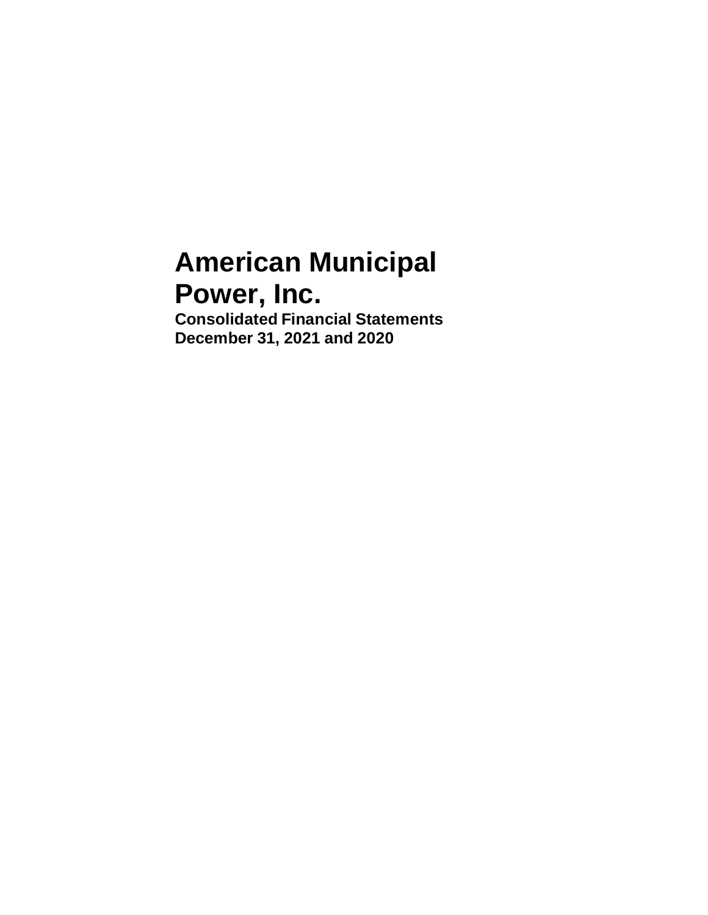# American Municipal Power, Inc.

**Consolidated Financial Statements**
**December 31, 2021 and 2020**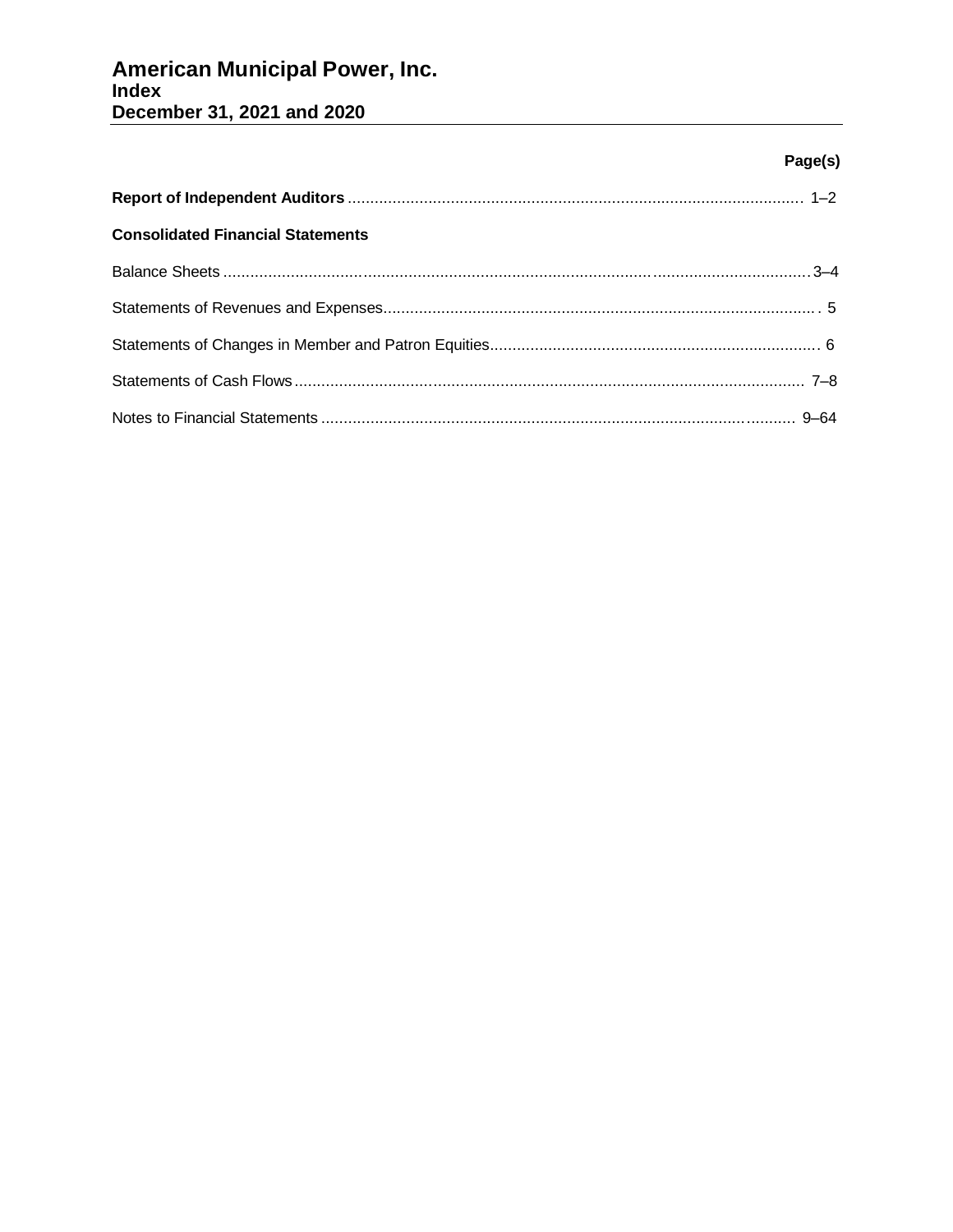# American Municipal Power, Inc.
## Index
## December 31, 2021 and 2020

| | Page(s) |
|---|---|
| **Report of Independent Auditors** | 1–2 |
| **Consolidated Financial Statements** | |
| Balance Sheets | 3–4 |
| Statements of Revenues and Expenses | 5 |
| Statements of Changes in Member and Patron Equities | 6 |
| Statements of Cash Flows | 7–8 |
| Notes to Financial Statements | 9–64 |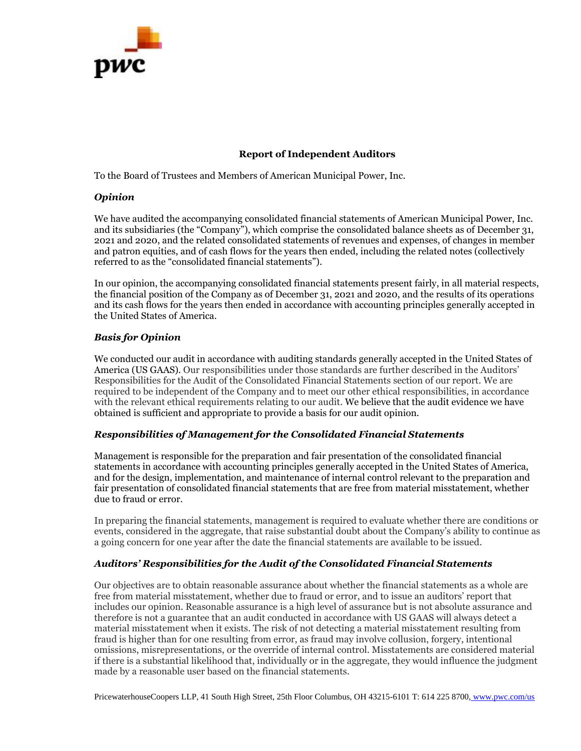## Report of Independent Auditors

To the Board of Trustees and Members of American Municipal Power, Inc.

### *Opinion*

We have audited the accompanying consolidated financial statements of American Municipal Power, Inc. and its subsidiaries (the "Company"), which comprise the consolidated balance sheets as of December 31, 2021 and 2020, and the related consolidated statements of revenues and expenses, of changes in member and patron equities, and of cash flows for the years then ended, including the related notes (collectively referred to as the "consolidated financial statements").

In our opinion, the accompanying consolidated financial statements present fairly, in all material respects, the financial position of the Company as of December 31, 2021 and 2020, and the results of its operations and its cash flows for the years then ended in accordance with accounting principles generally accepted in the United States of America.

### *Basis for Opinion*

We conducted our audit in accordance with auditing standards generally accepted in the United States of America (US GAAS). Our responsibilities under those standards are further described in the Auditors' Responsibilities for the Audit of the Consolidated Financial Statements section of our report. We are required to be independent of the Company and to meet our other ethical responsibilities, in accordance with the relevant ethical requirements relating to our audit. We believe that the audit evidence we have obtained is sufficient and appropriate to provide a basis for our audit opinion.

### *Responsibilities of Management for the Consolidated Financial Statements*

Management is responsible for the preparation and fair presentation of the consolidated financial statements in accordance with accounting principles generally accepted in the United States of America, and for the design, implementation, and maintenance of internal control relevant to the preparation and fair presentation of consolidated financial statements that are free from material misstatement, whether due to fraud or error.

In preparing the financial statements, management is required to evaluate whether there are conditions or events, considered in the aggregate, that raise substantial doubt about the Company's ability to continue as a going concern for one year after the date the financial statements are available to be issued.

### *Auditors' Responsibilities for the Audit of the Consolidated Financial Statements*

Our objectives are to obtain reasonable assurance about whether the financial statements as a whole are free from material misstatement, whether due to fraud or error, and to issue an auditors' report that includes our opinion. Reasonable assurance is a high level of assurance but is not absolute assurance and therefore is not a guarantee that an audit conducted in accordance with US GAAS will always detect a material misstatement when it exists. The risk of not detecting a material misstatement resulting from fraud is higher than for one resulting from error, as fraud may involve collusion, forgery, intentional omissions, misrepresentations, or the override of internal control. Misstatements are considered material if there is a substantial likelihood that, individually or in the aggregate, they would influence the judgment made by a reasonable user based on the financial statements.

PricewaterhouseCoopers LLP, 41 South High Street, 25th Floor Columbus, OH 43215-6101 T: 614 225 8700, www.pwc.com/us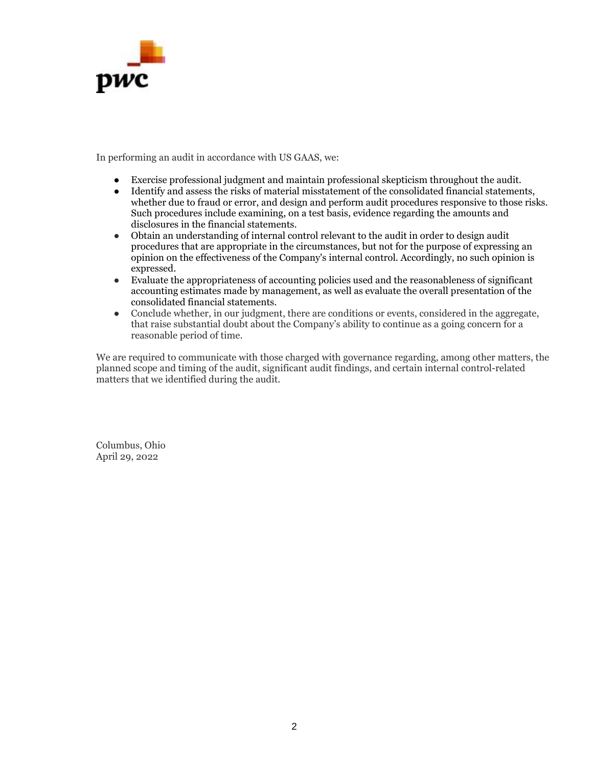In performing an audit in accordance with US GAAS, we:

- Exercise professional judgment and maintain professional skepticism throughout the audit.
- Identify and assess the risks of material misstatement of the consolidated financial statements, whether due to fraud or error, and design and perform audit procedures responsive to those risks. Such procedures include examining, on a test basis, evidence regarding the amounts and disclosures in the financial statements.
- Obtain an understanding of internal control relevant to the audit in order to design audit procedures that are appropriate in the circumstances, but not for the purpose of expressing an opinion on the effectiveness of the Company's internal control. Accordingly, no such opinion is expressed.
- Evaluate the appropriateness of accounting policies used and the reasonableness of significant accounting estimates made by management, as well as evaluate the overall presentation of the consolidated financial statements.
- Conclude whether, in our judgment, there are conditions or events, considered in the aggregate, that raise substantial doubt about the Company's ability to continue as a going concern for a reasonable period of time.

We are required to communicate with those charged with governance regarding, among other matters, the planned scope and timing of the audit, significant audit findings, and certain internal control-related matters that we identified during the audit.

Columbus, Ohio
April 29, 2022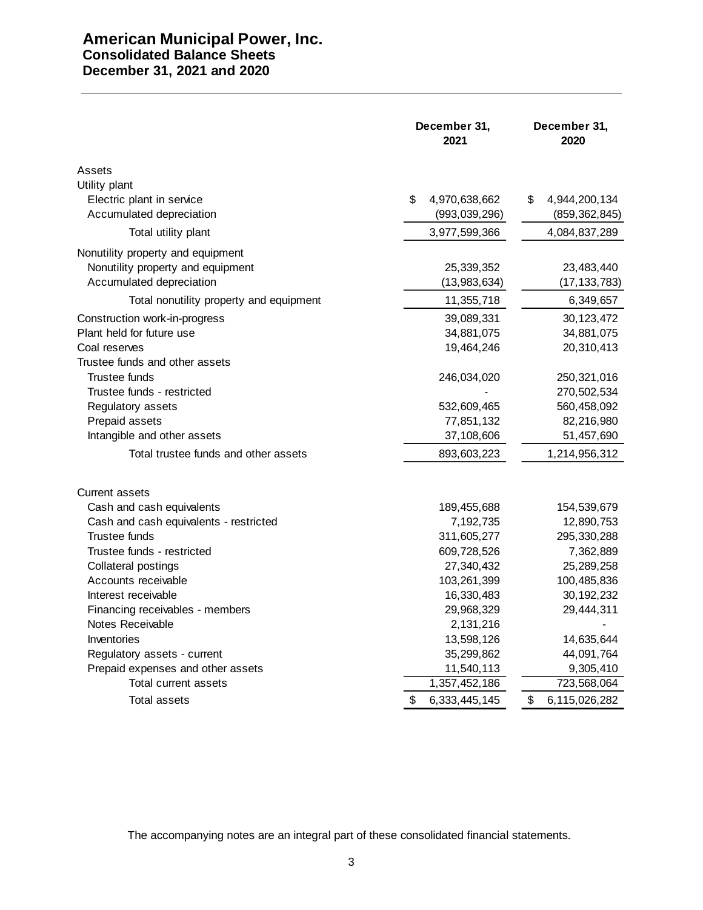# American Municipal Power, Inc.
## Consolidated Balance Sheets
## December 31, 2021 and 2020

| | December 31, 2021 | December 31, 2020 |
|---|---|---|
| **Assets** | | |
| Utility plant | | |
| Electric plant in service | $ 4,970,638,662 | $ 4,944,200,134 |
| Accumulated depreciation | (993,039,296) | (859,362,845) |
| Total utility plant | 3,977,599,366 | 4,084,837,289 |
| Nonutility property and equipment | | |
| Nonutility property and equipment | 25,339,352 | 23,483,440 |
| Accumulated depreciation | (13,983,634) | (17,133,783) |
| Total nonutility property and equipment | 11,355,718 | 6,349,657 |
| Construction work-in-progress | 39,089,331 | 30,123,472 |
| Plant held for future use | 34,881,075 | 34,881,075 |
| Coal reserves | 19,464,246 | 20,310,413 |
| Trustee funds and other assets | | |
| Trustee funds | 246,034,020 | 250,321,016 |
| Trustee funds - restricted | - | 270,502,534 |
| Regulatory assets | 532,609,465 | 560,458,092 |
| Prepaid assets | 77,851,132 | 82,216,980 |
| Intangible and other assets | 37,108,606 | 51,457,690 |
| Total trustee funds and other assets | 893,603,223 | 1,214,956,312 |
| Current assets | | |
| Cash and cash equivalents | 189,455,688 | 154,539,679 |
| Cash and cash equivalents - restricted | 7,192,735 | 12,890,753 |
| Trustee funds | 311,605,277 | 295,330,288 |
| Trustee funds - restricted | 609,728,526 | 7,362,889 |
| Collateral postings | 27,340,432 | 25,289,258 |
| Accounts receivable | 103,261,399 | 100,485,836 |
| Interest receivable | 16,330,483 | 30,192,232 |
| Financing receivables - members | 29,968,329 | 29,444,311 |
| Notes Receivable | 2,131,216 | - |
| Inventories | 13,598,126 | 14,635,644 |
| Regulatory assets - current | 35,299,862 | 44,091,764 |
| Prepaid expenses and other assets | 11,540,113 | 9,305,410 |
| Total current assets | 1,357,452,186 | 723,568,064 |
| Total assets | $ 6,333,445,145 | $ 6,115,026,282 |

The accompanying notes are an integral part of these consolidated financial statements.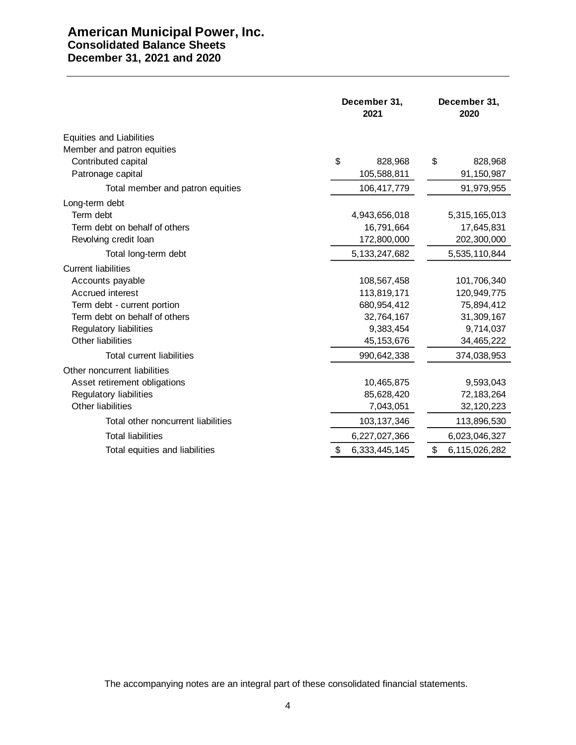# American Municipal Power, Inc.
## Consolidated Balance Sheets
## December 31, 2021 and 2020

| | December 31, 2021 | December 31, 2020 |
|---|---|---|
| Equities and Liabilities | | |
| Member and patron equities | | |
| Contributed capital | $ 828,968 | $ 828,968 |
| Patronage capital | 105,588,811 | 91,150,987 |
| Total member and patron equities | 106,417,779 | 91,979,955 |
| Long-term debt | | |
| Term debt | 4,943,656,018 | 5,315,165,013 |
| Term debt on behalf of others | 16,791,664 | 17,645,831 |
| Revolving credit loan | 172,800,000 | 202,300,000 |
| Total long-term debt | 5,133,247,682 | 5,535,110,844 |
| Current liabilities | | |
| Accounts payable | 108,567,458 | 101,706,340 |
| Accrued interest | 113,819,171 | 120,949,775 |
| Term debt - current portion | 680,954,412 | 75,894,412 |
| Term debt on behalf of others | 32,764,167 | 31,309,167 |
| Regulatory liabilities | 9,383,454 | 9,714,037 |
| Other liabilities | 45,153,676 | 34,465,222 |
| Total current liabilities | 990,642,338 | 374,038,953 |
| Other noncurrent liabilities | | |
| Asset retirement obligations | 10,465,875 | 9,593,043 |
| Regulatory liabilities | 85,628,420 | 72,183,264 |
| Other liabilities | 7,043,051 | 32,120,223 |
| Total other noncurrent liabilities | 103,137,346 | 113,896,530 |
| Total liabilities | 6,227,027,366 | 6,023,046,327 |
| Total equities and liabilities | $ 6,333,445,145 | $ 6,115,026,282 |

The accompanying notes are an integral part of these consolidated financial statements.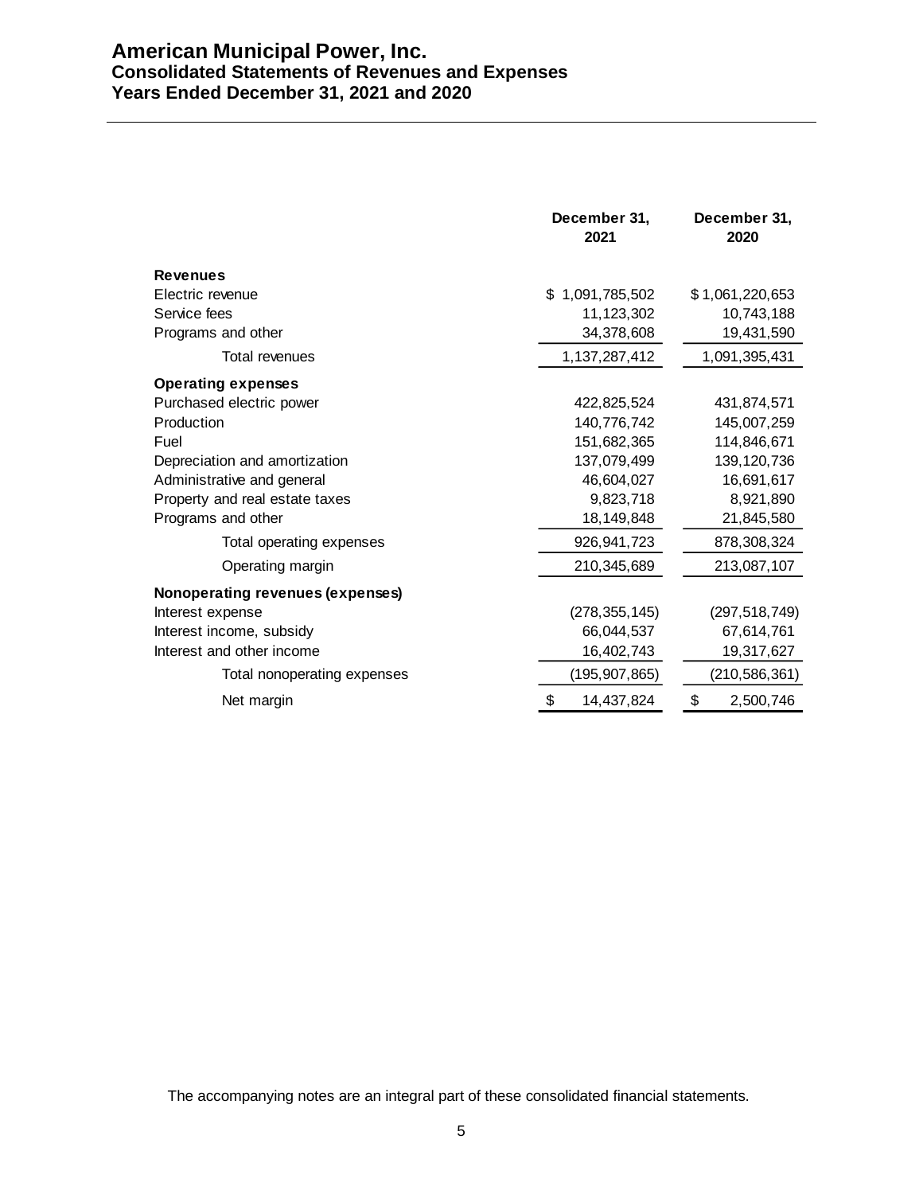# American Municipal Power, Inc.
## Consolidated Statements of Revenues and Expenses
## Years Ended December 31, 2021 and 2020

| | December 31, 2021 | December 31, 2020 |
|---|---|---|
| **Revenues** | | |
| Electric revenue | $ 1,091,785,502 | $ 1,061,220,653 |
| Service fees | 11,123,302 | 10,743,188 |
| Programs and other | 34,378,608 | 19,431,590 |
| Total revenues | 1,137,287,412 | 1,091,395,431 |
| **Operating expenses** | | |
| Purchased electric power | 422,825,524 | 431,874,571 |
| Production | 140,776,742 | 145,007,259 |
| Fuel | 151,682,365 | 114,846,671 |
| Depreciation and amortization | 137,079,499 | 139,120,736 |
| Administrative and general | 46,604,027 | 16,691,617 |
| Property and real estate taxes | 9,823,718 | 8,921,890 |
| Programs and other | 18,149,848 | 21,845,580 |
| Total operating expenses | 926,941,723 | 878,308,324 |
| Operating margin | 210,345,689 | 213,087,107 |
| **Nonoperating revenues (expenses)** | | |
| Interest expense | (278,355,145) | (297,518,749) |
| Interest income, subsidy | 66,044,537 | 67,614,761 |
| Interest and other income | 16,402,743 | 19,317,627 |
| Total nonoperating expenses | (195,907,865) | (210,586,361) |
| Net margin | $ 14,437,824 | $ 2,500,746 |

The accompanying notes are an integral part of these consolidated financial statements.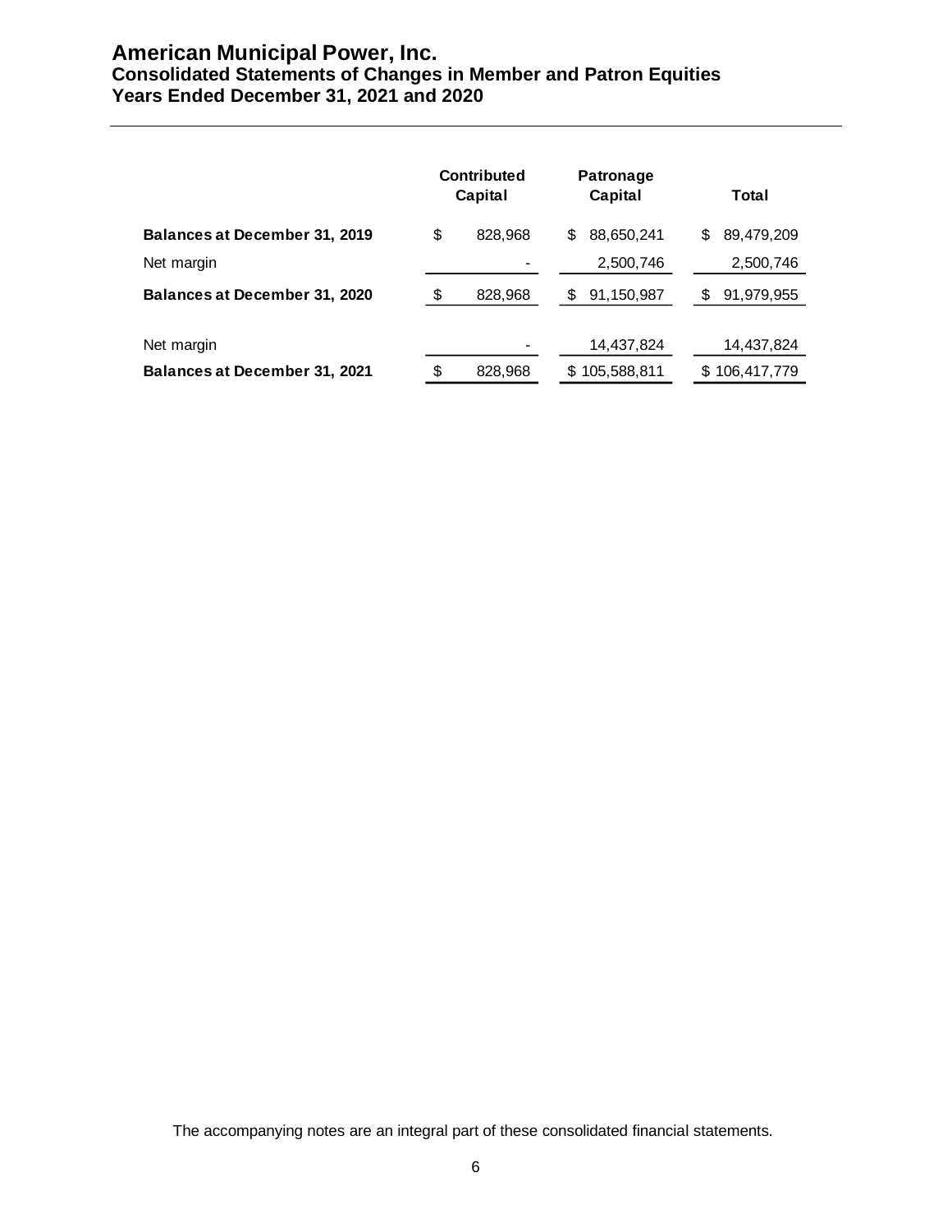# American Municipal Power, Inc.
## Consolidated Statements of Changes in Member and Patron Equities
## Years Ended December 31, 2021 and 2020

| | Contributed Capital | Patronage Capital | Total |
|---|---|---|---|
| **Balances at December 31, 2019** | $ 828,968 | $ 88,650,241 | $ 89,479,209 |
| Net margin | - | 2,500,746 | 2,500,746 |
| **Balances at December 31, 2020** | $ 828,968 | $ 91,150,987 | $ 91,979,955 |
| Net margin | - | 14,437,824 | 14,437,824 |
| **Balances at December 31, 2021** | $ 828,968 | $ 105,588,811 | $ 106,417,779 |

The accompanying notes are an integral part of these consolidated financial statements.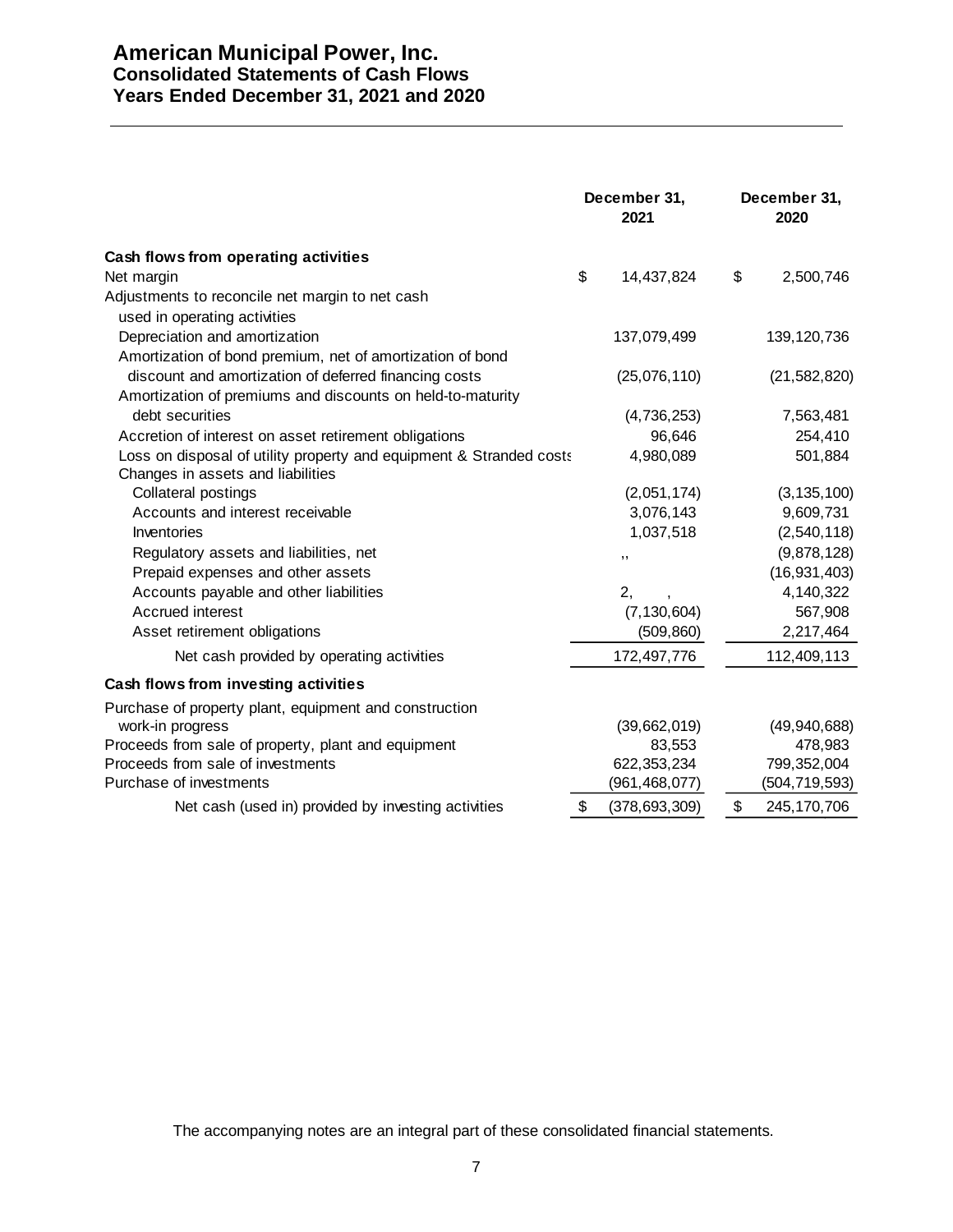# American Municipal Power, Inc.
## Consolidated Statements of Cash Flows
## Years Ended December 31, 2021 and 2020

| | December 31, 2021 | December 31, 2020 |
|---|---|---|
| **Cash flows from operating activities** | | |
| Net margin | $ 14,437,824 | $ 2,500,746 |
| Adjustments to reconcile net margin to net cash used in operating activities | | |
| Depreciation and amortization | 137,079,499 | 139,120,736 |
| Amortization of bond premium, net of amortization of bond discount and amortization of deferred financing costs | (25,076,110) | (21,582,820) |
| Amortization of premiums and discounts on held-to-maturity debt securities | (4,736,253) | 7,563,481 |
| Accretion of interest on asset retirement obligations | 96,646 | 254,410 |
| Loss on disposal of utility property and equipment & Stranded costs | 4,980,089 | 501,884 |
| Changes in assets and liabilities | | |
| Collateral postings | (2,051,174) | (3,135,100) |
| Accounts and interest receivable | 3,076,143 | 9,609,731 |
| Inventories | 1,037,518 | (2,540,118) |
| Regulatory assets and liabilities, net | ,, | (9,878,128) |
| Prepaid expenses and other assets | | (16,931,403) |
| Accounts payable and other liabilities | 2, , | 4,140,322 |
| Accrued interest | (7,130,604) | 567,908 |
| Asset retirement obligations | (509,860) | 2,217,464 |
| Net cash provided by operating activities | 172,497,776 | 112,409,113 |
| **Cash flows from investing activities** | | |
| Purchase of property plant, equipment and construction work-in progress | (39,662,019) | (49,940,688) |
| Proceeds from sale of property, plant and equipment | 83,553 | 478,983 |
| Proceeds from sale of investments | 622,353,234 | 799,352,004 |
| Purchase of investments | (961,468,077) | (504,719,593) |
| Net cash (used in) provided by investing activities | $ (378,693,309) | $ 245,170,706 |

The accompanying notes are an integral part of these consolidated financial statements.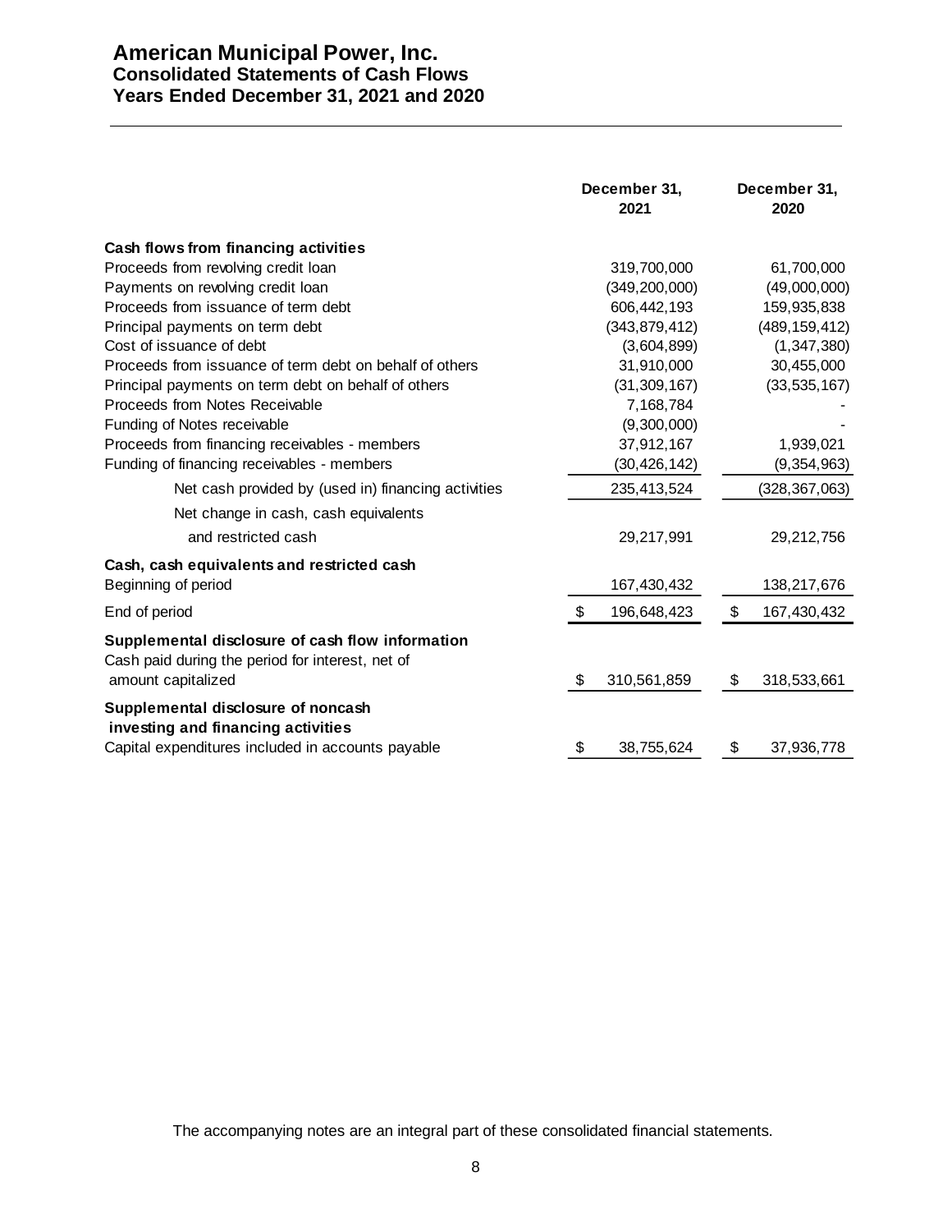# American Municipal Power, Inc.
## Consolidated Statements of Cash Flows
## Years Ended December 31, 2021 and 2020

| | December 31, 2021 | December 31, 2020 |
|---|---|---|
| **Cash flows from financing activities** | | |
| Proceeds from revolving credit loan | 319,700,000 | 61,700,000 |
| Payments on revolving credit loan | (349,200,000) | (49,000,000) |
| Proceeds from issuance of term debt | 606,442,193 | 159,935,838 |
| Principal payments on term debt | (343,879,412) | (489,159,412) |
| Cost of issuance of debt | (3,604,899) | (1,347,380) |
| Proceeds from issuance of term debt on behalf of others | 31,910,000 | 30,455,000 |
| Principal payments on term debt on behalf of others | (31,309,167) | (33,535,167) |
| Proceeds from Notes Receivable | 7,168,784 | - |
| Funding of Notes receivable | (9,300,000) | - |
| Proceeds from financing receivables - members | 37,912,167 | 1,939,021 |
| Funding of financing receivables - members | (30,426,142) | (9,354,963) |
| Net cash provided by (used in) financing activities | 235,413,524 | (328,367,063) |
| Net change in cash, cash equivalents and restricted cash | 29,217,991 | 29,212,756 |
| **Cash, cash equivalents and restricted cash** | | |
| Beginning of period | 167,430,432 | 138,217,676 |
| End of period | $ 196,648,423 | $ 167,430,432 |
| **Supplemental disclosure of cash flow information** | | |
| Cash paid during the period for interest, net of amount capitalized | $ 310,561,859 | $ 318,533,661 |
| **Supplemental disclosure of noncash investing and financing activities** | | |
| Capital expenditures included in accounts payable | $ 38,755,624 | $ 37,936,778 |

The accompanying notes are an integral part of these consolidated financial statements.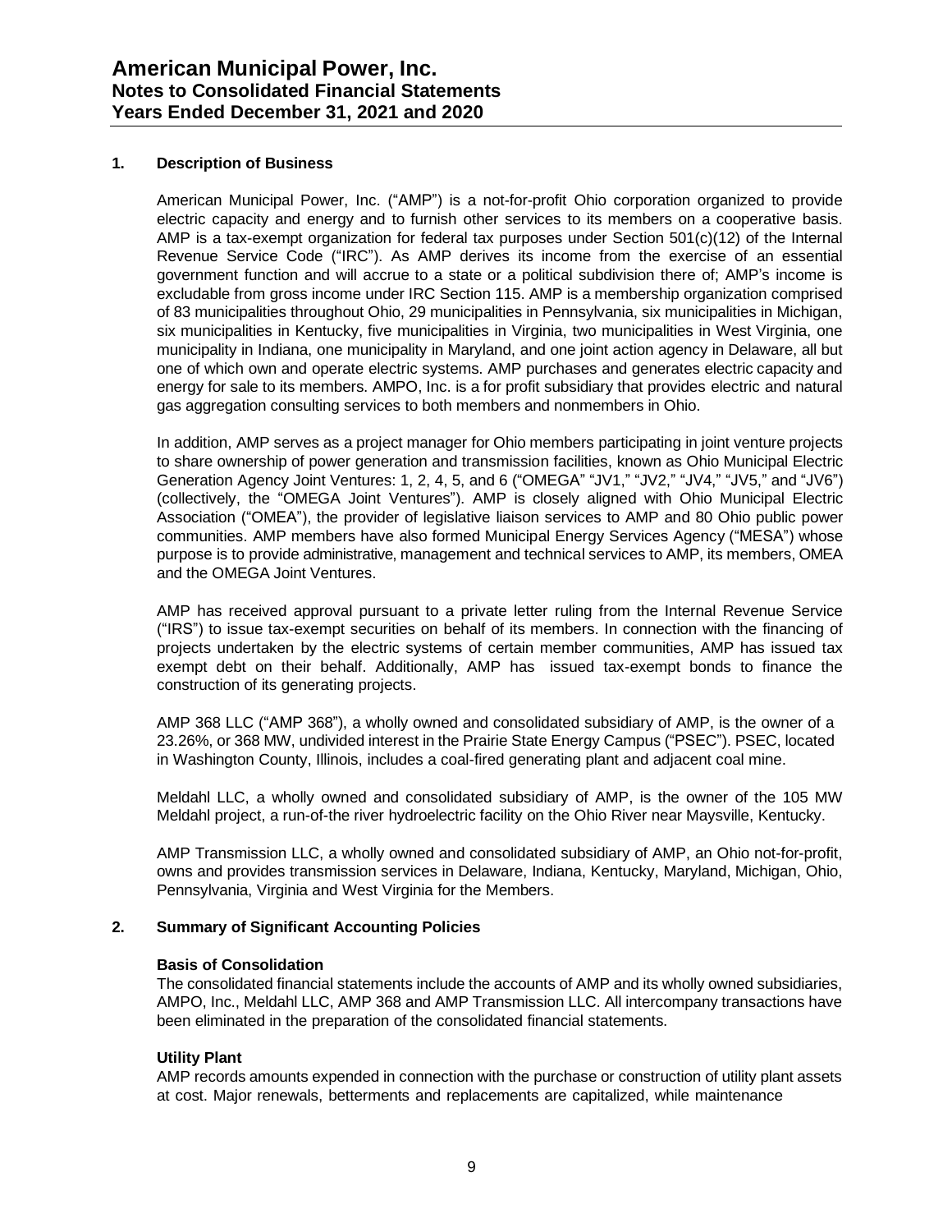## 1. Description of Business

American Municipal Power, Inc. ("AMP") is a not-for-profit Ohio corporation organized to provide electric capacity and energy and to furnish other services to its members on a cooperative basis. AMP is a tax-exempt organization for federal tax purposes under Section 501(c)(12) of the Internal Revenue Service Code ("IRC"). As AMP derives its income from the exercise of an essential government function and will accrue to a state or a political subdivision there of; AMP's income is excludable from gross income under IRC Section 115. AMP is a membership organization comprised of 83 municipalities throughout Ohio, 29 municipalities in Pennsylvania, six municipalities in Michigan, six municipalities in Kentucky, five municipalities in Virginia, two municipalities in West Virginia, one municipality in Indiana, one municipality in Maryland, and one joint action agency in Delaware, all but one of which own and operate electric systems. AMP purchases and generates electric capacity and energy for sale to its members. AMPO, Inc. is a for profit subsidiary that provides electric and natural gas aggregation consulting services to both members and nonmembers in Ohio.

In addition, AMP serves as a project manager for Ohio members participating in joint venture projects to share ownership of power generation and transmission facilities, known as Ohio Municipal Electric Generation Agency Joint Ventures: 1, 2, 4, 5, and 6 ("OMEGA" "JV1," "JV2," "JV4," "JV5," and "JV6") (collectively, the "OMEGA Joint Ventures"). AMP is closely aligned with Ohio Municipal Electric Association ("OMEA"), the provider of legislative liaison services to AMP and 80 Ohio public power communities. AMP members have also formed Municipal Energy Services Agency ("MESA") whose purpose is to provide administrative, management and technical services to AMP, its members, OMEA and the OMEGA Joint Ventures.

AMP has received approval pursuant to a private letter ruling from the Internal Revenue Service ("IRS") to issue tax-exempt securities on behalf of its members. In connection with the financing of projects undertaken by the electric systems of certain member communities, AMP has issued tax exempt debt on their behalf. Additionally, AMP has issued tax-exempt bonds to finance the construction of its generating projects.

AMP 368 LLC ("AMP 368"), a wholly owned and consolidated subsidiary of AMP, is the owner of a 23.26%, or 368 MW, undivided interest in the Prairie State Energy Campus ("PSEC"). PSEC, located in Washington County, Illinois, includes a coal-fired generating plant and adjacent coal mine.

Meldahl LLC, a wholly owned and consolidated subsidiary of AMP, is the owner of the 105 MW Meldahl project, a run-of-the river hydroelectric facility on the Ohio River near Maysville, Kentucky.

AMP Transmission LLC, a wholly owned and consolidated subsidiary of AMP, an Ohio not-for-profit, owns and provides transmission services in Delaware, Indiana, Kentucky, Maryland, Michigan, Ohio, Pennsylvania, Virginia and West Virginia for the Members.

## 2. Summary of Significant Accounting Policies

### Basis of Consolidation

The consolidated financial statements include the accounts of AMP and its wholly owned subsidiaries, AMPO, Inc., Meldahl LLC, AMP 368 and AMP Transmission LLC. All intercompany transactions have been eliminated in the preparation of the consolidated financial statements.

### Utility Plant

AMP records amounts expended in connection with the purchase or construction of utility plant assets at cost. Major renewals, betterments and replacements are capitalized, while maintenance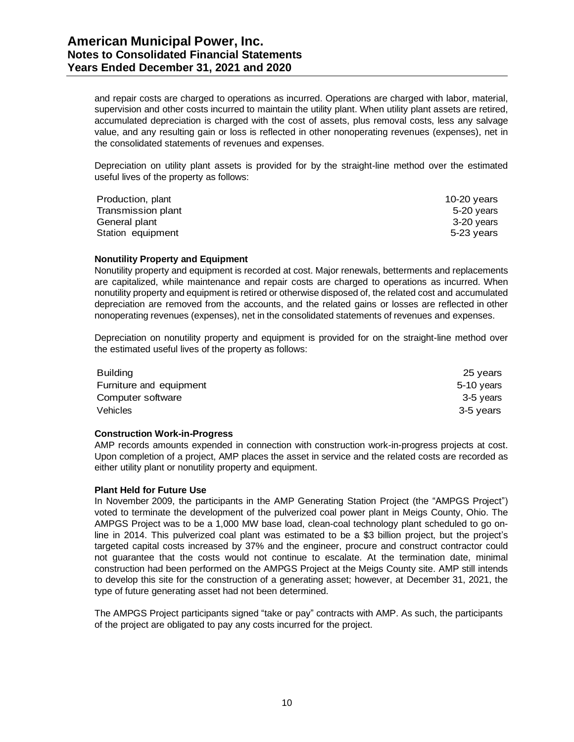and repair costs are charged to operations as incurred. Operations are charged with labor, material, supervision and other costs incurred to maintain the utility plant. When utility plant assets are retired, accumulated depreciation is charged with the cost of assets, plus removal costs, less any salvage value, and any resulting gain or loss is reflected in other nonoperating revenues (expenses), net in the consolidated statements of revenues and expenses.

Depreciation on utility plant assets is provided for by the straight-line method over the estimated useful lives of the property as follows:

| | |
|---|---|
| Production, plant | 10-20 years |
| Transmission plant | 5-20 years |
| General plant | 3-20 years |
| Station equipment | 5-23 years |

**Nonutility Property and Equipment**

Nonutility property and equipment is recorded at cost. Major renewals, betterments and replacements are capitalized, while maintenance and repair costs are charged to operations as incurred. When nonutility property and equipment is retired or otherwise disposed of, the related cost and accumulated depreciation are removed from the accounts, and the related gains or losses are reflected in other nonoperating revenues (expenses), net in the consolidated statements of revenues and expenses.

Depreciation on nonutility property and equipment is provided for on the straight-line method over the estimated useful lives of the property as follows:

| | |
|---|---|
| Building | 25 years |
| Furniture and equipment | 5-10 years |
| Computer software | 3-5 years |
| Vehicles | 3-5 years |

**Construction Work-in-Progress**

AMP records amounts expended in connection with construction work-in-progress projects at cost. Upon completion of a project, AMP places the asset in service and the related costs are recorded as either utility plant or nonutility property and equipment.

**Plant Held for Future Use**

In November 2009, the participants in the AMP Generating Station Project (the "AMPGS Project") voted to terminate the development of the pulverized coal power plant in Meigs County, Ohio. The AMPGS Project was to be a 1,000 MW base load, clean-coal technology plant scheduled to go on-line in 2014. This pulverized coal plant was estimated to be a $3 billion project, but the project's targeted capital costs increased by 37% and the engineer, procure and construct contractor could not guarantee that the costs would not continue to escalate. At the termination date, minimal construction had been performed on the AMPGS Project at the Meigs County site. AMP still intends to develop this site for the construction of a generating asset; however, at December 31, 2021, the type of future generating asset had not been determined.

The AMPGS Project participants signed "take or pay" contracts with AMP. As such, the participants of the project are obligated to pay any costs incurred for the project.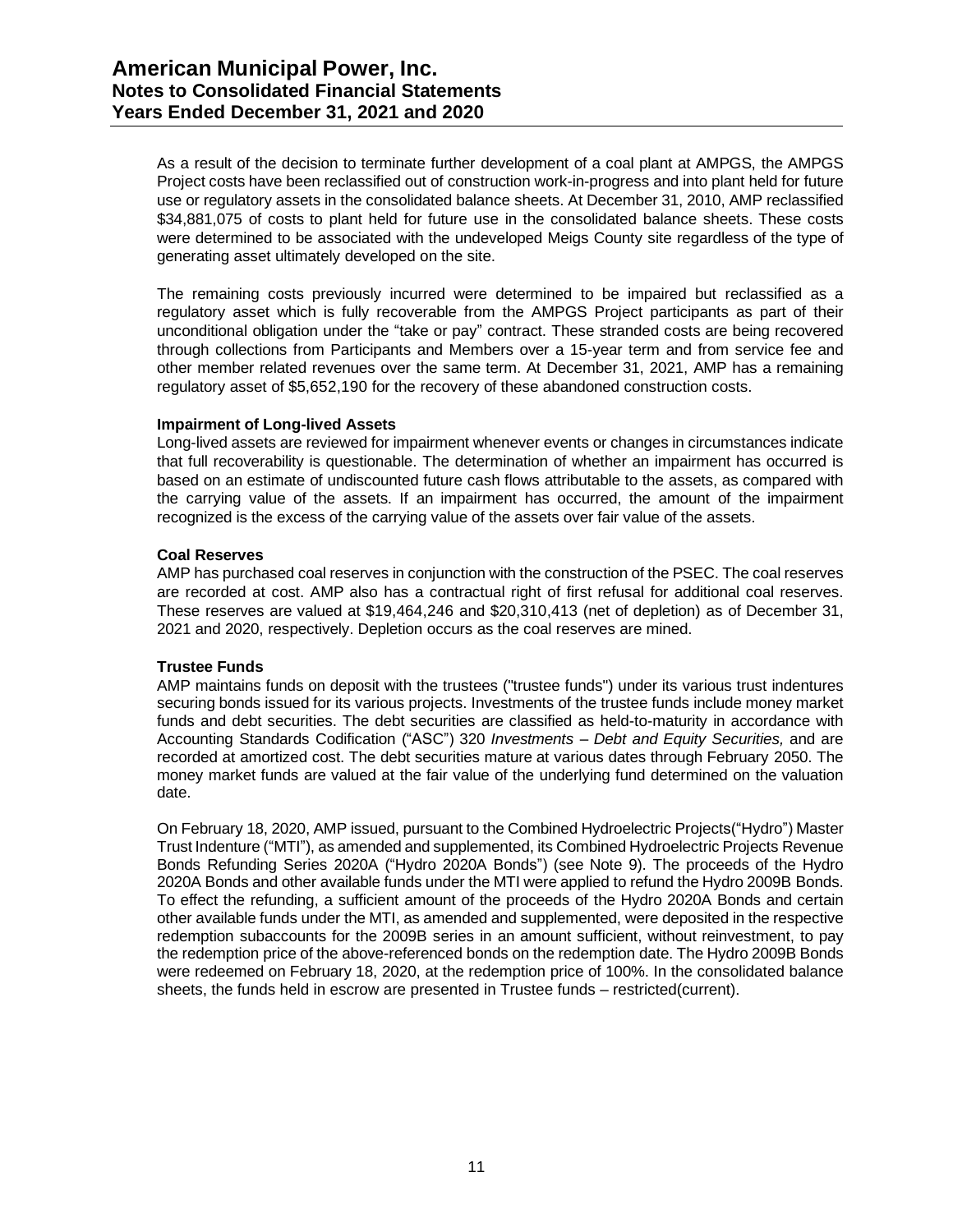As a result of the decision to terminate further development of a coal plant at AMPGS, the AMPGS Project costs have been reclassified out of construction work-in-progress and into plant held for future use or regulatory assets in the consolidated balance sheets. At December 31, 2010, AMP reclassified $34,881,075 of costs to plant held for future use in the consolidated balance sheets. These costs were determined to be associated with the undeveloped Meigs County site regardless of the type of generating asset ultimately developed on the site.

The remaining costs previously incurred were determined to be impaired but reclassified as a regulatory asset which is fully recoverable from the AMPGS Project participants as part of their unconditional obligation under the "take or pay" contract. These stranded costs are being recovered through collections from Participants and Members over a 15-year term and from service fee and other member related revenues over the same term. At December 31, 2021, AMP has a remaining regulatory asset of $5,652,190 for the recovery of these abandoned construction costs.

**Impairment of Long-lived Assets**

Long-lived assets are reviewed for impairment whenever events or changes in circumstances indicate that full recoverability is questionable. The determination of whether an impairment has occurred is based on an estimate of undiscounted future cash flows attributable to the assets, as compared with the carrying value of the assets. If an impairment has occurred, the amount of the impairment recognized is the excess of the carrying value of the assets over fair value of the assets.

**Coal Reserves**

AMP has purchased coal reserves in conjunction with the construction of the PSEC. The coal reserves are recorded at cost. AMP also has a contractual right of first refusal for additional coal reserves. These reserves are valued at $19,464,246 and $20,310,413 (net of depletion) as of December 31, 2021 and 2020, respectively. Depletion occurs as the coal reserves are mined.

**Trustee Funds**

AMP maintains funds on deposit with the trustees ("trustee funds") under its various trust indentures securing bonds issued for its various projects. Investments of the trustee funds include money market funds and debt securities. The debt securities are classified as held-to-maturity in accordance with Accounting Standards Codification ("ASC") 320 *Investments – Debt and Equity Securities,* and are recorded at amortized cost. The debt securities mature at various dates through February 2050. The money market funds are valued at the fair value of the underlying fund determined on the valuation date.

On February 18, 2020, AMP issued, pursuant to the Combined Hydroelectric Projects("Hydro") Master Trust Indenture ("MTI"), as amended and supplemented, its Combined Hydroelectric Projects Revenue Bonds Refunding Series 2020A ("Hydro 2020A Bonds") (see Note 9). The proceeds of the Hydro 2020A Bonds and other available funds under the MTI were applied to refund the Hydro 2009B Bonds. To effect the refunding, a sufficient amount of the proceeds of the Hydro 2020A Bonds and certain other available funds under the MTI, as amended and supplemented, were deposited in the respective redemption subaccounts for the 2009B series in an amount sufficient, without reinvestment, to pay the redemption price of the above-referenced bonds on the redemption date. The Hydro 2009B Bonds were redeemed on February 18, 2020, at the redemption price of 100%. In the consolidated balance sheets, the funds held in escrow are presented in Trustee funds – restricted(current).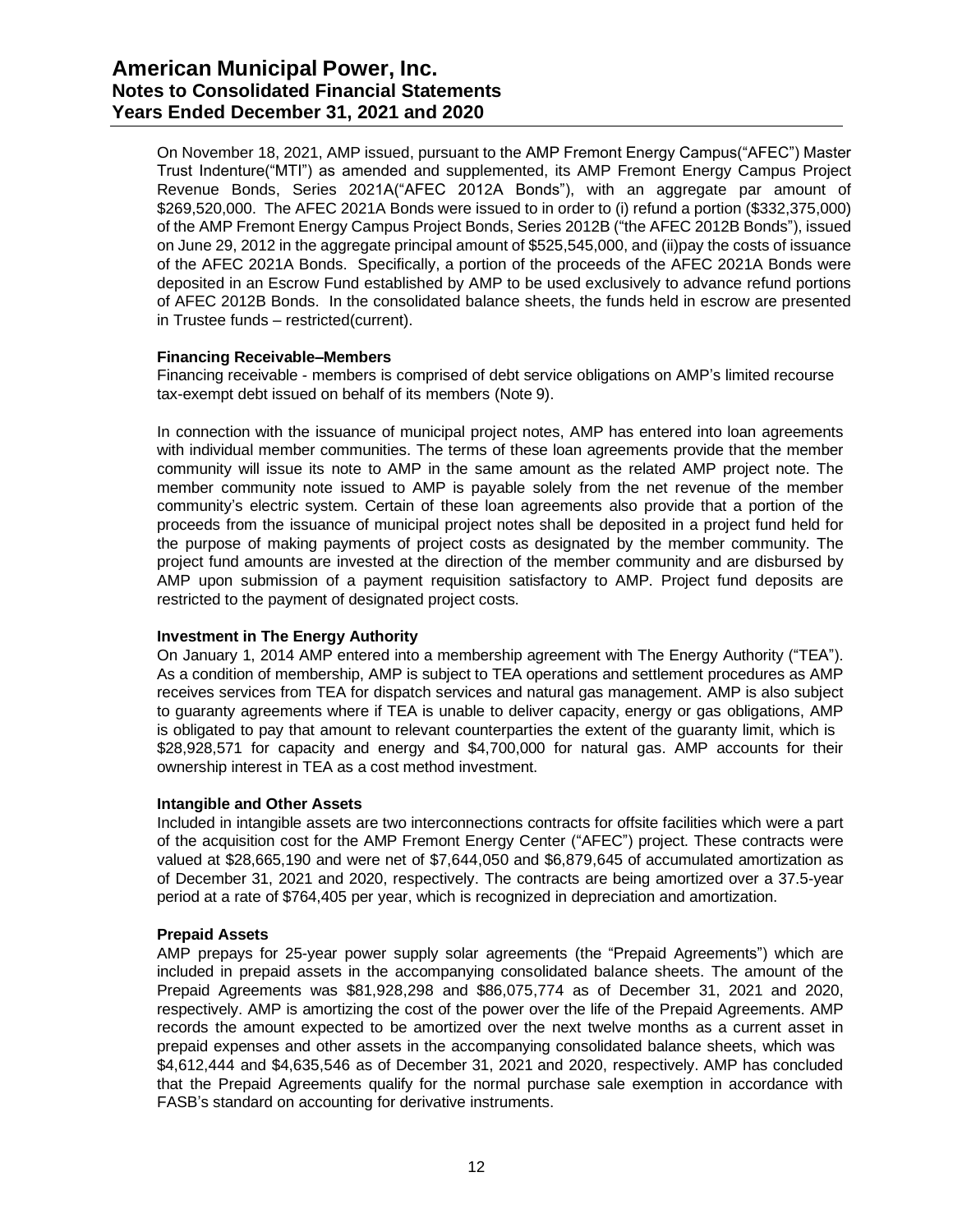On November 18, 2021, AMP issued, pursuant to the AMP Fremont Energy Campus("AFEC") Master Trust Indenture("MTI") as amended and supplemented, its AMP Fremont Energy Campus Project Revenue Bonds, Series 2021A("AFEC 2012A Bonds"), with an aggregate par amount of $269,520,000. The AFEC 2021A Bonds were issued to in order to (i) refund a portion ($332,375,000) of the AMP Fremont Energy Campus Project Bonds, Series 2012B ("the AFEC 2012B Bonds"), issued on June 29, 2012 in the aggregate principal amount of $525,545,000, and (ii)pay the costs of issuance of the AFEC 2021A Bonds. Specifically, a portion of the proceeds of the AFEC 2021A Bonds were deposited in an Escrow Fund established by AMP to be used exclusively to advance refund portions of AFEC 2012B Bonds. In the consolidated balance sheets, the funds held in escrow are presented in Trustee funds – restricted(current).

**Financing Receivable–Members**

Financing receivable - members is comprised of debt service obligations on AMP's limited recourse tax-exempt debt issued on behalf of its members (Note 9).

In connection with the issuance of municipal project notes, AMP has entered into loan agreements with individual member communities. The terms of these loan agreements provide that the member community will issue its note to AMP in the same amount as the related AMP project note. The member community note issued to AMP is payable solely from the net revenue of the member community's electric system. Certain of these loan agreements also provide that a portion of the proceeds from the issuance of municipal project notes shall be deposited in a project fund held for the purpose of making payments of project costs as designated by the member community. The project fund amounts are invested at the direction of the member community and are disbursed by AMP upon submission of a payment requisition satisfactory to AMP. Project fund deposits are restricted to the payment of designated project costs.

**Investment in The Energy Authority**

On January 1, 2014 AMP entered into a membership agreement with The Energy Authority ("TEA"). As a condition of membership, AMP is subject to TEA operations and settlement procedures as AMP receives services from TEA for dispatch services and natural gas management. AMP is also subject to guaranty agreements where if TEA is unable to deliver capacity, energy or gas obligations, AMP is obligated to pay that amount to relevant counterparties the extent of the guaranty limit, which is $28,928,571 for capacity and energy and $4,700,000 for natural gas. AMP accounts for their ownership interest in TEA as a cost method investment.

**Intangible and Other Assets**

Included in intangible assets are two interconnections contracts for offsite facilities which were a part of the acquisition cost for the AMP Fremont Energy Center ("AFEC") project. These contracts were valued at $28,665,190 and were net of $7,644,050 and $6,879,645 of accumulated amortization as of December 31, 2021 and 2020, respectively. The contracts are being amortized over a 37.5-year period at a rate of $764,405 per year, which is recognized in depreciation and amortization.

**Prepaid Assets**

AMP prepays for 25-year power supply solar agreements (the "Prepaid Agreements") which are included in prepaid assets in the accompanying consolidated balance sheets. The amount of the Prepaid Agreements was $81,928,298 and $86,075,774 as of December 31, 2021 and 2020, respectively. AMP is amortizing the cost of the power over the life of the Prepaid Agreements. AMP records the amount expected to be amortized over the next twelve months as a current asset in prepaid expenses and other assets in the accompanying consolidated balance sheets, which was $4,612,444 and $4,635,546 as of December 31, 2021 and 2020, respectively. AMP has concluded that the Prepaid Agreements qualify for the normal purchase sale exemption in accordance with FASB's standard on accounting for derivative instruments.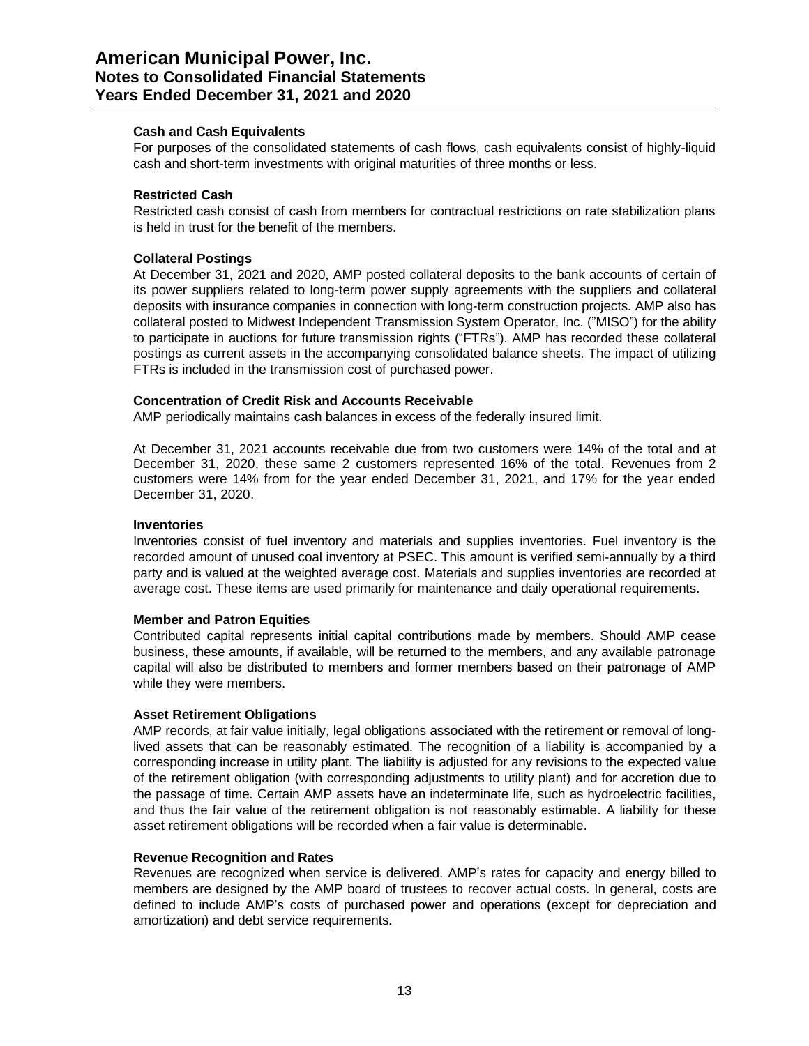**Cash and Cash Equivalents**

For purposes of the consolidated statements of cash flows, cash equivalents consist of highly-liquid cash and short-term investments with original maturities of three months or less.

**Restricted Cash**

Restricted cash consist of cash from members for contractual restrictions on rate stabilization plans is held in trust for the benefit of the members.

**Collateral Postings**

At December 31, 2021 and 2020, AMP posted collateral deposits to the bank accounts of certain of its power suppliers related to long-term power supply agreements with the suppliers and collateral deposits with insurance companies in connection with long-term construction projects. AMP also has collateral posted to Midwest Independent Transmission System Operator, Inc. ("MISO") for the ability to participate in auctions for future transmission rights ("FTRs"). AMP has recorded these collateral postings as current assets in the accompanying consolidated balance sheets. The impact of utilizing FTRs is included in the transmission cost of purchased power.

**Concentration of Credit Risk and Accounts Receivable**

AMP periodically maintains cash balances in excess of the federally insured limit.

At December 31, 2021 accounts receivable due from two customers were 14% of the total and at December 31, 2020, these same 2 customers represented 16% of the total. Revenues from 2 customers were 14% from for the year ended December 31, 2021, and 17% for the year ended December 31, 2020.

**Inventories**

Inventories consist of fuel inventory and materials and supplies inventories. Fuel inventory is the recorded amount of unused coal inventory at PSEC. This amount is verified semi-annually by a third party and is valued at the weighted average cost. Materials and supplies inventories are recorded at average cost. These items are used primarily for maintenance and daily operational requirements.

**Member and Patron Equities**

Contributed capital represents initial capital contributions made by members. Should AMP cease business, these amounts, if available, will be returned to the members, and any available patronage capital will also be distributed to members and former members based on their patronage of AMP while they were members.

**Asset Retirement Obligations**

AMP records, at fair value initially, legal obligations associated with the retirement or removal of long-lived assets that can be reasonably estimated. The recognition of a liability is accompanied by a corresponding increase in utility plant. The liability is adjusted for any revisions to the expected value of the retirement obligation (with corresponding adjustments to utility plant) and for accretion due to the passage of time. Certain AMP assets have an indeterminate life, such as hydroelectric facilities, and thus the fair value of the retirement obligation is not reasonably estimable. A liability for these asset retirement obligations will be recorded when a fair value is determinable.

**Revenue Recognition and Rates**

Revenues are recognized when service is delivered. AMP's rates for capacity and energy billed to members are designed by the AMP board of trustees to recover actual costs. In general, costs are defined to include AMP's costs of purchased power and operations (except for depreciation and amortization) and debt service requirements.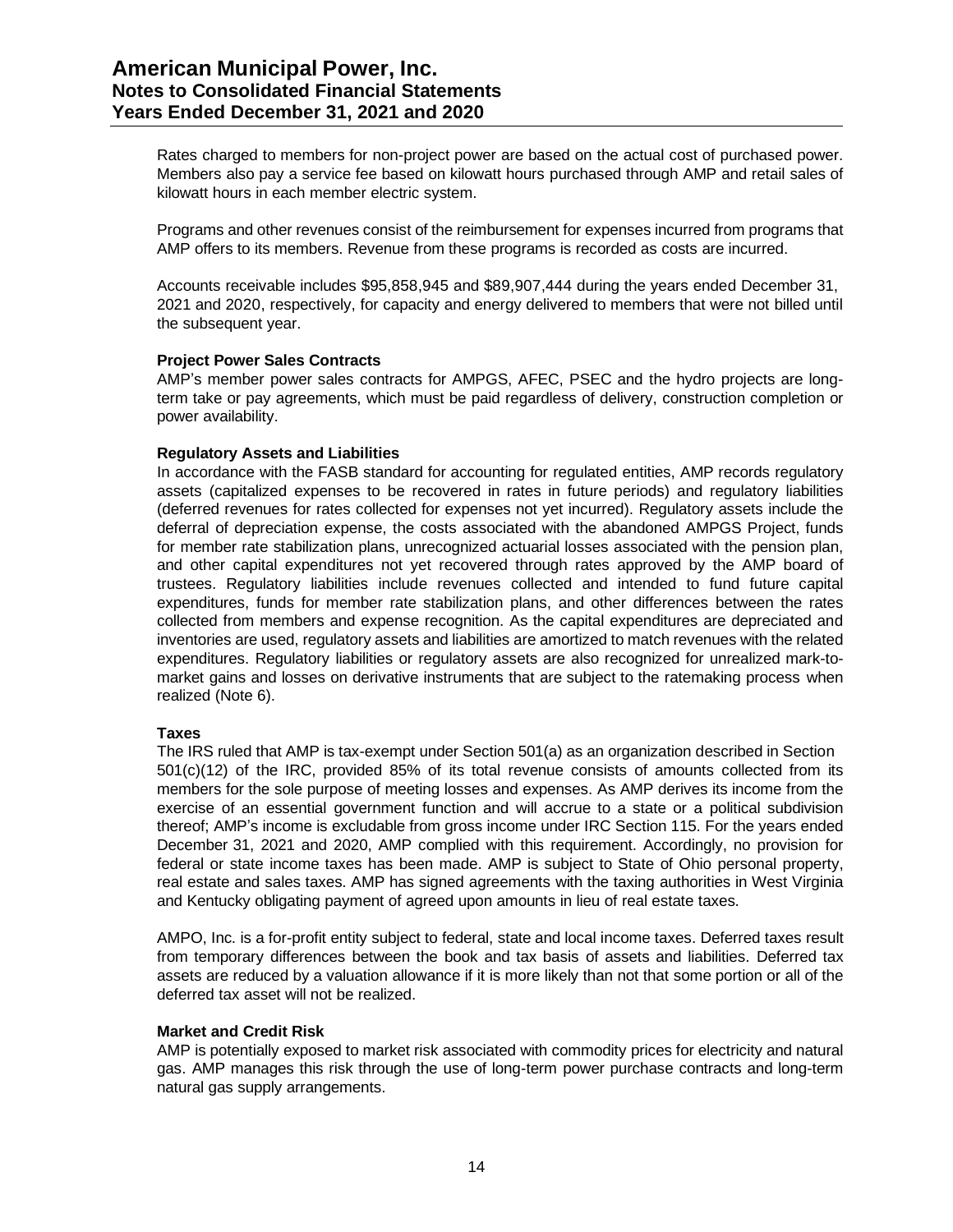Rates charged to members for non-project power are based on the actual cost of purchased power. Members also pay a service fee based on kilowatt hours purchased through AMP and retail sales of kilowatt hours in each member electric system.

Programs and other revenues consist of the reimbursement for expenses incurred from programs that AMP offers to its members. Revenue from these programs is recorded as costs are incurred.

Accounts receivable includes $95,858,945 and $89,907,444 during the years ended December 31, 2021 and 2020, respectively, for capacity and energy delivered to members that were not billed until the subsequent year.

**Project Power Sales Contracts**

AMP's member power sales contracts for AMPGS, AFEC, PSEC and the hydro projects are long-term take or pay agreements, which must be paid regardless of delivery, construction completion or power availability.

**Regulatory Assets and Liabilities**

In accordance with the FASB standard for accounting for regulated entities, AMP records regulatory assets (capitalized expenses to be recovered in rates in future periods) and regulatory liabilities (deferred revenues for rates collected for expenses not yet incurred). Regulatory assets include the deferral of depreciation expense, the costs associated with the abandoned AMPGS Project, funds for member rate stabilization plans, unrecognized actuarial losses associated with the pension plan, and other capital expenditures not yet recovered through rates approved by the AMP board of trustees. Regulatory liabilities include revenues collected and intended to fund future capital expenditures, funds for member rate stabilization plans, and other differences between the rates collected from members and expense recognition. As the capital expenditures are depreciated and inventories are used, regulatory assets and liabilities are amortized to match revenues with the related expenditures. Regulatory liabilities or regulatory assets are also recognized for unrealized mark-to-market gains and losses on derivative instruments that are subject to the ratemaking process when realized (Note 6).

**Taxes**

The IRS ruled that AMP is tax-exempt under Section 501(a) as an organization described in Section 501(c)(12) of the IRC, provided 85% of its total revenue consists of amounts collected from its members for the sole purpose of meeting losses and expenses. As AMP derives its income from the exercise of an essential government function and will accrue to a state or a political subdivision thereof; AMP's income is excludable from gross income under IRC Section 115. For the years ended December 31, 2021 and 2020, AMP complied with this requirement. Accordingly, no provision for federal or state income taxes has been made. AMP is subject to State of Ohio personal property, real estate and sales taxes. AMP has signed agreements with the taxing authorities in West Virginia and Kentucky obligating payment of agreed upon amounts in lieu of real estate taxes.

AMPO, Inc. is a for-profit entity subject to federal, state and local income taxes. Deferred taxes result from temporary differences between the book and tax basis of assets and liabilities. Deferred tax assets are reduced by a valuation allowance if it is more likely than not that some portion or all of the deferred tax asset will not be realized.

**Market and Credit Risk**

AMP is potentially exposed to market risk associated with commodity prices for electricity and natural gas. AMP manages this risk through the use of long-term power purchase contracts and long-term natural gas supply arrangements.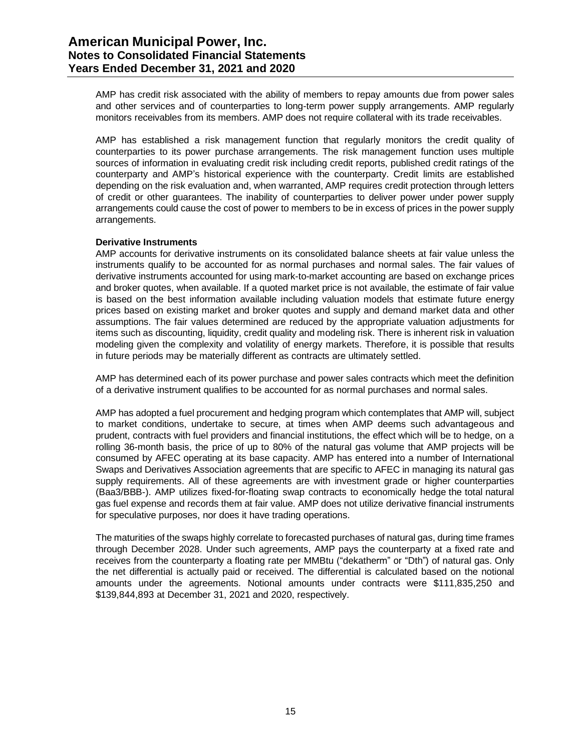AMP has credit risk associated with the ability of members to repay amounts due from power sales and other services and of counterparties to long-term power supply arrangements. AMP regularly monitors receivables from its members. AMP does not require collateral with its trade receivables.

AMP has established a risk management function that regularly monitors the credit quality of counterparties to its power purchase arrangements. The risk management function uses multiple sources of information in evaluating credit risk including credit reports, published credit ratings of the counterparty and AMP's historical experience with the counterparty. Credit limits are established depending on the risk evaluation and, when warranted, AMP requires credit protection through letters of credit or other guarantees. The inability of counterparties to deliver power under power supply arrangements could cause the cost of power to members to be in excess of prices in the power supply arrangements.

**Derivative Instruments**

AMP accounts for derivative instruments on its consolidated balance sheets at fair value unless the instruments qualify to be accounted for as normal purchases and normal sales. The fair values of derivative instruments accounted for using mark-to-market accounting are based on exchange prices and broker quotes, when available. If a quoted market price is not available, the estimate of fair value is based on the best information available including valuation models that estimate future energy prices based on existing market and broker quotes and supply and demand market data and other assumptions. The fair values determined are reduced by the appropriate valuation adjustments for items such as discounting, liquidity, credit quality and modeling risk. There is inherent risk in valuation modeling given the complexity and volatility of energy markets. Therefore, it is possible that results in future periods may be materially different as contracts are ultimately settled.

AMP has determined each of its power purchase and power sales contracts which meet the definition of a derivative instrument qualifies to be accounted for as normal purchases and normal sales.

AMP has adopted a fuel procurement and hedging program which contemplates that AMP will, subject to market conditions, undertake to secure, at times when AMP deems such advantageous and prudent, contracts with fuel providers and financial institutions, the effect which will be to hedge, on a rolling 36-month basis, the price of up to 80% of the natural gas volume that AMP projects will be consumed by AFEC operating at its base capacity. AMP has entered into a number of International Swaps and Derivatives Association agreements that are specific to AFEC in managing its natural gas supply requirements. All of these agreements are with investment grade or higher counterparties (Baa3/BBB-). AMP utilizes fixed-for-floating swap contracts to economically hedge the total natural gas fuel expense and records them at fair value. AMP does not utilize derivative financial instruments for speculative purposes, nor does it have trading operations.

The maturities of the swaps highly correlate to forecasted purchases of natural gas, during time frames through December 2028. Under such agreements, AMP pays the counterparty at a fixed rate and receives from the counterparty a floating rate per MMBtu ("dekatherm" or "Dth") of natural gas. Only the net differential is actually paid or received. The differential is calculated based on the notional amounts under the agreements. Notional amounts under contracts were $111,835,250 and $139,844,893 at December 31, 2021 and 2020, respectively.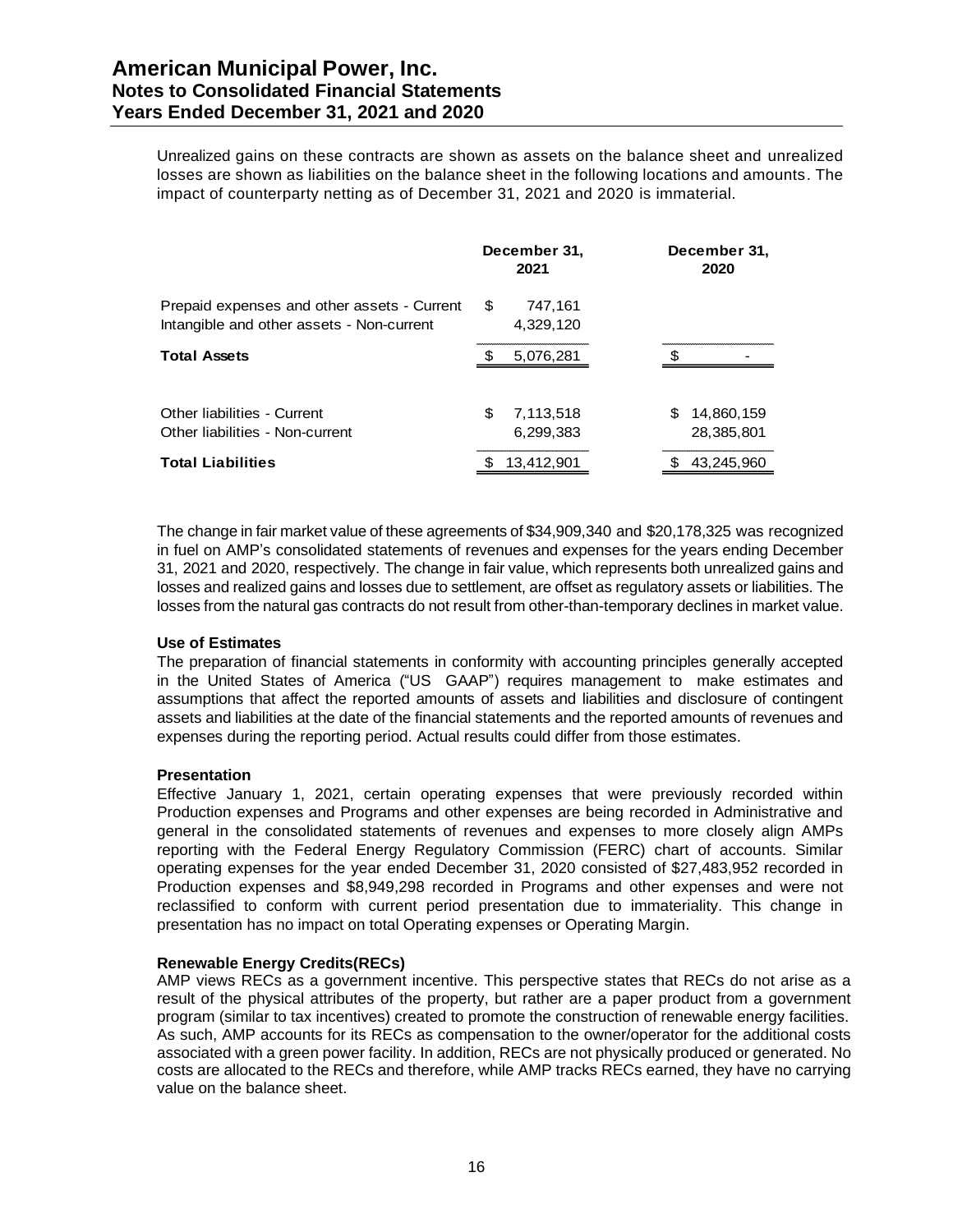Unrealized gains on these contracts are shown as assets on the balance sheet and unrealized losses are shown as liabilities on the balance sheet in the following locations and amounts. The impact of counterparty netting as of December 31, 2021 and 2020 is immaterial.

| | December 31, 2021 | December 31, 2020 |
|---|---|---|
| Prepaid expenses and other assets - Current | $ 747,161 | |
| Intangible and other assets - Non-current | 4,329,120 | |
| **Total Assets** | $ 5,076,281 | $ - |
| | | |
| Other liabilities - Current | $ 7,113,518 | $ 14,860,159 |
| Other liabilities - Non-current | 6,299,383 | 28,385,801 |
| **Total Liabilities** | $ 13,412,901 | $ 43,245,960 |

The change in fair market value of these agreements of $34,909,340 and $20,178,325 was recognized in fuel on AMP's consolidated statements of revenues and expenses for the years ending December 31, 2021 and 2020, respectively. The change in fair value, which represents both unrealized gains and losses and realized gains and losses due to settlement, are offset as regulatory assets or liabilities. The losses from the natural gas contracts do not result from other-than-temporary declines in market value.

**Use of Estimates**

The preparation of financial statements in conformity with accounting principles generally accepted in the United States of America ("US GAAP") requires management to make estimates and assumptions that affect the reported amounts of assets and liabilities and disclosure of contingent assets and liabilities at the date of the financial statements and the reported amounts of revenues and expenses during the reporting period. Actual results could differ from those estimates.

**Presentation**

Effective January 1, 2021, certain operating expenses that were previously recorded within Production expenses and Programs and other expenses are being recorded in Administrative and general in the consolidated statements of revenues and expenses to more closely align AMPs reporting with the Federal Energy Regulatory Commission (FERC) chart of accounts. Similar operating expenses for the year ended December 31, 2020 consisted of $27,483,952 recorded in Production expenses and $8,949,298 recorded in Programs and other expenses and were not reclassified to conform with current period presentation due to immateriality. This change in presentation has no impact on total Operating expenses or Operating Margin.

**Renewable Energy Credits(RECs)**

AMP views RECs as a government incentive. This perspective states that RECs do not arise as a result of the physical attributes of the property, but rather are a paper product from a government program (similar to tax incentives) created to promote the construction of renewable energy facilities. As such, AMP accounts for its RECs as compensation to the owner/operator for the additional costs associated with a green power facility. In addition, RECs are not physically produced or generated. No costs are allocated to the RECs and therefore, while AMP tracks RECs earned, they have no carrying value on the balance sheet.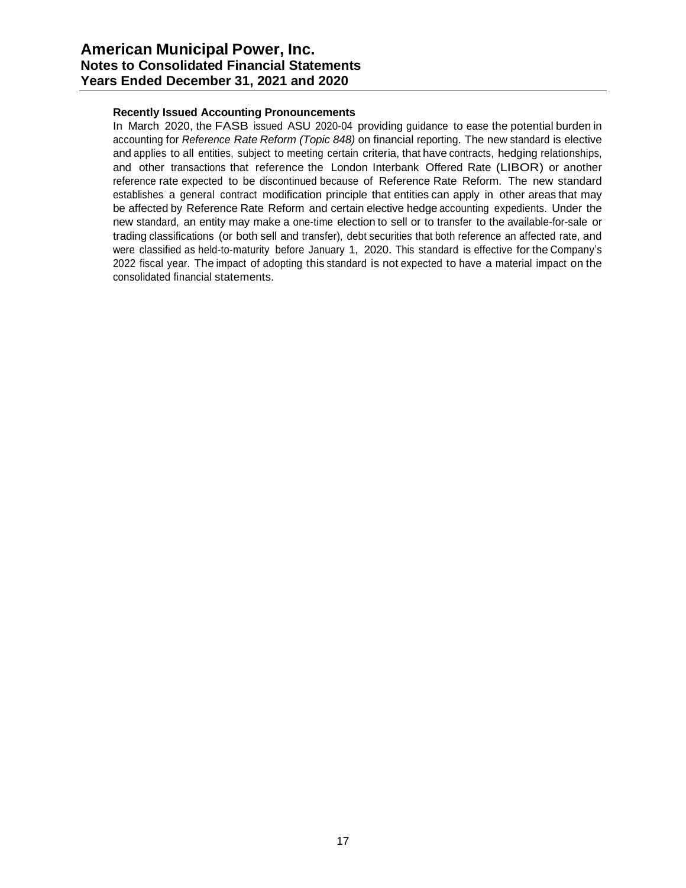**Recently Issued Accounting Pronouncements**

In March 2020, the FASB issued ASU 2020-04 providing guidance to ease the potential burden in accounting for *Reference Rate Reform (Topic 848)* on financial reporting. The new standard is elective and applies to all entities, subject to meeting certain criteria, that have contracts, hedging relationships, and other transactions that reference the London Interbank Offered Rate (LIBOR) or another reference rate expected to be discontinued because of Reference Rate Reform. The new standard establishes a general contract modification principle that entities can apply in other areas that may be affected by Reference Rate Reform and certain elective hedge accounting expedients. Under the new standard, an entity may make a one-time election to sell or to transfer to the available-for-sale or trading classifications (or both sell and transfer), debt securities that both reference an affected rate, and were classified as held-to-maturity before January 1, 2020. This standard is effective for the Company's 2022 fiscal year. The impact of adopting this standard is not expected to have a material impact on the consolidated financial statements.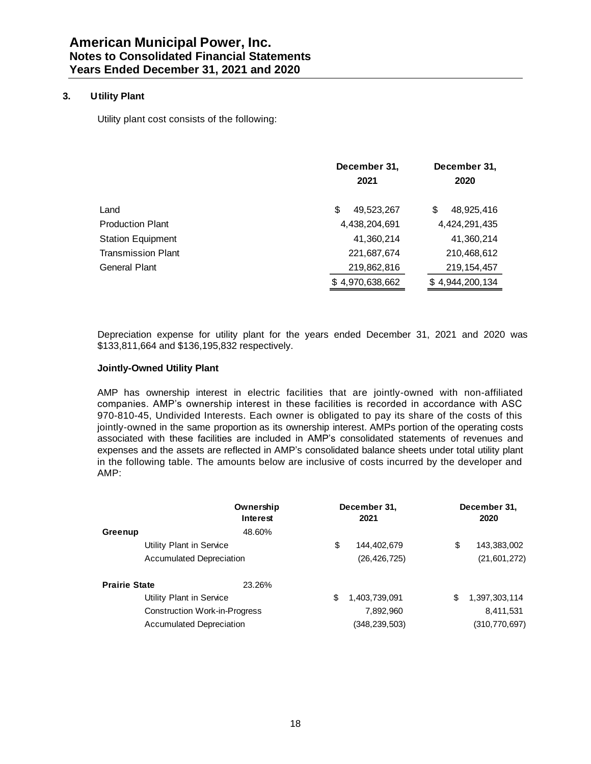### 3. Utility Plant

Utility plant cost consists of the following:

| | December 31, 2021 | December 31, 2020 |
|---|---|---|
| Land | $ 49,523,267 | $ 48,925,416 |
| Production Plant | 4,438,204,691 | 4,424,291,435 |
| Station Equipment | 41,360,214 | 41,360,214 |
| Transmission Plant | 221,687,674 | 210,468,612 |
| General Plant | 219,862,816 | 219,154,457 |
| | $ 4,970,638,662 | $ 4,944,200,134 |

Depreciation expense for utility plant for the years ended December 31, 2021 and 2020 was $133,811,664 and $136,195,832 respectively.

**Jointly-Owned Utility Plant**

AMP has ownership interest in electric facilities that are jointly-owned with non-affiliated companies. AMP's ownership interest in these facilities is recorded in accordance with ASC 970-810-45, Undivided Interests. Each owner is obligated to pay its share of the costs of this jointly-owned in the same proportion as its ownership interest. AMPs portion of the operating costs associated with these facilities are included in AMP's consolidated statements of revenues and expenses and the assets are reflected in AMP's consolidated balance sheets under total utility plant in the following table. The amounts below are inclusive of costs incurred by the developer and AMP:

| | Ownership Interest | December 31, 2021 | December 31, 2020 |
|---|---|---|---|
| **Greenup** | 48.60% | | |
| Utility Plant in Service | | $ 144,402,679 | $ 143,383,002 |
| Accumulated Depreciation | | (26,426,725) | (21,601,272) |
| **Prairie State** | 23.26% | | |
| Utility Plant in Service | | $ 1,403,739,091 | $ 1,397,303,114 |
| Construction Work-in-Progress | | 7,892,960 | 8,411,531 |
| Accumulated Depreciation | | (348,239,503) | (310,770,697) |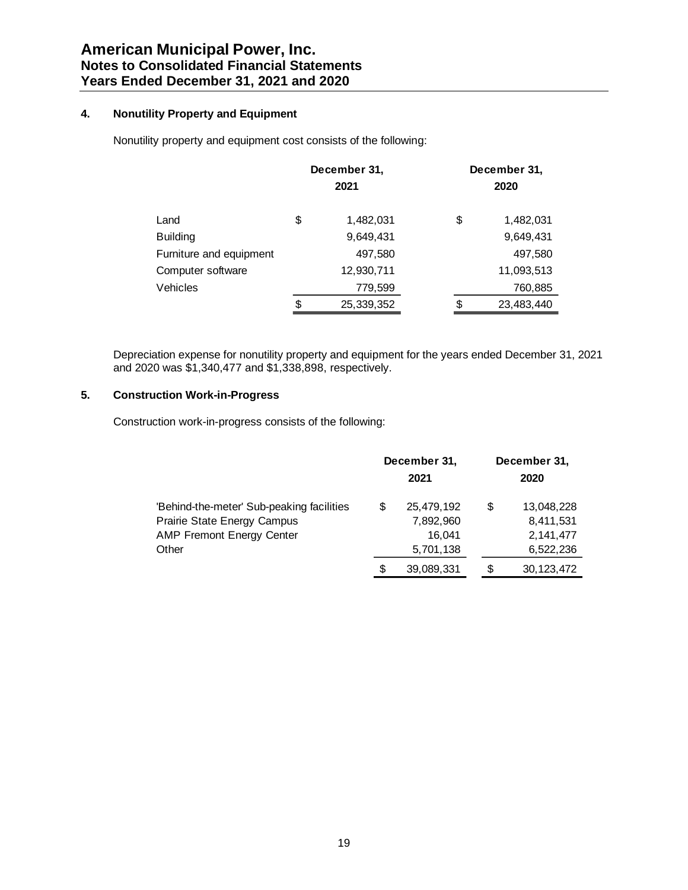## 4. Nonutility Property and Equipment

Nonutility property and equipment cost consists of the following:

| | December 31, 2021 | December 31, 2020 |
|---|---|---|
| Land | $ 1,482,031 | $ 1,482,031 |
| Building | 9,649,431 | 9,649,431 |
| Furniture and equipment | 497,580 | 497,580 |
| Computer software | 12,930,711 | 11,093,513 |
| Vehicles | 779,599 | 760,885 |
| | $ 25,339,352 | $ 23,483,440 |

Depreciation expense for nonutility property and equipment for the years ended December 31, 2021 and 2020 was $1,340,477 and $1,338,898, respectively.

## 5. Construction Work-in-Progress

Construction work-in-progress consists of the following:

| | December 31, 2021 | December 31, 2020 |
|---|---|---|
| 'Behind-the-meter' Sub-peaking facilities | $ 25,479,192 | $ 13,048,228 |
| Prairie State Energy Campus | 7,892,960 | 8,411,531 |
| AMP Fremont Energy Center | 16,041 | 2,141,477 |
| Other | 5,701,138 | 6,522,236 |
| | $ 39,089,331 | $ 30,123,472 |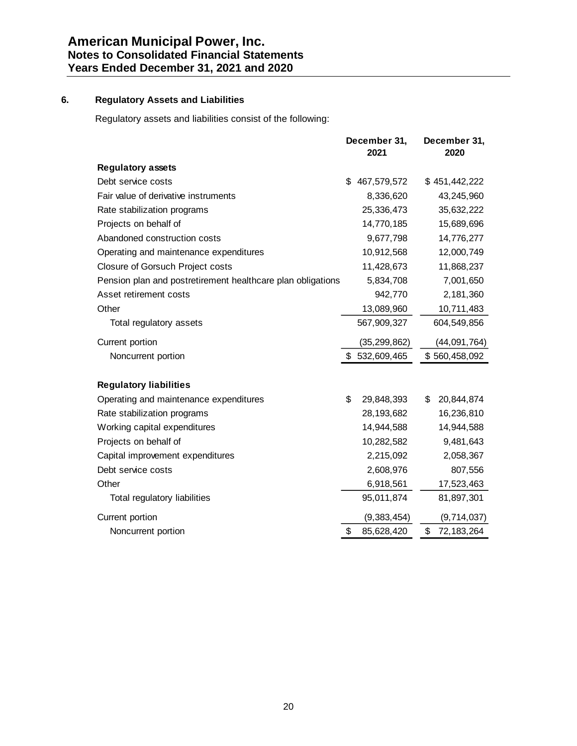## 6. Regulatory Assets and Liabilities

Regulatory assets and liabilities consist of the following:

| | December 31, 2021 | December 31, 2020 |
|---|---|---|
| **Regulatory assets** | | |
| Debt service costs | $ 467,579,572 | $ 451,442,222 |
| Fair value of derivative instruments | 8,336,620 | 43,245,960 |
| Rate stabilization programs | 25,336,473 | 35,632,222 |
| Projects on behalf of | 14,770,185 | 15,689,696 |
| Abandoned construction costs | 9,677,798 | 14,776,277 |
| Operating and maintenance expenditures | 10,912,568 | 12,000,749 |
| Closure of Gorsuch Project costs | 11,428,673 | 11,868,237 |
| Pension plan and postretirement healthcare plan obligations | 5,834,708 | 7,001,650 |
| Asset retirement costs | 942,770 | 2,181,360 |
| Other | 13,089,960 | 10,711,483 |
| Total regulatory assets | 567,909,327 | 604,549,856 |
| Current portion | (35,299,862) | (44,091,764) |
| Noncurrent portion | $ 532,609,465 | $ 560,458,092 |
| | | |
| **Regulatory liabilities** | | |
| Operating and maintenance expenditures | $ 29,848,393 | $ 20,844,874 |
| Rate stabilization programs | 28,193,682 | 16,236,810 |
| Working capital expenditures | 14,944,588 | 14,944,588 |
| Projects on behalf of | 10,282,582 | 9,481,643 |
| Capital improvement expenditures | 2,215,092 | 2,058,367 |
| Debt service costs | 2,608,976 | 807,556 |
| Other | 6,918,561 | 17,523,463 |
| Total regulatory liabilities | 95,011,874 | 81,897,301 |
| Current portion | (9,383,454) | (9,714,037) |
| Noncurrent portion | $ 85,628,420 | $ 72,183,264 |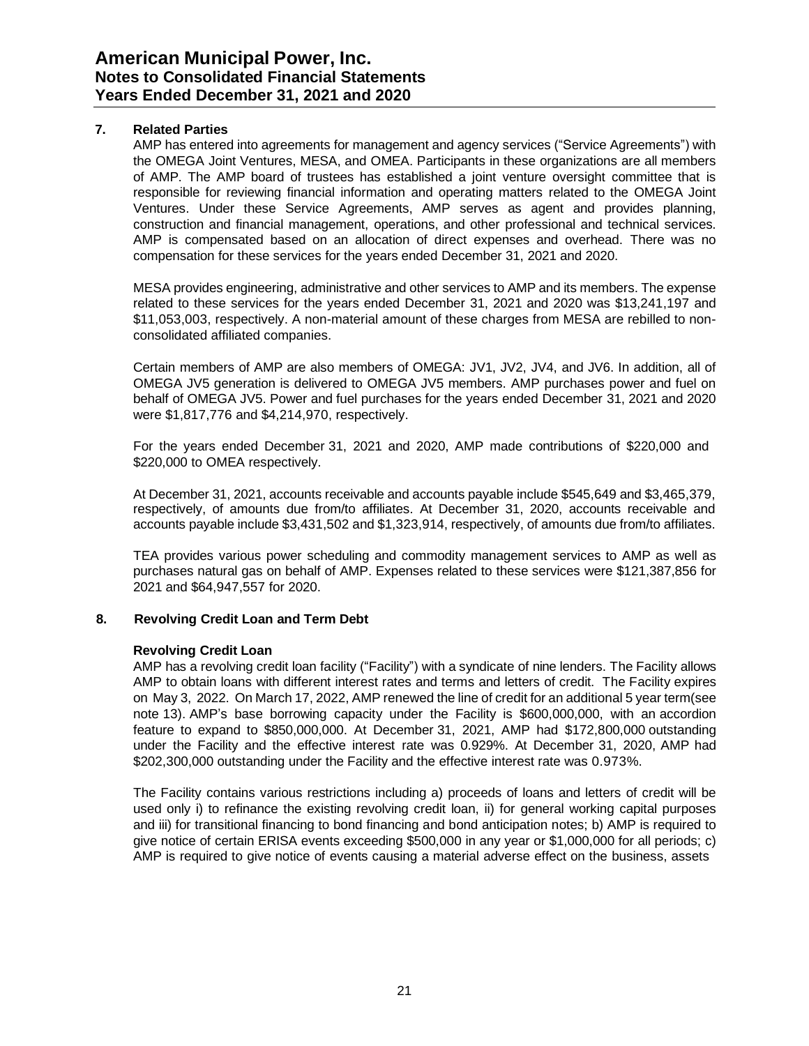## 7. Related Parties

AMP has entered into agreements for management and agency services ("Service Agreements") with the OMEGA Joint Ventures, MESA, and OMEA. Participants in these organizations are all members of AMP. The AMP board of trustees has established a joint venture oversight committee that is responsible for reviewing financial information and operating matters related to the OMEGA Joint Ventures. Under these Service Agreements, AMP serves as agent and provides planning, construction and financial management, operations, and other professional and technical services. AMP is compensated based on an allocation of direct expenses and overhead. There was no compensation for these services for the years ended December 31, 2021 and 2020.

MESA provides engineering, administrative and other services to AMP and its members. The expense related to these services for the years ended December 31, 2021 and 2020 was $13,241,197 and $11,053,003, respectively. A non-material amount of these charges from MESA are rebilled to non-consolidated affiliated companies.

Certain members of AMP are also members of OMEGA: JV1, JV2, JV4, and JV6. In addition, all of OMEGA JV5 generation is delivered to OMEGA JV5 members. AMP purchases power and fuel on behalf of OMEGA JV5. Power and fuel purchases for the years ended December 31, 2021 and 2020 were $1,817,776 and $4,214,970, respectively.

For the years ended December 31, 2021 and 2020, AMP made contributions of $220,000 and $220,000 to OMEA respectively.

At December 31, 2021, accounts receivable and accounts payable include $545,649 and $3,465,379, respectively, of amounts due from/to affiliates. At December 31, 2020, accounts receivable and accounts payable include $3,431,502 and $1,323,914, respectively, of amounts due from/to affiliates.

TEA provides various power scheduling and commodity management services to AMP as well as purchases natural gas on behalf of AMP. Expenses related to these services were $121,387,856 for 2021 and $64,947,557 for 2020.

## 8. Revolving Credit Loan and Term Debt

### Revolving Credit Loan

AMP has a revolving credit loan facility ("Facility") with a syndicate of nine lenders. The Facility allows AMP to obtain loans with different interest rates and terms and letters of credit. The Facility expires on May 3, 2022. On March 17, 2022, AMP renewed the line of credit for an additional 5 year term(see note 13). AMP's base borrowing capacity under the Facility is $600,000,000, with an accordion feature to expand to $850,000,000. At December 31, 2021, AMP had $172,800,000 outstanding under the Facility and the effective interest rate was 0.929%. At December 31, 2020, AMP had $202,300,000 outstanding under the Facility and the effective interest rate was 0.973%.

The Facility contains various restrictions including a) proceeds of loans and letters of credit will be used only i) to refinance the existing revolving credit loan, ii) for general working capital purposes and iii) for transitional financing to bond financing and bond anticipation notes; b) AMP is required to give notice of certain ERISA events exceeding $500,000 in any year or $1,000,000 for all periods; c) AMP is required to give notice of events causing a material adverse effect on the business, assets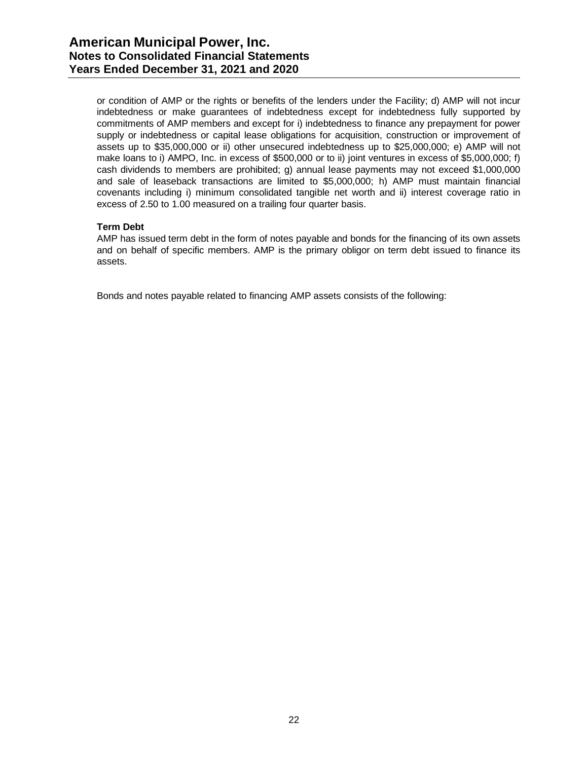or condition of AMP or the rights or benefits of the lenders under the Facility; d) AMP will not incur indebtedness or make guarantees of indebtedness except for indebtedness fully supported by commitments of AMP members and except for i) indebtedness to finance any prepayment for power supply or indebtedness or capital lease obligations for acquisition, construction or improvement of assets up to $35,000,000 or ii) other unsecured indebtedness up to $25,000,000; e) AMP will not make loans to i) AMPO, Inc. in excess of $500,000 or to ii) joint ventures in excess of $5,000,000; f) cash dividends to members are prohibited; g) annual lease payments may not exceed $1,000,000 and sale of leaseback transactions are limited to $5,000,000; h) AMP must maintain financial covenants including i) minimum consolidated tangible net worth and ii) interest coverage ratio in excess of 2.50 to 1.00 measured on a trailing four quarter basis.

**Term Debt**

AMP has issued term debt in the form of notes payable and bonds for the financing of its own assets and on behalf of specific members. AMP is the primary obligor on term debt issued to finance its assets.

Bonds and notes payable related to financing AMP assets consists of the following: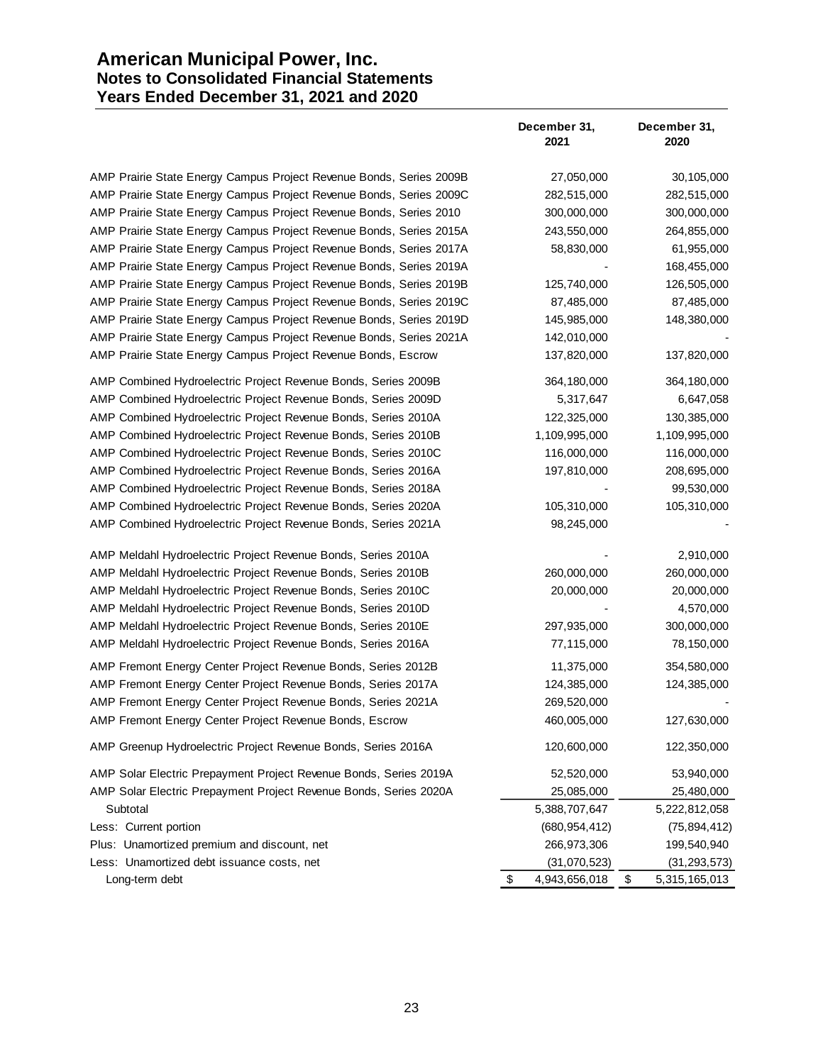# American Municipal Power, Inc.
## Notes to Consolidated Financial Statements
## Years Ended December 31, 2021 and 2020

| | December 31, 2021 | December 31, 2020 |
|---|---|---|
| AMP Prairie State Energy Campus Project Revenue Bonds, Series 2009B | 27,050,000 | 30,105,000 |
| AMP Prairie State Energy Campus Project Revenue Bonds, Series 2009C | 282,515,000 | 282,515,000 |
| AMP Prairie State Energy Campus Project Revenue Bonds, Series 2010 | 300,000,000 | 300,000,000 |
| AMP Prairie State Energy Campus Project Revenue Bonds, Series 2015A | 243,550,000 | 264,855,000 |
| AMP Prairie State Energy Campus Project Revenue Bonds, Series 2017A | 58,830,000 | 61,955,000 |
| AMP Prairie State Energy Campus Project Revenue Bonds, Series 2019A | - | 168,455,000 |
| AMP Prairie State Energy Campus Project Revenue Bonds, Series 2019B | 125,740,000 | 126,505,000 |
| AMP Prairie State Energy Campus Project Revenue Bonds, Series 2019C | 87,485,000 | 87,485,000 |
| AMP Prairie State Energy Campus Project Revenue Bonds, Series 2019D | 145,985,000 | 148,380,000 |
| AMP Prairie State Energy Campus Project Revenue Bonds, Series 2021A | 142,010,000 | - |
| AMP Prairie State Energy Campus Project Revenue Bonds, Escrow | 137,820,000 | 137,820,000 |
| AMP Combined Hydroelectric Project Revenue Bonds, Series 2009B | 364,180,000 | 364,180,000 |
| AMP Combined Hydroelectric Project Revenue Bonds, Series 2009D | 5,317,647 | 6,647,058 |
| AMP Combined Hydroelectric Project Revenue Bonds, Series 2010A | 122,325,000 | 130,385,000 |
| AMP Combined Hydroelectric Project Revenue Bonds, Series 2010B | 1,109,995,000 | 1,109,995,000 |
| AMP Combined Hydroelectric Project Revenue Bonds, Series 2010C | 116,000,000 | 116,000,000 |
| AMP Combined Hydroelectric Project Revenue Bonds, Series 2016A | 197,810,000 | 208,695,000 |
| AMP Combined Hydroelectric Project Revenue Bonds, Series 2018A | - | 99,530,000 |
| AMP Combined Hydroelectric Project Revenue Bonds, Series 2020A | 105,310,000 | 105,310,000 |
| AMP Combined Hydroelectric Project Revenue Bonds, Series 2021A | 98,245,000 | - |
| AMP Meldahl Hydroelectric Project Revenue Bonds, Series 2010A | - | 2,910,000 |
| AMP Meldahl Hydroelectric Project Revenue Bonds, Series 2010B | 260,000,000 | 260,000,000 |
| AMP Meldahl Hydroelectric Project Revenue Bonds, Series 2010C | 20,000,000 | 20,000,000 |
| AMP Meldahl Hydroelectric Project Revenue Bonds, Series 2010D | - | 4,570,000 |
| AMP Meldahl Hydroelectric Project Revenue Bonds, Series 2010E | 297,935,000 | 300,000,000 |
| AMP Meldahl Hydroelectric Project Revenue Bonds, Series 2016A | 77,115,000 | 78,150,000 |
| AMP Fremont Energy Center Project Revenue Bonds, Series 2012B | 11,375,000 | 354,580,000 |
| AMP Fremont Energy Center Project Revenue Bonds, Series 2017A | 124,385,000 | 124,385,000 |
| AMP Fremont Energy Center Project Revenue Bonds, Series 2021A | 269,520,000 | - |
| AMP Fremont Energy Center Project Revenue Bonds, Escrow | 460,005,000 | 127,630,000 |
| AMP Greenup Hydroelectric Project Revenue Bonds, Series 2016A | 120,600,000 | 122,350,000 |
| AMP Solar Electric Prepayment Project Revenue Bonds, Series 2019A | 52,520,000 | 53,940,000 |
| AMP Solar Electric Prepayment Project Revenue Bonds, Series 2020A | 25,085,000 | 25,480,000 |
| Subtotal | 5,388,707,647 | 5,222,812,058 |
| Less: Current portion | (680,954,412) | (75,894,412) |
| Plus: Unamortized premium and discount, net | 266,973,306 | 199,540,940 |
| Less: Unamortized debt issuance costs, net | (31,070,523) | (31,293,573) |
| Long-term debt | $ 4,943,656,018 | $ 5,315,165,013 |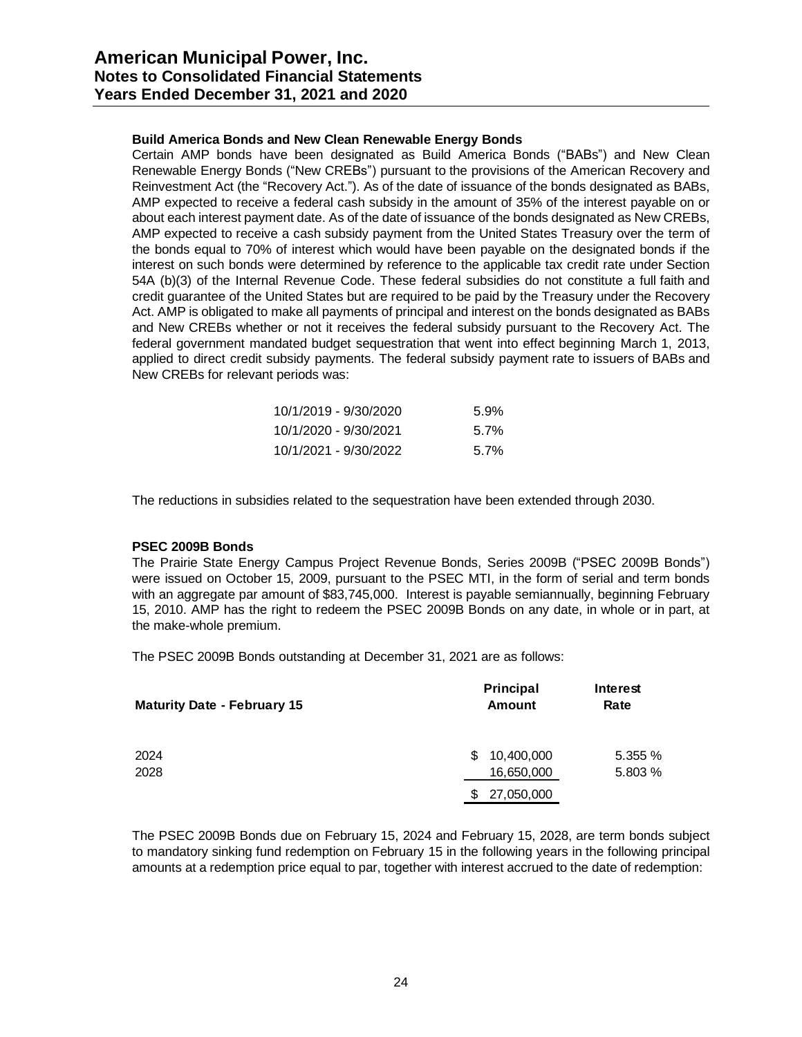### Build America Bonds and New Clean Renewable Energy Bonds

Certain AMP bonds have been designated as Build America Bonds ("BABs") and New Clean Renewable Energy Bonds ("New CREBs") pursuant to the provisions of the American Recovery and Reinvestment Act (the "Recovery Act."). As of the date of issuance of the bonds designated as BABs, AMP expected to receive a federal cash subsidy in the amount of 35% of the interest payable on or about each interest payment date. As of the date of issuance of the bonds designated as New CREBs, AMP expected to receive a cash subsidy payment from the United States Treasury over the term of the bonds equal to 70% of interest which would have been payable on the designated bonds if the interest on such bonds were determined by reference to the applicable tax credit rate under Section 54A (b)(3) of the Internal Revenue Code. These federal subsidies do not constitute a full faith and credit guarantee of the United States but are required to be paid by the Treasury under the Recovery Act. AMP is obligated to make all payments of principal and interest on the bonds designated as BABs and New CREBs whether or not it receives the federal subsidy pursuant to the Recovery Act. The federal government mandated budget sequestration that went into effect beginning March 1, 2013, applied to direct credit subsidy payments. The federal subsidy payment rate to issuers of BABs and New CREBs for relevant periods was:

| | |
|---|---|
| 10/1/2019 - 9/30/2020 | 5.9% |
| 10/1/2020 - 9/30/2021 | 5.7% |
| 10/1/2021 - 9/30/2022 | 5.7% |

The reductions in subsidies related to the sequestration have been extended through 2030.

### PSEC 2009B Bonds

The Prairie State Energy Campus Project Revenue Bonds, Series 2009B ("PSEC 2009B Bonds") were issued on October 15, 2009, pursuant to the PSEC MTI, in the form of serial and term bonds with an aggregate par amount of $83,745,000. Interest is payable semiannually, beginning February 15, 2010. AMP has the right to redeem the PSEC 2009B Bonds on any date, in whole or in part, at the make-whole premium.

The PSEC 2009B Bonds outstanding at December 31, 2021 are as follows:

| Maturity Date - February 15 | Principal Amount | Interest Rate |
|---|---|---|
| 2024 | $ 10,400,000 | 5.355 % |
| 2028 | 16,650,000 | 5.803 % |
| | $ 27,050,000 | |

The PSEC 2009B Bonds due on February 15, 2024 and February 15, 2028, are term bonds subject to mandatory sinking fund redemption on February 15 in the following years in the following principal amounts at a redemption price equal to par, together with interest accrued to the date of redemption: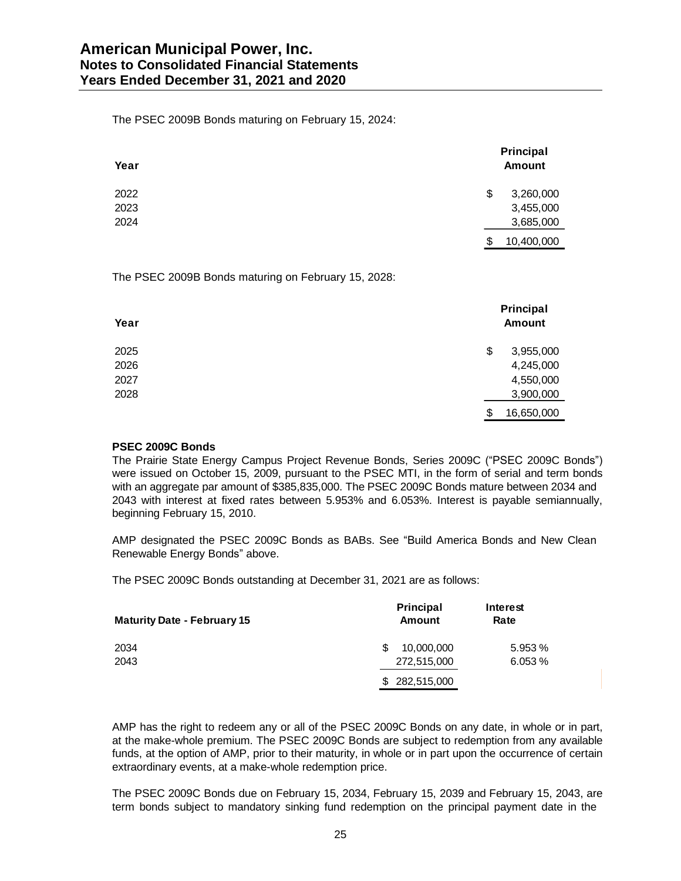The PSEC 2009B Bonds maturing on February 15, 2024:

| Year | Principal Amount |
|---|---|
| 2022 | $ 3,260,000 |
| 2023 | 3,455,000 |
| 2024 | 3,685,000 |
| | $ 10,400,000 |

The PSEC 2009B Bonds maturing on February 15, 2028:

| Year | Principal Amount |
|---|---|
| 2025 | $ 3,955,000 |
| 2026 | 4,245,000 |
| 2027 | 4,550,000 |
| 2028 | 3,900,000 |
| | $ 16,650,000 |

**PSEC 2009C Bonds**

The Prairie State Energy Campus Project Revenue Bonds, Series 2009C ("PSEC 2009C Bonds") were issued on October 15, 2009, pursuant to the PSEC MTI, in the form of serial and term bonds with an aggregate par amount of $385,835,000. The PSEC 2009C Bonds mature between 2034 and 2043 with interest at fixed rates between 5.953% and 6.053%. Interest is payable semiannually, beginning February 15, 2010.

AMP designated the PSEC 2009C Bonds as BABs. See "Build America Bonds and New Clean Renewable Energy Bonds" above.

The PSEC 2009C Bonds outstanding at December 31, 2021 are as follows:

| Maturity Date - February 15 | Principal Amount | Interest Rate |
|---|---|---|
| 2034 | $ 10,000,000 | 5.953 % |
| 2043 | 272,515,000 | 6.053 % |
| | $ 282,515,000 | |

AMP has the right to redeem any or all of the PSEC 2009C Bonds on any date, in whole or in part, at the make-whole premium. The PSEC 2009C Bonds are subject to redemption from any available funds, at the option of AMP, prior to their maturity, in whole or in part upon the occurrence of certain extraordinary events, at a make-whole redemption price.

The PSEC 2009C Bonds due on February 15, 2034, February 15, 2039 and February 15, 2043, are term bonds subject to mandatory sinking fund redemption on the principal payment date in the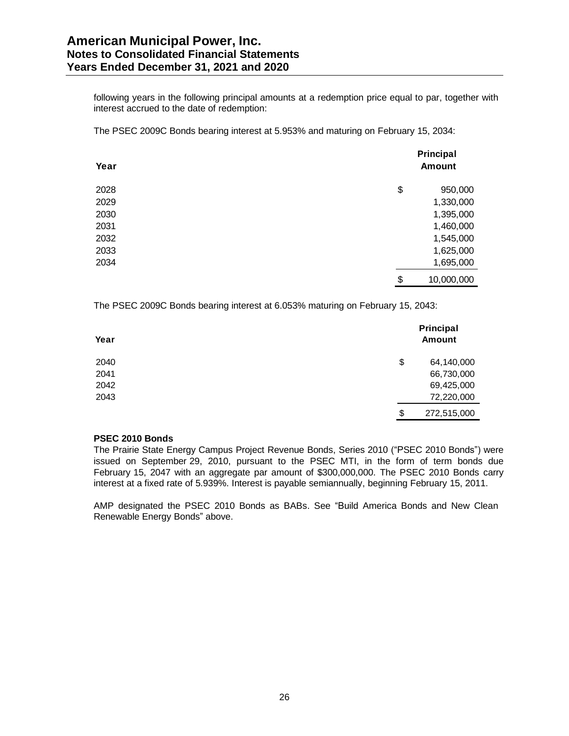following years in the following principal amounts at a redemption price equal to par, together with interest accrued to the date of redemption:

The PSEC 2009C Bonds bearing interest at 5.953% and maturing on February 15, 2034:

| Year | Principal Amount |
|---|---|
| 2028 | $ 950,000 |
| 2029 | 1,330,000 |
| 2030 | 1,395,000 |
| 2031 | 1,460,000 |
| 2032 | 1,545,000 |
| 2033 | 1,625,000 |
| 2034 | 1,695,000 |
| | $ 10,000,000 |

The PSEC 2009C Bonds bearing interest at 6.053% maturing on February 15, 2043:

| Year | Principal Amount |
|---|---|
| 2040 | $ 64,140,000 |
| 2041 | 66,730,000 |
| 2042 | 69,425,000 |
| 2043 | 72,220,000 |
| | $ 272,515,000 |

**PSEC 2010 Bonds**

The Prairie State Energy Campus Project Revenue Bonds, Series 2010 ("PSEC 2010 Bonds") were issued on September 29, 2010, pursuant to the PSEC MTI, in the form of term bonds due February 15, 2047 with an aggregate par amount of $300,000,000. The PSEC 2010 Bonds carry interest at a fixed rate of 5.939%. Interest is payable semiannually, beginning February 15, 2011.

AMP designated the PSEC 2010 Bonds as BABs. See "Build America Bonds and New Clean Renewable Energy Bonds" above.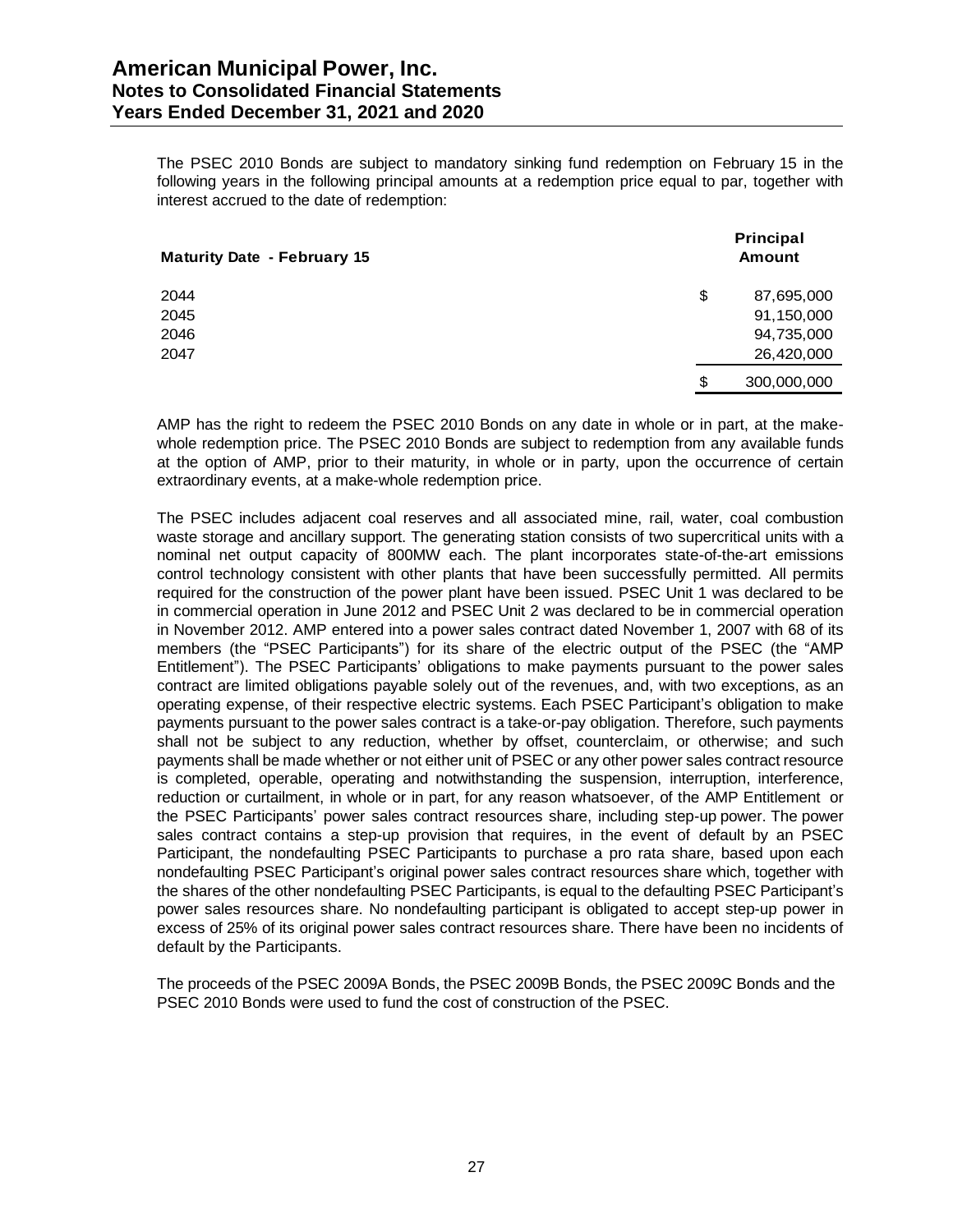The PSEC 2010 Bonds are subject to mandatory sinking fund redemption on February 15 in the following years in the following principal amounts at a redemption price equal to par, together with interest accrued to the date of redemption:

| Maturity Date - February 15 | Principal Amount |
|---|---|
| 2044 | $ 87,695,000 |
| 2045 | 91,150,000 |
| 2046 | 94,735,000 |
| 2047 | 26,420,000 |
| | $ 300,000,000 |

AMP has the right to redeem the PSEC 2010 Bonds on any date in whole or in part, at the make-whole redemption price. The PSEC 2010 Bonds are subject to redemption from any available funds at the option of AMP, prior to their maturity, in whole or in party, upon the occurrence of certain extraordinary events, at a make-whole redemption price.

The PSEC includes adjacent coal reserves and all associated mine, rail, water, coal combustion waste storage and ancillary support. The generating station consists of two supercritical units with a nominal net output capacity of 800MW each. The plant incorporates state-of-the-art emissions control technology consistent with other plants that have been successfully permitted. All permits required for the construction of the power plant have been issued. PSEC Unit 1 was declared to be in commercial operation in June 2012 and PSEC Unit 2 was declared to be in commercial operation in November 2012. AMP entered into a power sales contract dated November 1, 2007 with 68 of its members (the "PSEC Participants") for its share of the electric output of the PSEC (the "AMP Entitlement"). The PSEC Participants' obligations to make payments pursuant to the power sales contract are limited obligations payable solely out of the revenues, and, with two exceptions, as an operating expense, of their respective electric systems. Each PSEC Participant's obligation to make payments pursuant to the power sales contract is a take-or-pay obligation. Therefore, such payments shall not be subject to any reduction, whether by offset, counterclaim, or otherwise; and such payments shall be made whether or not either unit of PSEC or any other power sales contract resource is completed, operable, operating and notwithstanding the suspension, interruption, interference, reduction or curtailment, in whole or in part, for any reason whatsoever, of the AMP Entitlement or the PSEC Participants' power sales contract resources share, including step-up power. The power sales contract contains a step-up provision that requires, in the event of default by an PSEC Participant, the nondefaulting PSEC Participants to purchase a pro rata share, based upon each nondefaulting PSEC Participant's original power sales contract resources share which, together with the shares of the other nondefaulting PSEC Participants, is equal to the defaulting PSEC Participant's power sales resources share. No nondefaulting participant is obligated to accept step-up power in excess of 25% of its original power sales contract resources share. There have been no incidents of default by the Participants.

The proceeds of the PSEC 2009A Bonds, the PSEC 2009B Bonds, the PSEC 2009C Bonds and the PSEC 2010 Bonds were used to fund the cost of construction of the PSEC.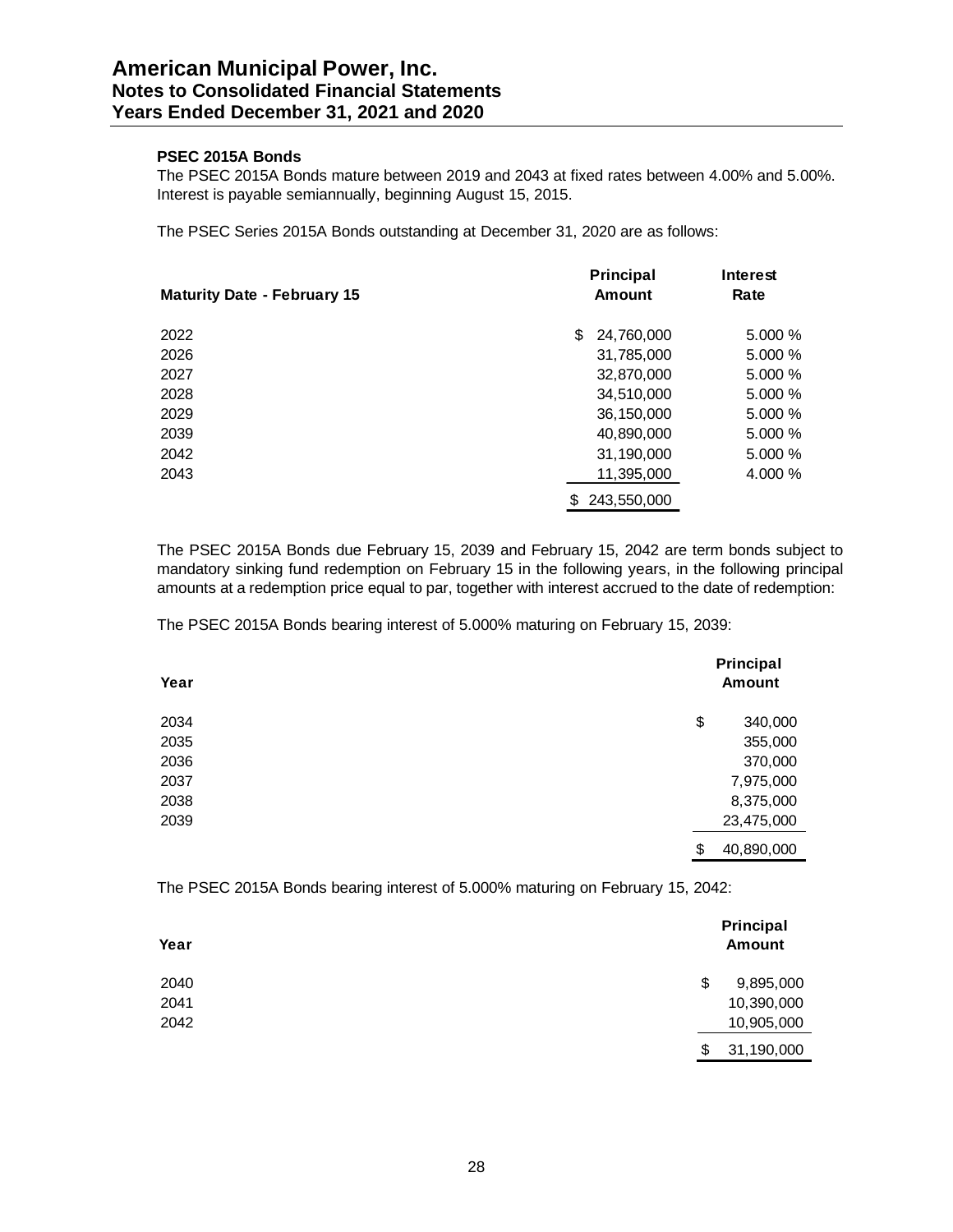#### PSEC 2015A Bonds

The PSEC 2015A Bonds mature between 2019 and 2043 at fixed rates between 4.00% and 5.00%. Interest is payable semiannually, beginning August 15, 2015.

The PSEC Series 2015A Bonds outstanding at December 31, 2020 are as follows:

| Maturity Date - February 15 | Principal Amount | Interest Rate |
|---|---|---|
| 2022 | $ 24,760,000 | 5.000 % |
| 2026 | 31,785,000 | 5.000 % |
| 2027 | 32,870,000 | 5.000 % |
| 2028 | 34,510,000 | 5.000 % |
| 2029 | 36,150,000 | 5.000 % |
| 2039 | 40,890,000 | 5.000 % |
| 2042 | 31,190,000 | 5.000 % |
| 2043 | 11,395,000 | 4.000 % |
| | $ 243,550,000 | |

The PSEC 2015A Bonds due February 15, 2039 and February 15, 2042 are term bonds subject to mandatory sinking fund redemption on February 15 in the following years, in the following principal amounts at a redemption price equal to par, together with interest accrued to the date of redemption:

The PSEC 2015A Bonds bearing interest of 5.000% maturing on February 15, 2039:

| Year | Principal Amount |
|---|---|
| 2034 | $ 340,000 |
| 2035 | 355,000 |
| 2036 | 370,000 |
| 2037 | 7,975,000 |
| 2038 | 8,375,000 |
| 2039 | 23,475,000 |
| | $ 40,890,000 |

The PSEC 2015A Bonds bearing interest of 5.000% maturing on February 15, 2042:

| Year | Principal Amount |
|---|---|
| 2040 | $ 9,895,000 |
| 2041 | 10,390,000 |
| 2042 | 10,905,000 |
| | $ 31,190,000 |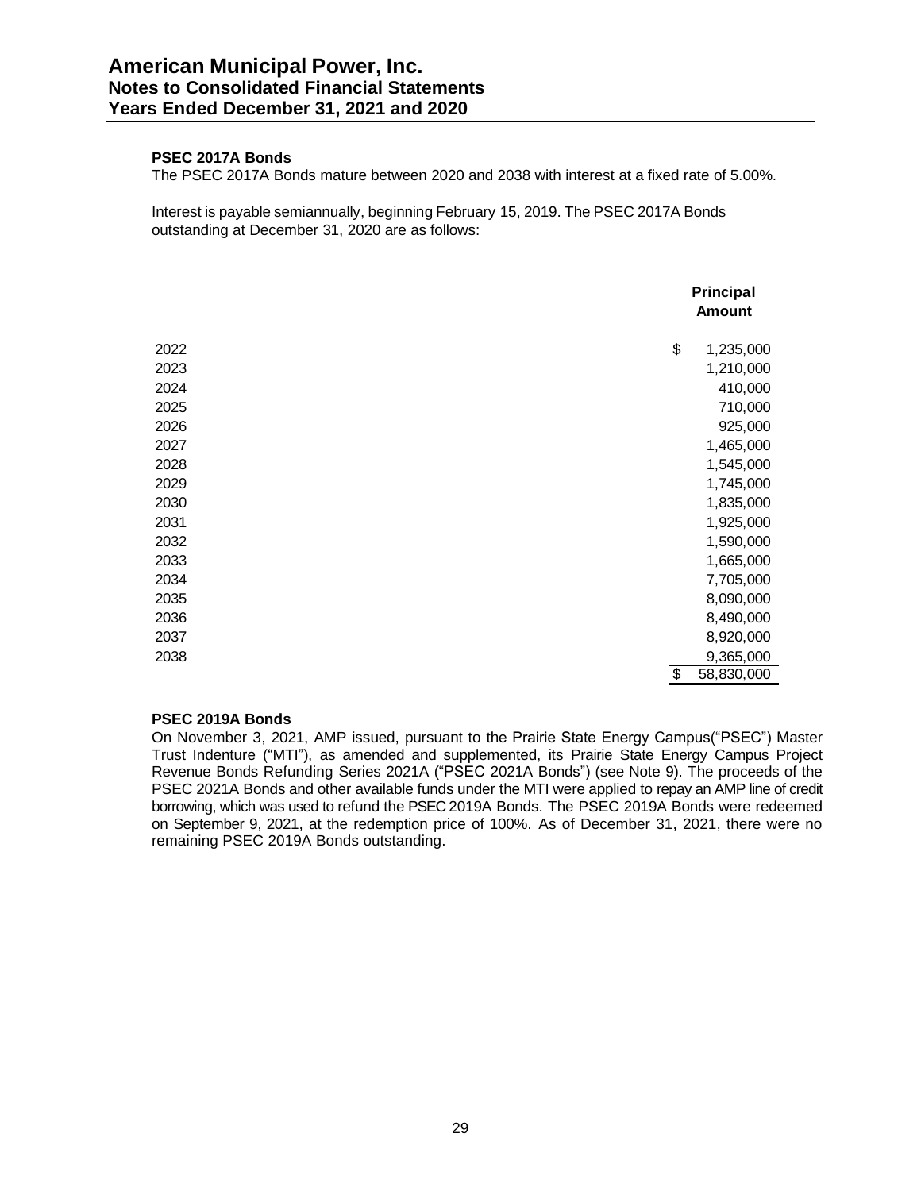#### PSEC 2017A Bonds

The PSEC 2017A Bonds mature between 2020 and 2038 with interest at a fixed rate of 5.00%.

Interest is payable semiannually, beginning February 15, 2019. The PSEC 2017A Bonds outstanding at December 31, 2020 are as follows:

| | Principal Amount |
|---|---|
| 2022 | $ 1,235,000 |
| 2023 | 1,210,000 |
| 2024 | 410,000 |
| 2025 | 710,000 |
| 2026 | 925,000 |
| 2027 | 1,465,000 |
| 2028 | 1,545,000 |
| 2029 | 1,745,000 |
| 2030 | 1,835,000 |
| 2031 | 1,925,000 |
| 2032 | 1,590,000 |
| 2033 | 1,665,000 |
| 2034 | 7,705,000 |
| 2035 | 8,090,000 |
| 2036 | 8,490,000 |
| 2037 | 8,920,000 |
| 2038 | 9,365,000 |
| | $ 58,830,000 |

#### PSEC 2019A Bonds

On November 3, 2021, AMP issued, pursuant to the Prairie State Energy Campus("PSEC") Master Trust Indenture ("MTI"), as amended and supplemented, its Prairie State Energy Campus Project Revenue Bonds Refunding Series 2021A ("PSEC 2021A Bonds") (see Note 9). The proceeds of the PSEC 2021A Bonds and other available funds under the MTI were applied to repay an AMP line of credit borrowing, which was used to refund the PSEC 2019A Bonds. The PSEC 2019A Bonds were redeemed on September 9, 2021, at the redemption price of 100%. As of December 31, 2021, there were no remaining PSEC 2019A Bonds outstanding.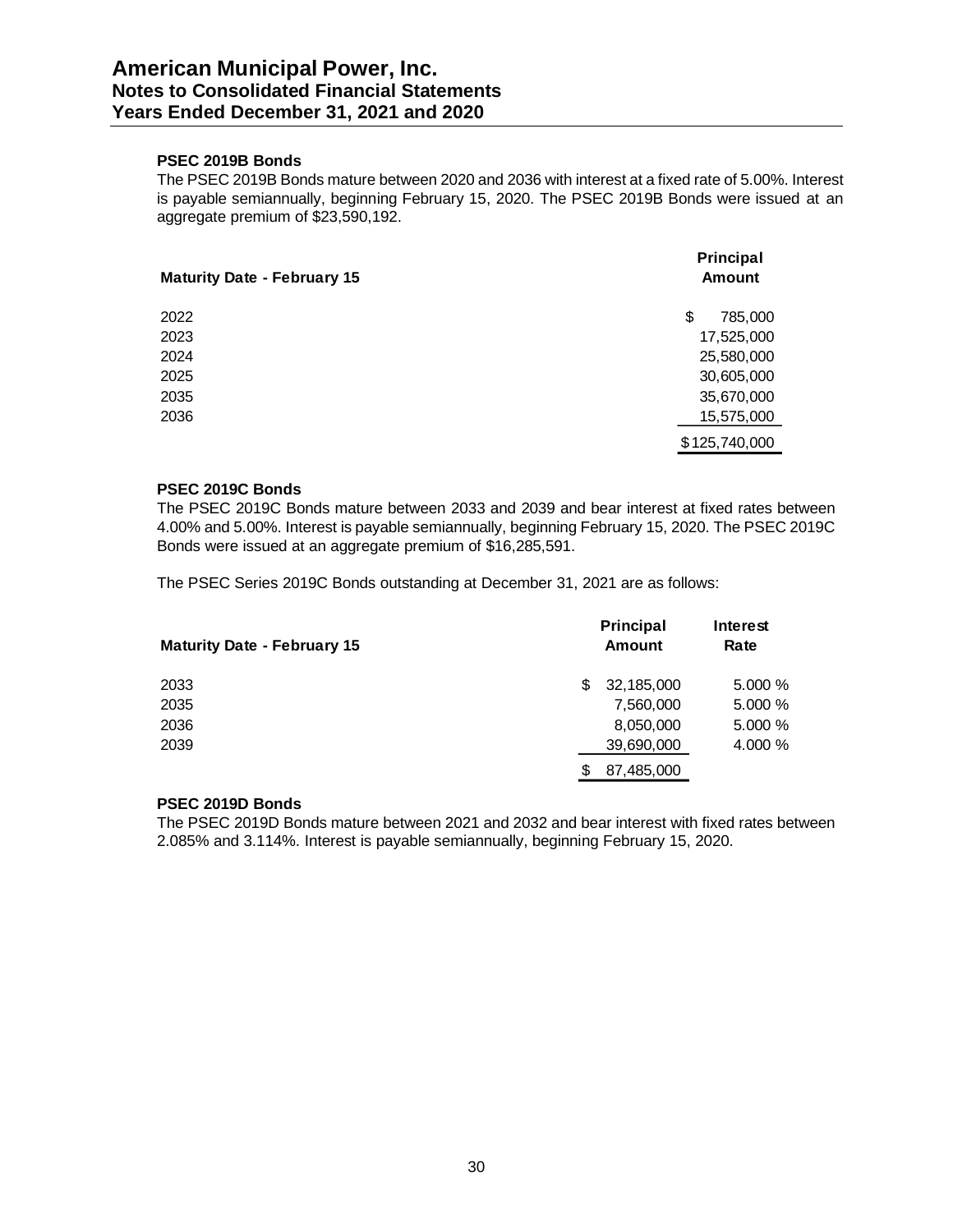#### PSEC 2019B Bonds

The PSEC 2019B Bonds mature between 2020 and 2036 with interest at a fixed rate of 5.00%. Interest is payable semiannually, beginning February 15, 2020. The PSEC 2019B Bonds were issued at an aggregate premium of $23,590,192.

| Maturity Date - February 15 | Principal Amount |
|---|---|
| 2022 | $ 785,000 |
| 2023 | 17,525,000 |
| 2024 | 25,580,000 |
| 2025 | 30,605,000 |
| 2035 | 35,670,000 |
| 2036 | 15,575,000 |
| | $125,740,000 |

#### PSEC 2019C Bonds

The PSEC 2019C Bonds mature between 2033 and 2039 and bear interest at fixed rates between 4.00% and 5.00%. Interest is payable semiannually, beginning February 15, 2020. The PSEC 2019C Bonds were issued at an aggregate premium of $16,285,591.

The PSEC Series 2019C Bonds outstanding at December 31, 2021 are as follows:

| Maturity Date - February 15 | Principal Amount | Interest Rate |
|---|---|---|
| 2033 | $ 32,185,000 | 5.000 % |
| 2035 | 7,560,000 | 5.000 % |
| 2036 | 8,050,000 | 5.000 % |
| 2039 | 39,690,000 | 4.000 % |
| | $ 87,485,000 | |

#### PSEC 2019D Bonds

The PSEC 2019D Bonds mature between 2021 and 2032 and bear interest with fixed rates between 2.085% and 3.114%. Interest is payable semiannually, beginning February 15, 2020.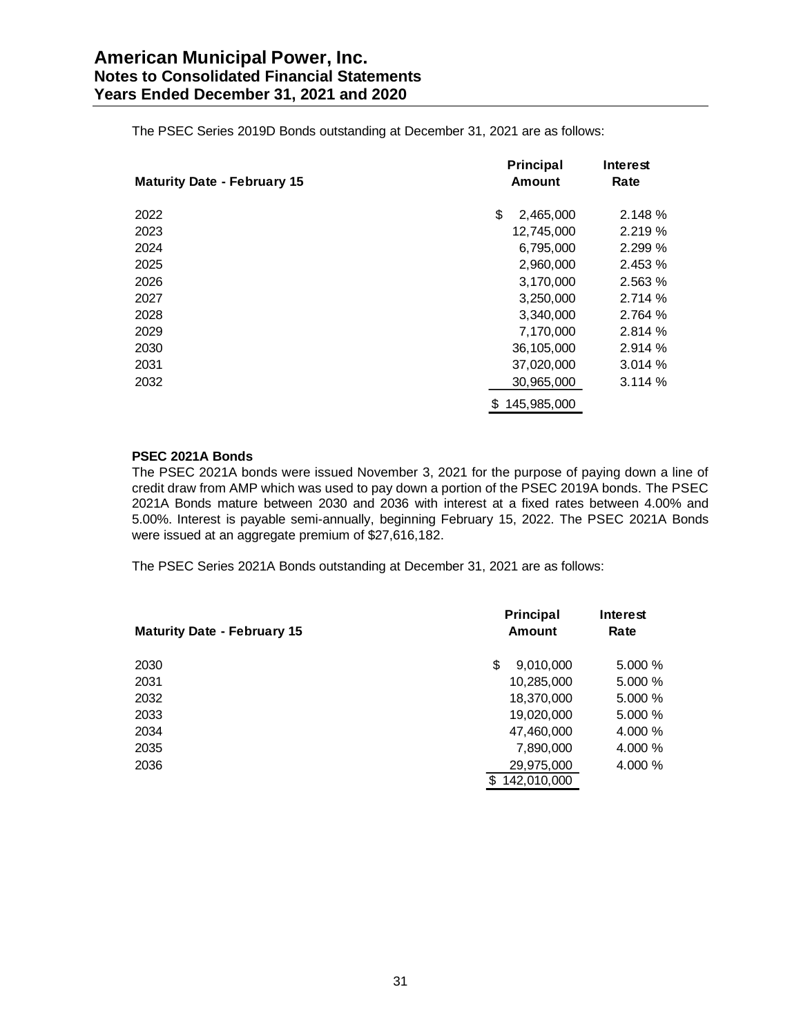The PSEC Series 2019D Bonds outstanding at December 31, 2021 are as follows:

| Maturity Date - February 15 | Principal Amount | Interest Rate |
|---|---|---|
| 2022 | $ 2,465,000 | 2.148 % |
| 2023 | 12,745,000 | 2.219 % |
| 2024 | 6,795,000 | 2.299 % |
| 2025 | 2,960,000 | 2.453 % |
| 2026 | 3,170,000 | 2.563 % |
| 2027 | 3,250,000 | 2.714 % |
| 2028 | 3,340,000 | 2.764 % |
| 2029 | 7,170,000 | 2.814 % |
| 2030 | 36,105,000 | 2.914 % |
| 2031 | 37,020,000 | 3.014 % |
| 2032 | 30,965,000 | 3.114 % |
| | $ 145,985,000 | |

**PSEC 2021A Bonds**

The PSEC 2021A bonds were issued November 3, 2021 for the purpose of paying down a line of credit draw from AMP which was used to pay down a portion of the PSEC 2019A bonds. The PSEC 2021A Bonds mature between 2030 and 2036 with interest at a fixed rates between 4.00% and 5.00%. Interest is payable semi-annually, beginning February 15, 2022. The PSEC 2021A Bonds were issued at an aggregate premium of $27,616,182.

The PSEC Series 2021A Bonds outstanding at December 31, 2021 are as follows:

| Maturity Date - February 15 | Principal Amount | Interest Rate |
|---|---|---|
| 2030 | $ 9,010,000 | 5.000 % |
| 2031 | 10,285,000 | 5.000 % |
| 2032 | 18,370,000 | 5.000 % |
| 2033 | 19,020,000 | 5.000 % |
| 2034 | 47,460,000 | 4.000 % |
| 2035 | 7,890,000 | 4.000 % |
| 2036 | 29,975,000 | 4.000 % |
| | $ 142,010,000 | |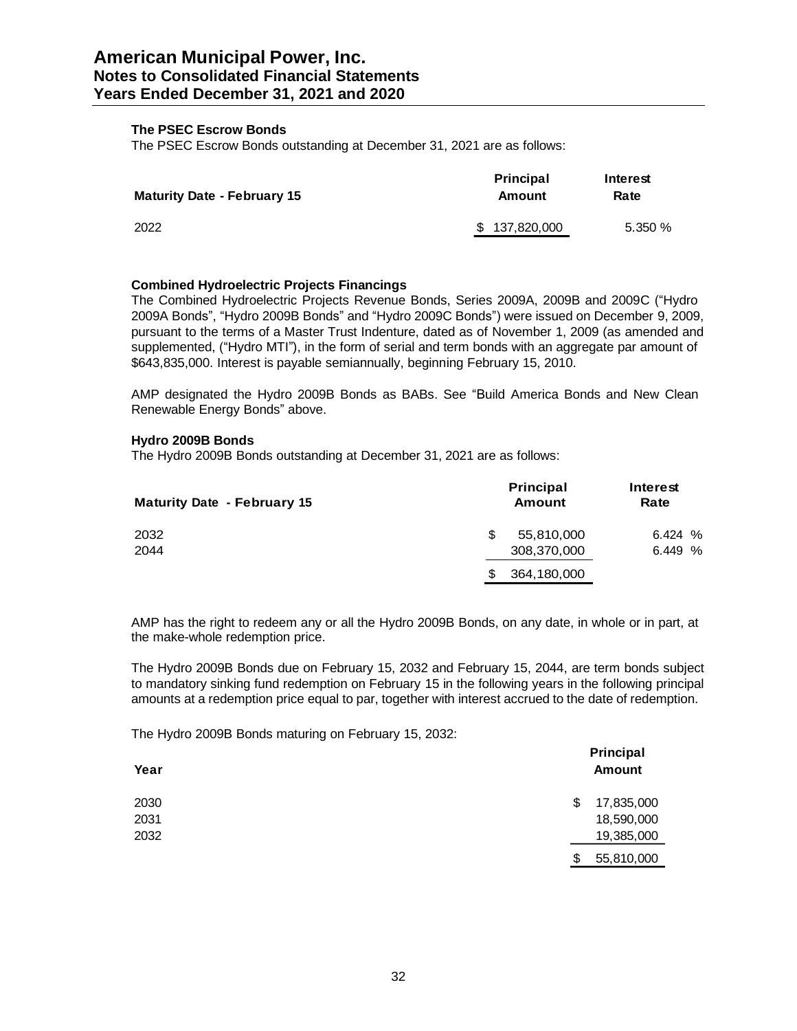### The PSEC Escrow Bonds

The PSEC Escrow Bonds outstanding at December 31, 2021 are as follows:

| Maturity Date - February 15 | Principal Amount | Interest Rate |
|---|---|---|
| 2022 | $ 137,820,000 | 5.350 % |

### Combined Hydroelectric Projects Financings

The Combined Hydroelectric Projects Revenue Bonds, Series 2009A, 2009B and 2009C ("Hydro 2009A Bonds", "Hydro 2009B Bonds" and "Hydro 2009C Bonds") were issued on December 9, 2009, pursuant to the terms of a Master Trust Indenture, dated as of November 1, 2009 (as amended and supplemented, ("Hydro MTI"), in the form of serial and term bonds with an aggregate par amount of $643,835,000. Interest is payable semiannually, beginning February 15, 2010.

AMP designated the Hydro 2009B Bonds as BABs. See "Build America Bonds and New Clean Renewable Energy Bonds" above.

### Hydro 2009B Bonds

The Hydro 2009B Bonds outstanding at December 31, 2021 are as follows:

| Maturity Date - February 15 | Principal Amount | Interest Rate |
|---|---|---|
| 2032 | $ 55,810,000 | 6.424 % |
| 2044 | 308,370,000 | 6.449 % |
| | $ 364,180,000 | |

AMP has the right to redeem any or all the Hydro 2009B Bonds, on any date, in whole or in part, at the make-whole redemption price.

The Hydro 2009B Bonds due on February 15, 2032 and February 15, 2044, are term bonds subject to mandatory sinking fund redemption on February 15 in the following years in the following principal amounts at a redemption price equal to par, together with interest accrued to the date of redemption.

The Hydro 2009B Bonds maturing on February 15, 2032:

| Year | Principal Amount |
|---|---|
| 2030 | $ 17,835,000 |
| 2031 | 18,590,000 |
| 2032 | 19,385,000 |
| | $ 55,810,000 |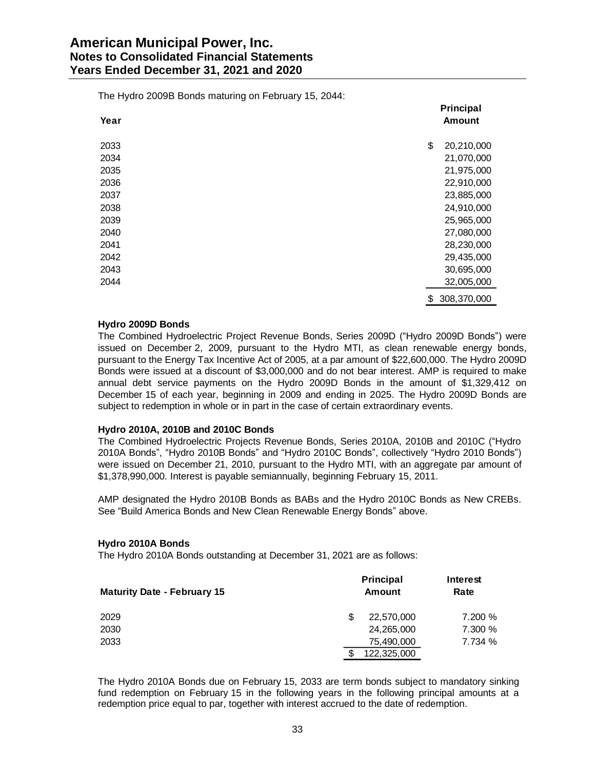The Hydro 2009B Bonds maturing on February 15, 2044:

| Year | Principal Amount |
|---|---|
| 2033 | $ 20,210,000 |
| 2034 | 21,070,000 |
| 2035 | 21,975,000 |
| 2036 | 22,910,000 |
| 2037 | 23,885,000 |
| 2038 | 24,910,000 |
| 2039 | 25,965,000 |
| 2040 | 27,080,000 |
| 2041 | 28,230,000 |
| 2042 | 29,435,000 |
| 2043 | 30,695,000 |
| 2044 | 32,005,000 |
| | $ 308,370,000 |

**Hydro 2009D Bonds**

The Combined Hydroelectric Project Revenue Bonds, Series 2009D ("Hydro 2009D Bonds") were issued on December 2, 2009, pursuant to the Hydro MTI, as clean renewable energy bonds, pursuant to the Energy Tax Incentive Act of 2005, at a par amount of $22,600,000. The Hydro 2009D Bonds were issued at a discount of $3,000,000 and do not bear interest. AMP is required to make annual debt service payments on the Hydro 2009D Bonds in the amount of $1,329,412 on December 15 of each year, beginning in 2009 and ending in 2025. The Hydro 2009D Bonds are subject to redemption in whole or in part in the case of certain extraordinary events.

**Hydro 2010A, 2010B and 2010C Bonds**

The Combined Hydroelectric Projects Revenue Bonds, Series 2010A, 2010B and 2010C ("Hydro 2010A Bonds", "Hydro 2010B Bonds" and "Hydro 2010C Bonds", collectively "Hydro 2010 Bonds") were issued on December 21, 2010, pursuant to the Hydro MTI, with an aggregate par amount of $1,378,990,000. Interest is payable semiannually, beginning February 15, 2011.

AMP designated the Hydro 2010B Bonds as BABs and the Hydro 2010C Bonds as New CREBs. See "Build America Bonds and New Clean Renewable Energy Bonds" above.

**Hydro 2010A Bonds**

The Hydro 2010A Bonds outstanding at December 31, 2021 are as follows:

| Maturity Date - February 15 | Principal Amount | Interest Rate |
|---|---|---|
| 2029 | $ 22,570,000 | 7.200 % |
| 2030 | 24,265,000 | 7.300 % |
| 2033 | 75,490,000 | 7.734 % |
| | $ 122,325,000 | |

The Hydro 2010A Bonds due on February 15, 2033 are term bonds subject to mandatory sinking fund redemption on February 15 in the following years in the following principal amounts at a redemption price equal to par, together with interest accrued to the date of redemption.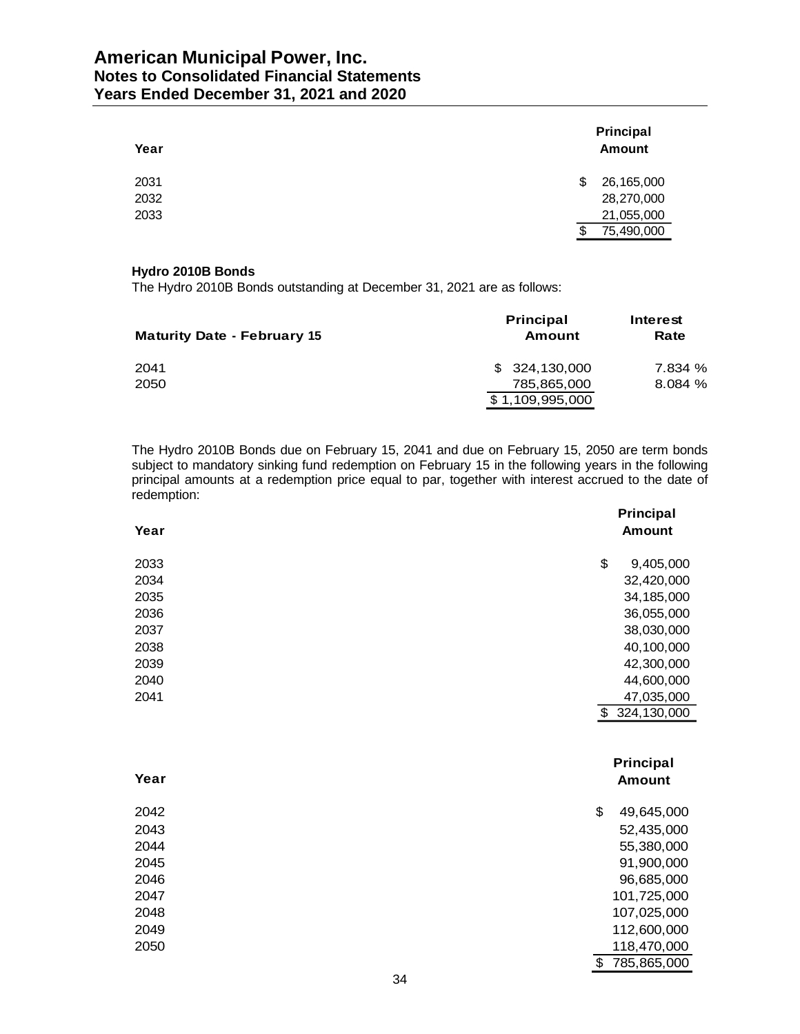| Year | Principal Amount |
|---|---|
| 2031 | $ 26,165,000 |
| 2032 | 28,270,000 |
| 2033 | 21,055,000 |
| | $ 75,490,000 |

**Hydro 2010B Bonds**

The Hydro 2010B Bonds outstanding at December 31, 2021 are as follows:

| Maturity Date - February 15 | Principal Amount | Interest Rate |
|---|---|---|
| 2041 | $ 324,130,000 | 7.834 % |
| 2050 | 785,865,000 | 8.084 % |
| | $ 1,109,995,000 | |

The Hydro 2010B Bonds due on February 15, 2041 and due on February 15, 2050 are term bonds subject to mandatory sinking fund redemption on February 15 in the following years in the following principal amounts at a redemption price equal to par, together with interest accrued to the date of redemption:

| Year | Principal Amount |
|---|---|
| 2033 | $ 9,405,000 |
| 2034 | 32,420,000 |
| 2035 | 34,185,000 |
| 2036 | 36,055,000 |
| 2037 | 38,030,000 |
| 2038 | 40,100,000 |
| 2039 | 42,300,000 |
| 2040 | 44,600,000 |
| 2041 | 47,035,000 |
| | $ 324,130,000 |

| Year | Principal Amount |
|---|---|
| 2042 | $ 49,645,000 |
| 2043 | 52,435,000 |
| 2044 | 55,380,000 |
| 2045 | 91,900,000 |
| 2046 | 96,685,000 |
| 2047 | 101,725,000 |
| 2048 | 107,025,000 |
| 2049 | 112,600,000 |
| 2050 | 118,470,000 |
| | $ 785,865,000 |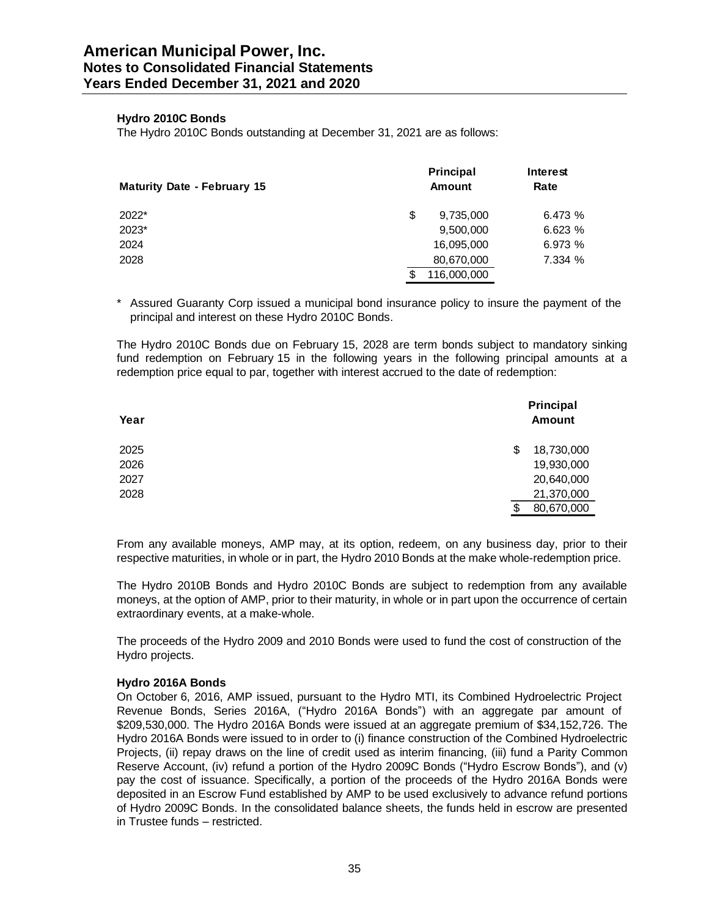### Hydro 2010C Bonds

The Hydro 2010C Bonds outstanding at December 31, 2021 are as follows:

| Maturity Date - February 15 | Principal Amount | Interest Rate |
|---|---|---|
| 2022* | $ 9,735,000 | 6.473 % |
| 2023* | 9,500,000 | 6.623 % |
| 2024 | 16,095,000 | 6.973 % |
| 2028 | 80,670,000 | 7.334 % |
| | $ 116,000,000 | |

\* Assured Guaranty Corp issued a municipal bond insurance policy to insure the payment of the principal and interest on these Hydro 2010C Bonds.

The Hydro 2010C Bonds due on February 15, 2028 are term bonds subject to mandatory sinking fund redemption on February 15 in the following years in the following principal amounts at a redemption price equal to par, together with interest accrued to the date of redemption:

| Year | Principal Amount |
|---|---|
| 2025 | $ 18,730,000 |
| 2026 | 19,930,000 |
| 2027 | 20,640,000 |
| 2028 | 21,370,000 |
| | $ 80,670,000 |

From any available moneys, AMP may, at its option, redeem, on any business day, prior to their respective maturities, in whole or in part, the Hydro 2010 Bonds at the make whole-redemption price.

The Hydro 2010B Bonds and Hydro 2010C Bonds are subject to redemption from any available moneys, at the option of AMP, prior to their maturity, in whole or in part upon the occurrence of certain extraordinary events, at a make-whole.

The proceeds of the Hydro 2009 and 2010 Bonds were used to fund the cost of construction of the Hydro projects.

### Hydro 2016A Bonds

On October 6, 2016, AMP issued, pursuant to the Hydro MTI, its Combined Hydroelectric Project Revenue Bonds, Series 2016A, ("Hydro 2016A Bonds") with an aggregate par amount of $209,530,000. The Hydro 2016A Bonds were issued at an aggregate premium of $34,152,726. The Hydro 2016A Bonds were issued to in order to (i) finance construction of the Combined Hydroelectric Projects, (ii) repay draws on the line of credit used as interim financing, (iii) fund a Parity Common Reserve Account, (iv) refund a portion of the Hydro 2009C Bonds ("Hydro Escrow Bonds"), and (v) pay the cost of issuance. Specifically, a portion of the proceeds of the Hydro 2016A Bonds were deposited in an Escrow Fund established by AMP to be used exclusively to advance refund portions of Hydro 2009C Bonds. In the consolidated balance sheets, the funds held in escrow are presented in Trustee funds – restricted.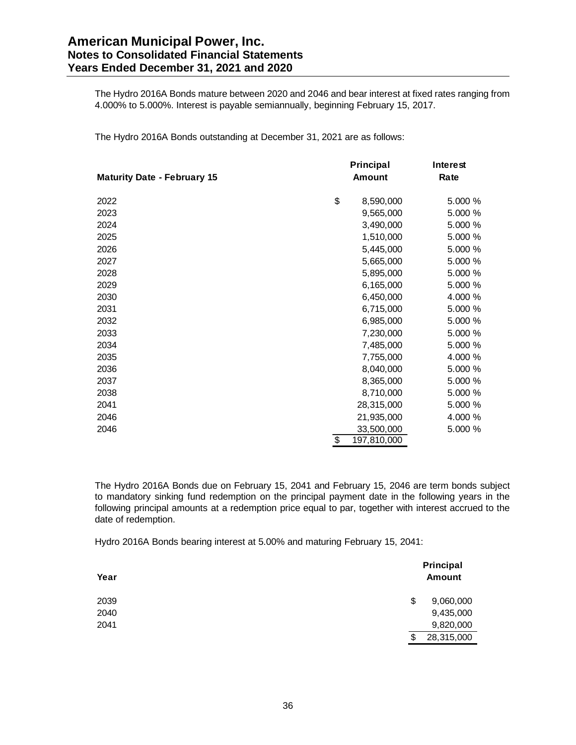The Hydro 2016A Bonds mature between 2020 and 2046 and bear interest at fixed rates ranging from 4.000% to 5.000%. Interest is payable semiannually, beginning February 15, 2017.

The Hydro 2016A Bonds outstanding at December 31, 2021 are as follows:

| Maturity Date - February 15 | Principal Amount | Interest Rate |
|---|---|---|
| 2022 | $ 8,590,000 | 5.000 % |
| 2023 | 9,565,000 | 5.000 % |
| 2024 | 3,490,000 | 5.000 % |
| 2025 | 1,510,000 | 5.000 % |
| 2026 | 5,445,000 | 5.000 % |
| 2027 | 5,665,000 | 5.000 % |
| 2028 | 5,895,000 | 5.000 % |
| 2029 | 6,165,000 | 5.000 % |
| 2030 | 6,450,000 | 4.000 % |
| 2031 | 6,715,000 | 5.000 % |
| 2032 | 6,985,000 | 5.000 % |
| 2033 | 7,230,000 | 5.000 % |
| 2034 | 7,485,000 | 5.000 % |
| 2035 | 7,755,000 | 4.000 % |
| 2036 | 8,040,000 | 5.000 % |
| 2037 | 8,365,000 | 5.000 % |
| 2038 | 8,710,000 | 5.000 % |
| 2041 | 28,315,000 | 5.000 % |
| 2046 | 21,935,000 | 4.000 % |
| 2046 | 33,500,000 | 5.000 % |
| | $ 197,810,000 | |

The Hydro 2016A Bonds due on February 15, 2041 and February 15, 2046 are term bonds subject to mandatory sinking fund redemption on the principal payment date in the following years in the following principal amounts at a redemption price equal to par, together with interest accrued to the date of redemption.

Hydro 2016A Bonds bearing interest at 5.00% and maturing February 15, 2041:

| Year | Principal Amount |
|---|---|
| 2039 | $ 9,060,000 |
| 2040 | 9,435,000 |
| 2041 | 9,820,000 |
| | $ 28,315,000 |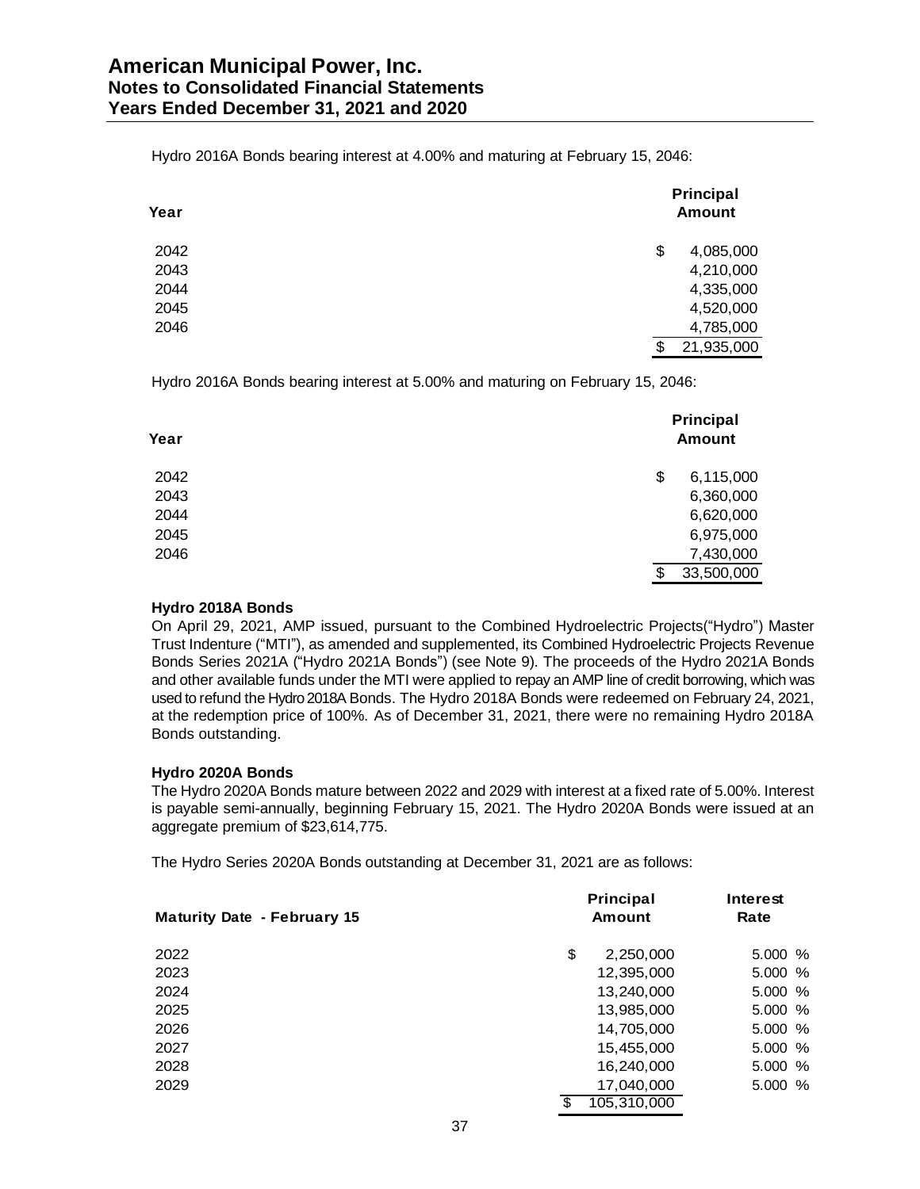Hydro 2016A Bonds bearing interest at 4.00% and maturing at February 15, 2046:

| Year | Principal Amount |
|---|---|
| 2042 | $ 4,085,000 |
| 2043 | 4,210,000 |
| 2044 | 4,335,000 |
| 2045 | 4,520,000 |
| 2046 | 4,785,000 |
| | $ 21,935,000 |

Hydro 2016A Bonds bearing interest at 5.00% and maturing on February 15, 2046:

| Year | Principal Amount |
|---|---|
| 2042 | $ 6,115,000 |
| 2043 | 6,360,000 |
| 2044 | 6,620,000 |
| 2045 | 6,975,000 |
| 2046 | 7,430,000 |
| | $ 33,500,000 |

**Hydro 2018A Bonds**

On April 29, 2021, AMP issued, pursuant to the Combined Hydroelectric Projects("Hydro") Master Trust Indenture ("MTI"), as amended and supplemented, its Combined Hydroelectric Projects Revenue Bonds Series 2021A ("Hydro 2021A Bonds") (see Note 9). The proceeds of the Hydro 2021A Bonds and other available funds under the MTI were applied to repay an AMP line of credit borrowing, which was used to refund the Hydro 2018A Bonds. The Hydro 2018A Bonds were redeemed on February 24, 2021, at the redemption price of 100%. As of December 31, 2021, there were no remaining Hydro 2018A Bonds outstanding.

**Hydro 2020A Bonds**

The Hydro 2020A Bonds mature between 2022 and 2029 with interest at a fixed rate of 5.00%. Interest is payable semi-annually, beginning February 15, 2021. The Hydro 2020A Bonds were issued at an aggregate premium of $23,614,775.

The Hydro Series 2020A Bonds outstanding at December 31, 2021 are as follows:

| Maturity Date - February 15 | Principal Amount | Interest Rate |
|---|---|---|
| 2022 | $ 2,250,000 | 5.000 % |
| 2023 | 12,395,000 | 5.000 % |
| 2024 | 13,240,000 | 5.000 % |
| 2025 | 13,985,000 | 5.000 % |
| 2026 | 14,705,000 | 5.000 % |
| 2027 | 15,455,000 | 5.000 % |
| 2028 | 16,240,000 | 5.000 % |
| 2029 | 17,040,000 | 5.000 % |
| | $ 105,310,000 | |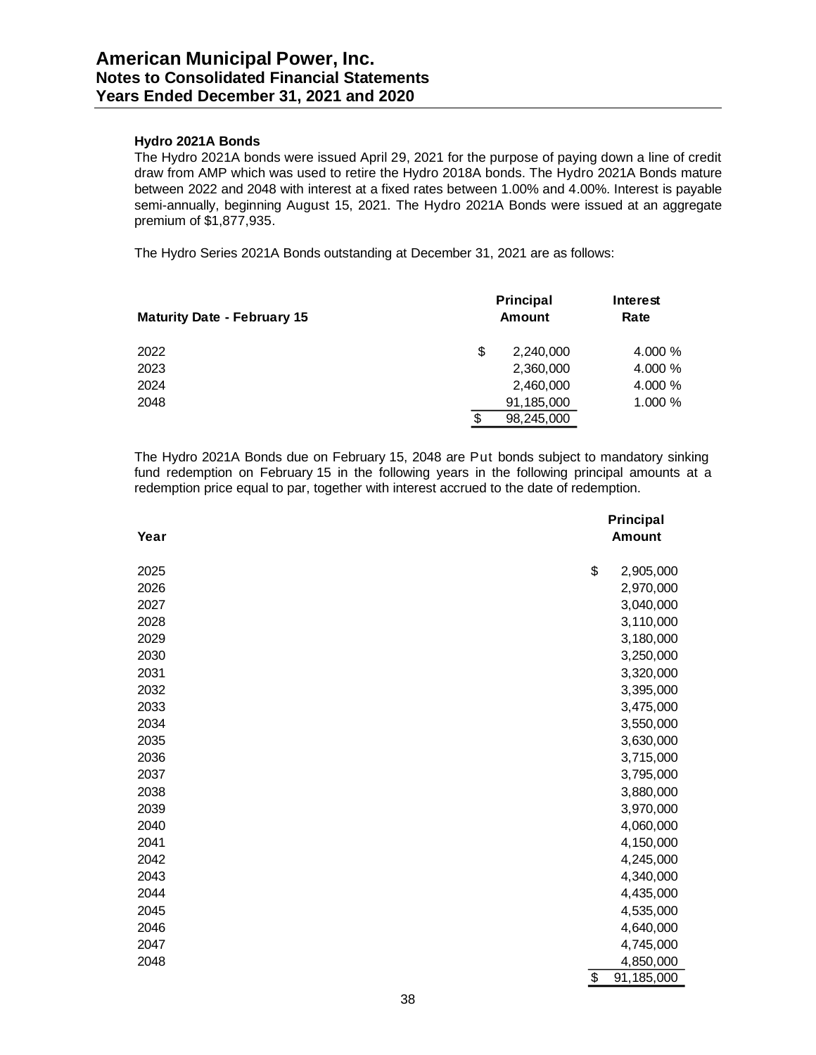### Hydro 2021A Bonds

The Hydro 2021A bonds were issued April 29, 2021 for the purpose of paying down a line of credit draw from AMP which was used to retire the Hydro 2018A bonds. The Hydro 2021A Bonds mature between 2022 and 2048 with interest at a fixed rates between 1.00% and 4.00%. Interest is payable semi-annually, beginning August 15, 2021. The Hydro 2021A Bonds were issued at an aggregate premium of $1,877,935.

The Hydro Series 2021A Bonds outstanding at December 31, 2021 are as follows:

| Maturity Date - February 15 | Principal Amount | Interest Rate |
|---|---|---|
| 2022 | $ 2,240,000 | 4.000 % |
| 2023 | 2,360,000 | 4.000 % |
| 2024 | 2,460,000 | 4.000 % |
| 2048 | 91,185,000 | 1.000 % |
| | $ 98,245,000 | |

The Hydro 2021A Bonds due on February 15, 2048 are Put bonds subject to mandatory sinking fund redemption on February 15 in the following years in the following principal amounts at a redemption price equal to par, together with interest accrued to the date of redemption.

| Year | Principal Amount |
|---|---|
| 2025 | $ 2,905,000 |
| 2026 | 2,970,000 |
| 2027 | 3,040,000 |
| 2028 | 3,110,000 |
| 2029 | 3,180,000 |
| 2030 | 3,250,000 |
| 2031 | 3,320,000 |
| 2032 | 3,395,000 |
| 2033 | 3,475,000 |
| 2034 | 3,550,000 |
| 2035 | 3,630,000 |
| 2036 | 3,715,000 |
| 2037 | 3,795,000 |
| 2038 | 3,880,000 |
| 2039 | 3,970,000 |
| 2040 | 4,060,000 |
| 2041 | 4,150,000 |
| 2042 | 4,245,000 |
| 2043 | 4,340,000 |
| 2044 | 4,435,000 |
| 2045 | 4,535,000 |
| 2046 | 4,640,000 |
| 2047 | 4,745,000 |
| 2048 | 4,850,000 |
| | $ 91,185,000 |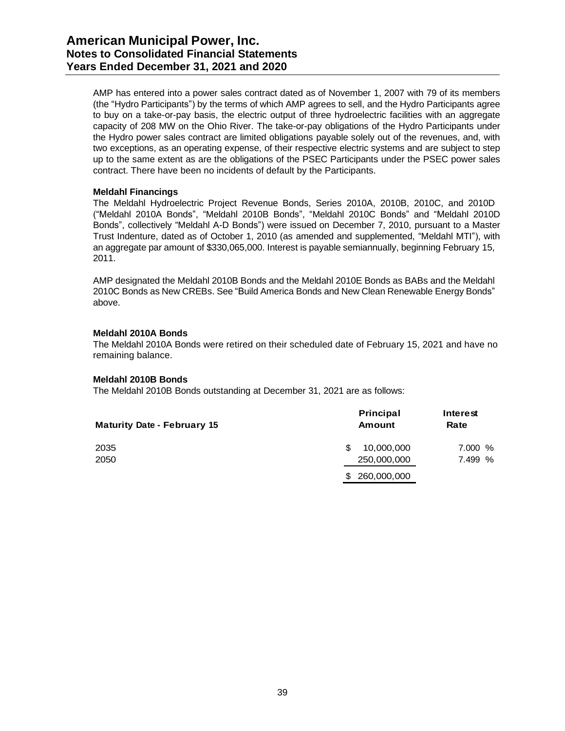AMP has entered into a power sales contract dated as of November 1, 2007 with 79 of its members (the "Hydro Participants") by the terms of which AMP agrees to sell, and the Hydro Participants agree to buy on a take-or-pay basis, the electric output of three hydroelectric facilities with an aggregate capacity of 208 MW on the Ohio River. The take-or-pay obligations of the Hydro Participants under the Hydro power sales contract are limited obligations payable solely out of the revenues, and, with two exceptions, as an operating expense, of their respective electric systems and are subject to step up to the same extent as are the obligations of the PSEC Participants under the PSEC power sales contract. There have been no incidents of default by the Participants.

**Meldahl Financings**

The Meldahl Hydroelectric Project Revenue Bonds, Series 2010A, 2010B, 2010C, and 2010D ("Meldahl 2010A Bonds", "Meldahl 2010B Bonds", "Meldahl 2010C Bonds" and "Meldahl 2010D Bonds", collectively "Meldahl A-D Bonds") were issued on December 7, 2010, pursuant to a Master Trust Indenture, dated as of October 1, 2010 (as amended and supplemented, "Meldahl MTI"), with an aggregate par amount of $330,065,000. Interest is payable semiannually, beginning February 15, 2011.

AMP designated the Meldahl 2010B Bonds and the Meldahl 2010E Bonds as BABs and the Meldahl 2010C Bonds as New CREBs. See "Build America Bonds and New Clean Renewable Energy Bonds" above.

**Meldahl 2010A Bonds**

The Meldahl 2010A Bonds were retired on their scheduled date of February 15, 2021 and have no remaining balance.

**Meldahl 2010B Bonds**

The Meldahl 2010B Bonds outstanding at December 31, 2021 are as follows:

| Maturity Date - February 15 | Principal Amount | Interest Rate |
|---|---|---|
| 2035 | $ 10,000,000 | 7.000 % |
| 2050 | 250,000,000 | 7.499 % |
| | $ 260,000,000 | |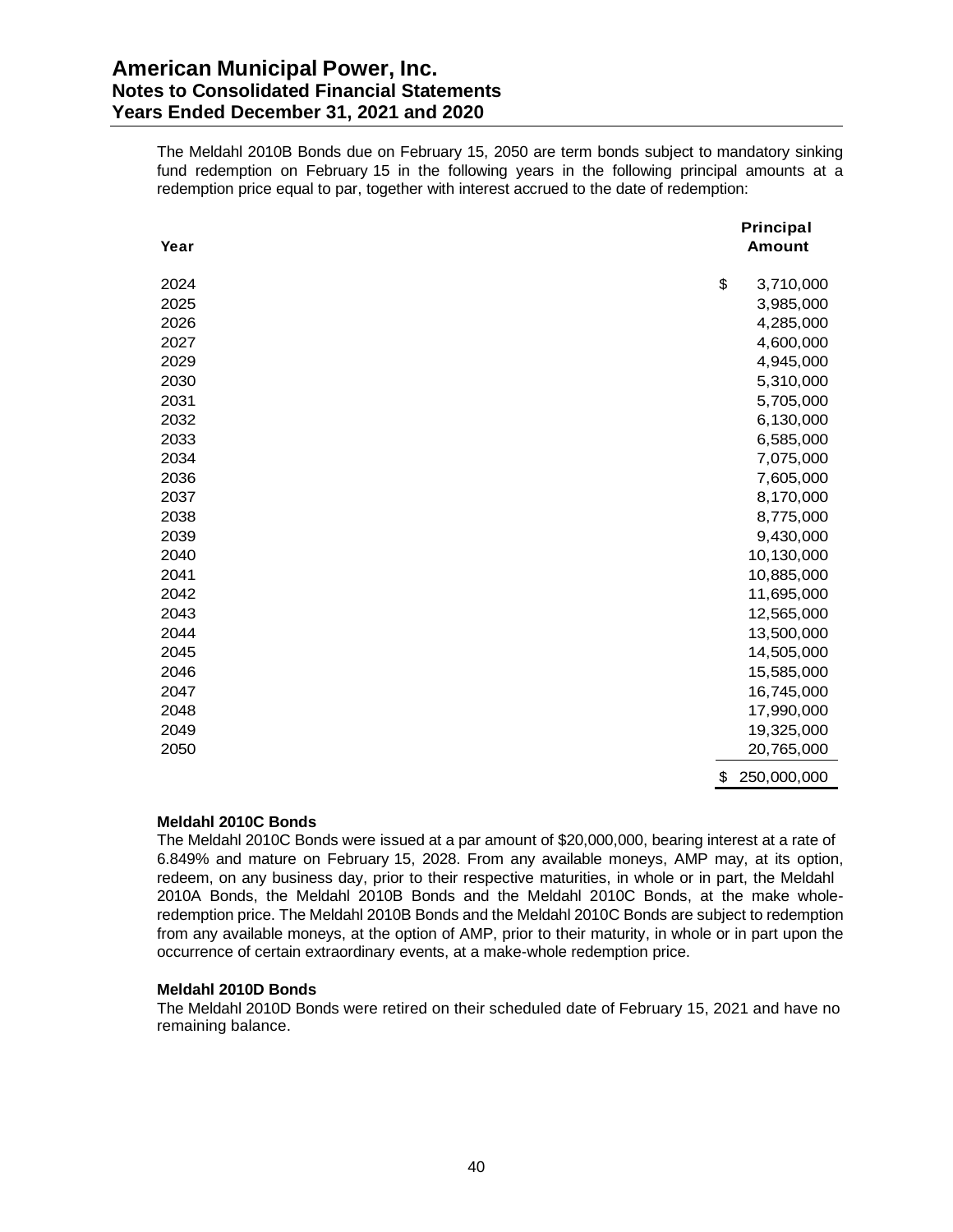The Meldahl 2010B Bonds due on February 15, 2050 are term bonds subject to mandatory sinking fund redemption on February 15 in the following years in the following principal amounts at a redemption price equal to par, together with interest accrued to the date of redemption:

| Year | Principal Amount |
|---|---|
| 2024 | $ 3,710,000 |
| 2025 | 3,985,000 |
| 2026 | 4,285,000 |
| 2027 | 4,600,000 |
| 2029 | 4,945,000 |
| 2030 | 5,310,000 |
| 2031 | 5,705,000 |
| 2032 | 6,130,000 |
| 2033 | 6,585,000 |
| 2034 | 7,075,000 |
| 2036 | 7,605,000 |
| 2037 | 8,170,000 |
| 2038 | 8,775,000 |
| 2039 | 9,430,000 |
| 2040 | 10,130,000 |
| 2041 | 10,885,000 |
| 2042 | 11,695,000 |
| 2043 | 12,565,000 |
| 2044 | 13,500,000 |
| 2045 | 14,505,000 |
| 2046 | 15,585,000 |
| 2047 | 16,745,000 |
| 2048 | 17,990,000 |
| 2049 | 19,325,000 |
| 2050 | 20,765,000 |
| | $ 250,000,000 |

**Meldahl 2010C Bonds**

The Meldahl 2010C Bonds were issued at a par amount of $20,000,000, bearing interest at a rate of 6.849% and mature on February 15, 2028. From any available moneys, AMP may, at its option, redeem, on any business day, prior to their respective maturities, in whole or in part, the Meldahl 2010A Bonds, the Meldahl 2010B Bonds and the Meldahl 2010C Bonds, at the make whole-redemption price. The Meldahl 2010B Bonds and the Meldahl 2010C Bonds are subject to redemption from any available moneys, at the option of AMP, prior to their maturity, in whole or in part upon the occurrence of certain extraordinary events, at a make-whole redemption price.

**Meldahl 2010D Bonds**

The Meldahl 2010D Bonds were retired on their scheduled date of February 15, 2021 and have no remaining balance.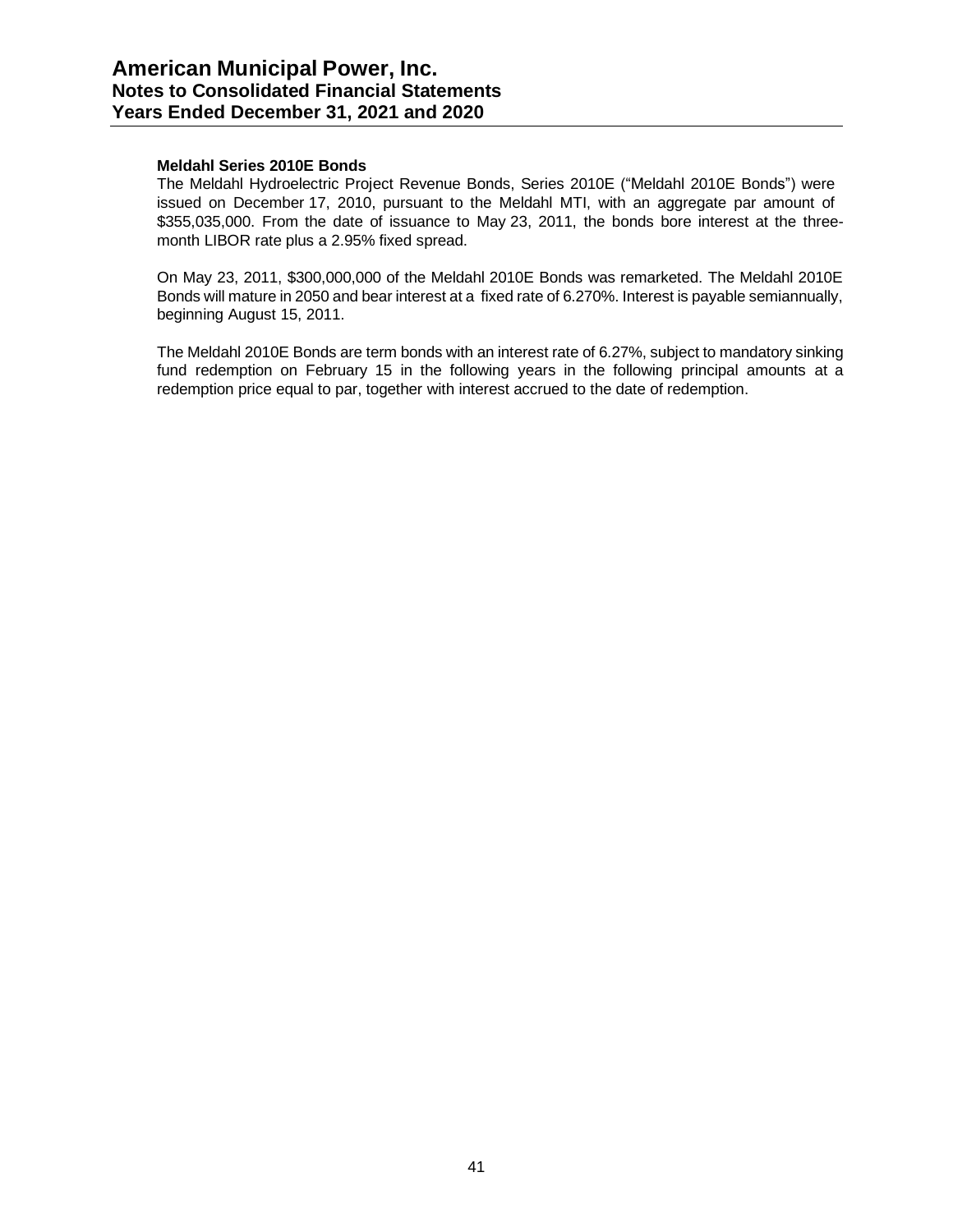**Meldahl Series 2010E Bonds**

The Meldahl Hydroelectric Project Revenue Bonds, Series 2010E ("Meldahl 2010E Bonds") were issued on December 17, 2010, pursuant to the Meldahl MTI, with an aggregate par amount of $355,035,000. From the date of issuance to May 23, 2011, the bonds bore interest at the three-month LIBOR rate plus a 2.95% fixed spread.

On May 23, 2011, $300,000,000 of the Meldahl 2010E Bonds was remarketed. The Meldahl 2010E Bonds will mature in 2050 and bear interest at a fixed rate of 6.270%. Interest is payable semiannually, beginning August 15, 2011.

The Meldahl 2010E Bonds are term bonds with an interest rate of 6.27%, subject to mandatory sinking fund redemption on February 15 in the following years in the following principal amounts at a redemption price equal to par, together with interest accrued to the date of redemption.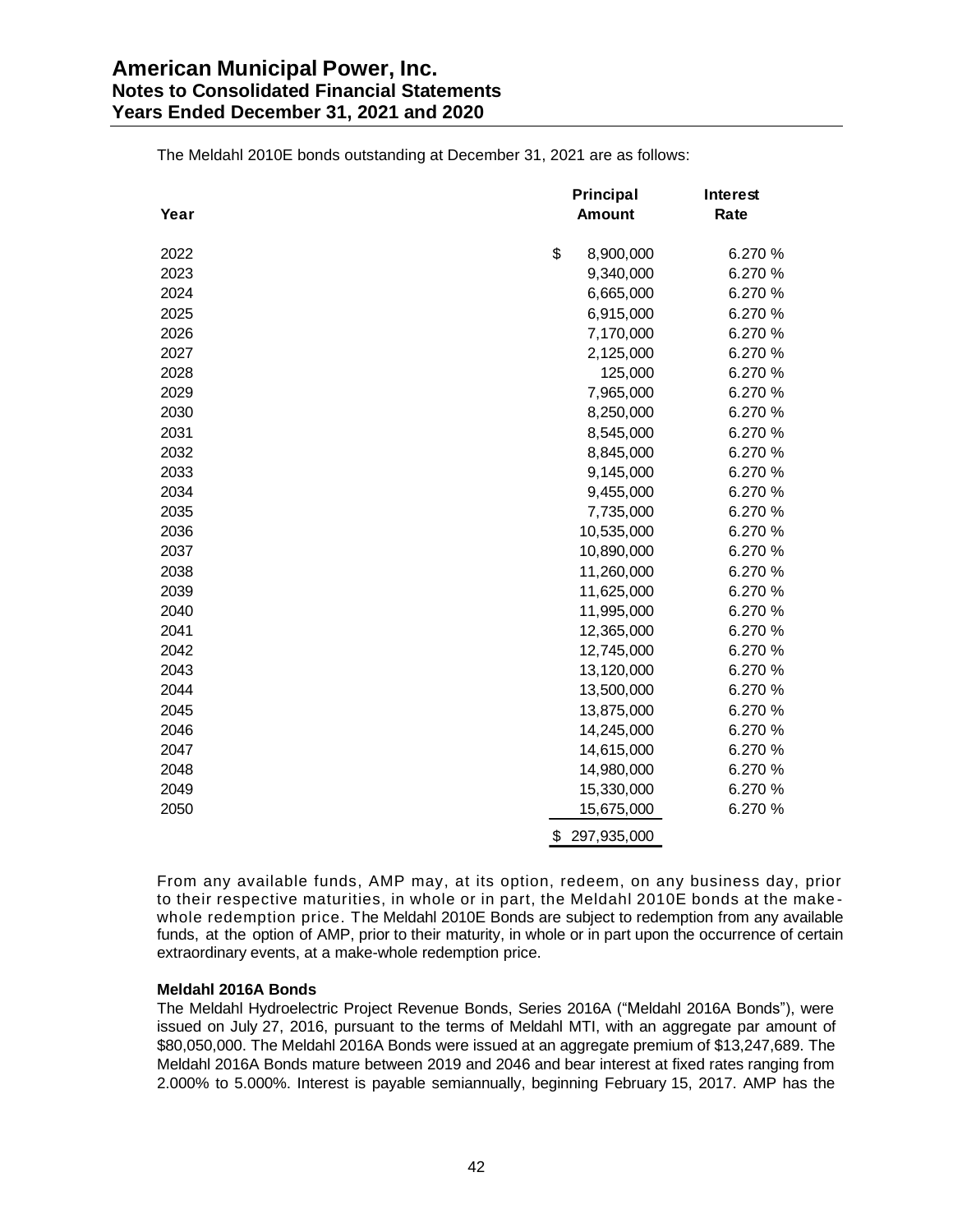The Meldahl 2010E bonds outstanding at December 31, 2021 are as follows:

| Year | Principal Amount | Interest Rate |
|---|---|---|
| 2022 | $ 8,900,000 | 6.270 % |
| 2023 | 9,340,000 | 6.270 % |
| 2024 | 6,665,000 | 6.270 % |
| 2025 | 6,915,000 | 6.270 % |
| 2026 | 7,170,000 | 6.270 % |
| 2027 | 2,125,000 | 6.270 % |
| 2028 | 125,000 | 6.270 % |
| 2029 | 7,965,000 | 6.270 % |
| 2030 | 8,250,000 | 6.270 % |
| 2031 | 8,545,000 | 6.270 % |
| 2032 | 8,845,000 | 6.270 % |
| 2033 | 9,145,000 | 6.270 % |
| 2034 | 9,455,000 | 6.270 % |
| 2035 | 7,735,000 | 6.270 % |
| 2036 | 10,535,000 | 6.270 % |
| 2037 | 10,890,000 | 6.270 % |
| 2038 | 11,260,000 | 6.270 % |
| 2039 | 11,625,000 | 6.270 % |
| 2040 | 11,995,000 | 6.270 % |
| 2041 | 12,365,000 | 6.270 % |
| 2042 | 12,745,000 | 6.270 % |
| 2043 | 13,120,000 | 6.270 % |
| 2044 | 13,500,000 | 6.270 % |
| 2045 | 13,875,000 | 6.270 % |
| 2046 | 14,245,000 | 6.270 % |
| 2047 | 14,615,000 | 6.270 % |
| 2048 | 14,980,000 | 6.270 % |
| 2049 | 15,330,000 | 6.270 % |
| 2050 | 15,675,000 | 6.270 % |
| | $ 297,935,000 | |

From any available funds, AMP may, at its option, redeem, on any business day, prior to their respective maturities, in whole or in part, the Meldahl 2010E bonds at the make-whole redemption price. The Meldahl 2010E Bonds are subject to redemption from any available funds, at the option of AMP, prior to their maturity, in whole or in part upon the occurrence of certain extraordinary events, at a make-whole redemption price.

**Meldahl 2016A Bonds**

The Meldahl Hydroelectric Project Revenue Bonds, Series 2016A ("Meldahl 2016A Bonds"), were issued on July 27, 2016, pursuant to the terms of Meldahl MTI, with an aggregate par amount of $80,050,000. The Meldahl 2016A Bonds were issued at an aggregate premium of $13,247,689. The Meldahl 2016A Bonds mature between 2019 and 2046 and bear interest at fixed rates ranging from 2.000% to 5.000%. Interest is payable semiannually, beginning February 15, 2017. AMP has the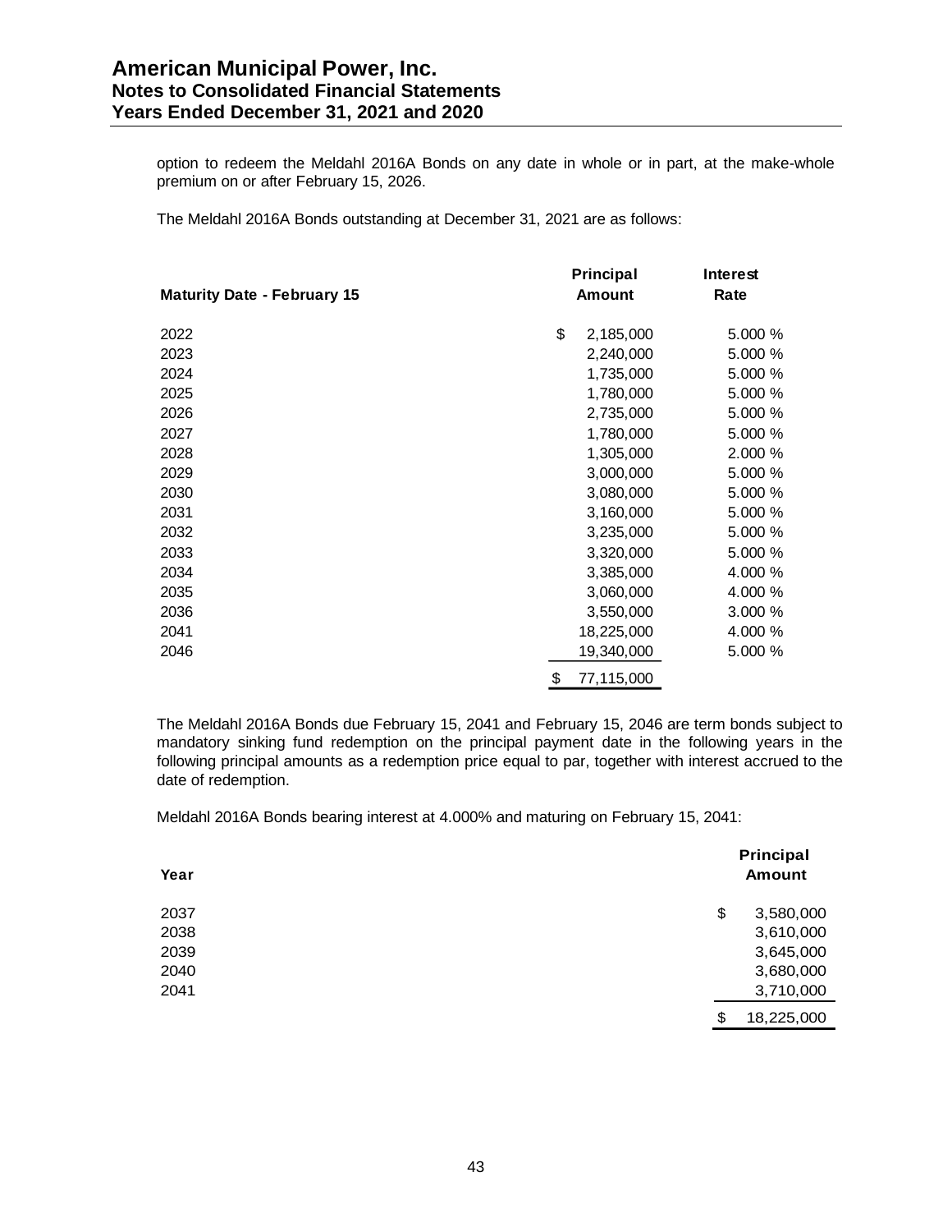option to redeem the Meldahl 2016A Bonds on any date in whole or in part, at the make-whole premium on or after February 15, 2026.

The Meldahl 2016A Bonds outstanding at December 31, 2021 are as follows:

| Maturity Date - February 15 | Principal Amount | Interest Rate |
|---|---|---|
| 2022 | $ 2,185,000 | 5.000 % |
| 2023 | 2,240,000 | 5.000 % |
| 2024 | 1,735,000 | 5.000 % |
| 2025 | 1,780,000 | 5.000 % |
| 2026 | 2,735,000 | 5.000 % |
| 2027 | 1,780,000 | 5.000 % |
| 2028 | 1,305,000 | 2.000 % |
| 2029 | 3,000,000 | 5.000 % |
| 2030 | 3,080,000 | 5.000 % |
| 2031 | 3,160,000 | 5.000 % |
| 2032 | 3,235,000 | 5.000 % |
| 2033 | 3,320,000 | 5.000 % |
| 2034 | 3,385,000 | 4.000 % |
| 2035 | 3,060,000 | 4.000 % |
| 2036 | 3,550,000 | 3.000 % |
| 2041 | 18,225,000 | 4.000 % |
| 2046 | 19,340,000 | 5.000 % |
| | $ 77,115,000 | |

The Meldahl 2016A Bonds due February 15, 2041 and February 15, 2046 are term bonds subject to mandatory sinking fund redemption on the principal payment date in the following years in the following principal amounts as a redemption price equal to par, together with interest accrued to the date of redemption.

Meldahl 2016A Bonds bearing interest at 4.000% and maturing on February 15, 2041:

| Year | Principal Amount |
|---|---|
| 2037 | $ 3,580,000 |
| 2038 | 3,610,000 |
| 2039 | 3,645,000 |
| 2040 | 3,680,000 |
| 2041 | 3,710,000 |
| | $ 18,225,000 |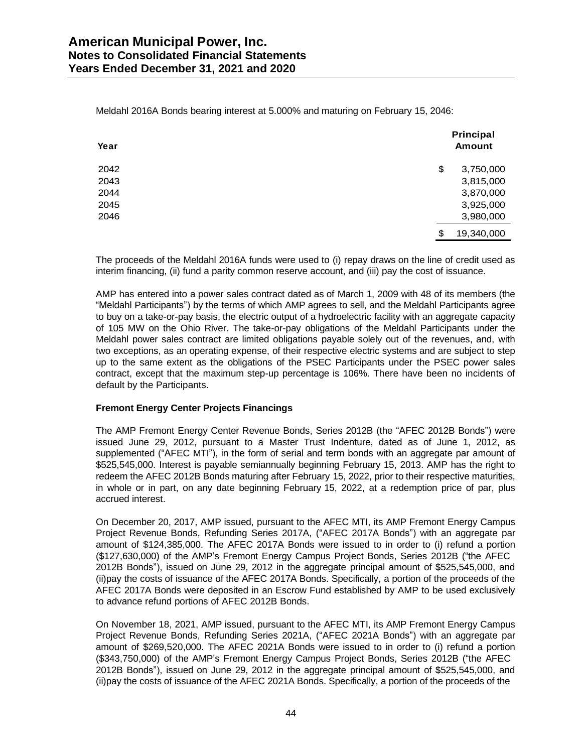Meldahl 2016A Bonds bearing interest at 5.000% and maturing on February 15, 2046:

| Year | Principal Amount |
|---|---|
| 2042 | $ 3,750,000 |
| 2043 | 3,815,000 |
| 2044 | 3,870,000 |
| 2045 | 3,925,000 |
| 2046 | 3,980,000 |
| | $ 19,340,000 |

The proceeds of the Meldahl 2016A funds were used to (i) repay draws on the line of credit used as interim financing, (ii) fund a parity common reserve account, and (iii) pay the cost of issuance.

AMP has entered into a power sales contract dated as of March 1, 2009 with 48 of its members (the "Meldahl Participants") by the terms of which AMP agrees to sell, and the Meldahl Participants agree to buy on a take-or-pay basis, the electric output of a hydroelectric facility with an aggregate capacity of 105 MW on the Ohio River. The take-or-pay obligations of the Meldahl Participants under the Meldahl power sales contract are limited obligations payable solely out of the revenues, and, with two exceptions, as an operating expense, of their respective electric systems and are subject to step up to the same extent as the obligations of the PSEC Participants under the PSEC power sales contract, except that the maximum step-up percentage is 106%. There have been no incidents of default by the Participants.

**Fremont Energy Center Projects Financings**

The AMP Fremont Energy Center Revenue Bonds, Series 2012B (the "AFEC 2012B Bonds") were issued June 29, 2012, pursuant to a Master Trust Indenture, dated as of June 1, 2012, as supplemented ("AFEC MTI"), in the form of serial and term bonds with an aggregate par amount of $525,545,000. Interest is payable semiannually beginning February 15, 2013. AMP has the right to redeem the AFEC 2012B Bonds maturing after February 15, 2022, prior to their respective maturities, in whole or in part, on any date beginning February 15, 2022, at a redemption price of par, plus accrued interest.

On December 20, 2017, AMP issued, pursuant to the AFEC MTI, its AMP Fremont Energy Campus Project Revenue Bonds, Refunding Series 2017A, ("AFEC 2017A Bonds") with an aggregate par amount of $124,385,000. The AFEC 2017A Bonds were issued to in order to (i) refund a portion ($127,630,000) of the AMP's Fremont Energy Campus Project Bonds, Series 2012B ("the AFEC 2012B Bonds"), issued on June 29, 2012 in the aggregate principal amount of $525,545,000, and (ii)pay the costs of issuance of the AFEC 2017A Bonds. Specifically, a portion of the proceeds of the AFEC 2017A Bonds were deposited in an Escrow Fund established by AMP to be used exclusively to advance refund portions of AFEC 2012B Bonds.

On November 18, 2021, AMP issued, pursuant to the AFEC MTI, its AMP Fremont Energy Campus Project Revenue Bonds, Refunding Series 2021A, ("AFEC 2021A Bonds") with an aggregate par amount of $269,520,000. The AFEC 2021A Bonds were issued to in order to (i) refund a portion ($343,750,000) of the AMP's Fremont Energy Campus Project Bonds, Series 2012B ("the AFEC 2012B Bonds"), issued on June 29, 2012 in the aggregate principal amount of $525,545,000, and (ii)pay the costs of issuance of the AFEC 2021A Bonds. Specifically, a portion of the proceeds of the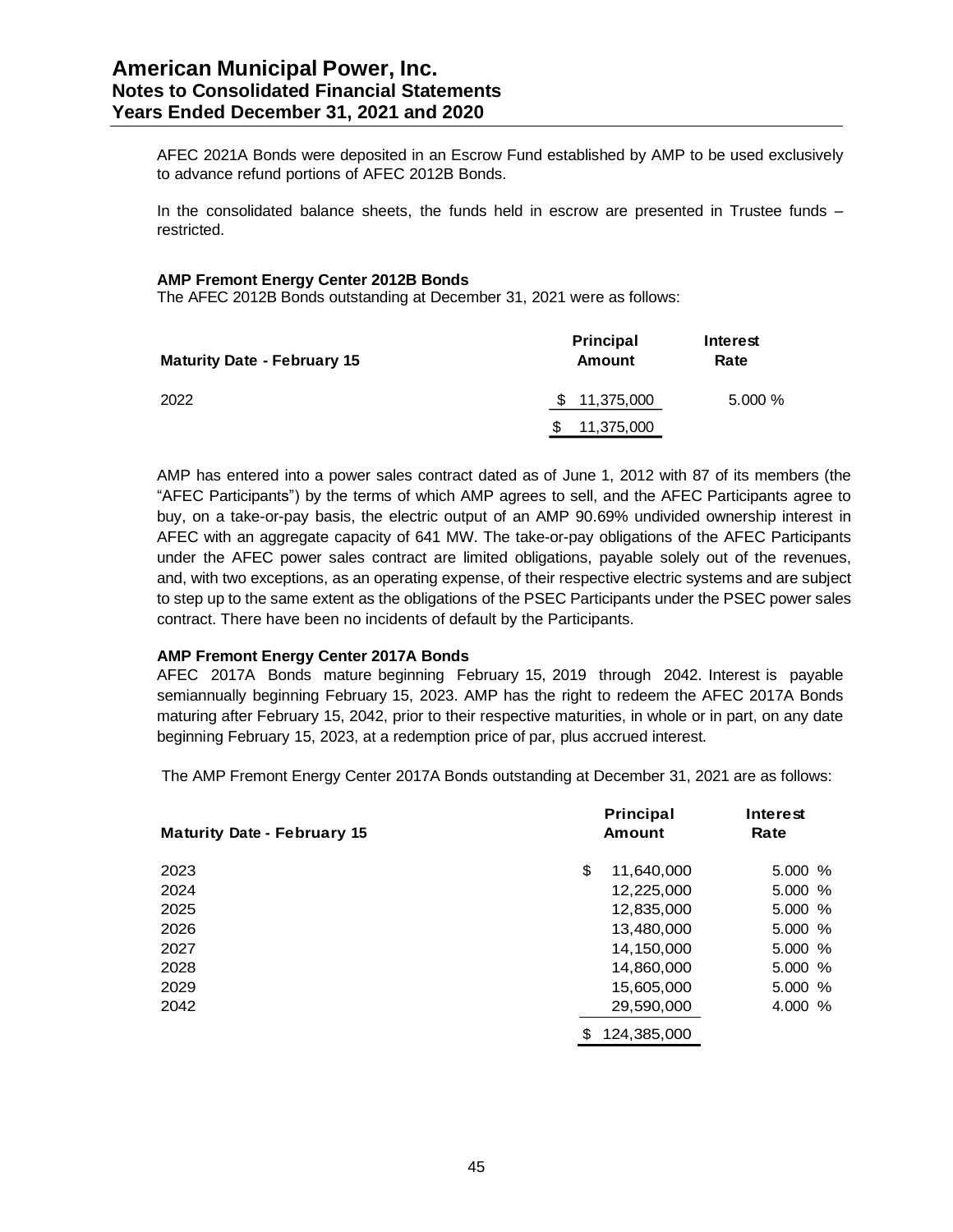AFEC 2021A Bonds were deposited in an Escrow Fund established by AMP to be used exclusively to advance refund portions of AFEC 2012B Bonds.

In the consolidated balance sheets, the funds held in escrow are presented in Trustee funds – restricted.

**AMP Fremont Energy Center 2012B Bonds**

The AFEC 2012B Bonds outstanding at December 31, 2021 were as follows:

| Maturity Date - February 15 | Principal Amount | Interest Rate |
|---|---|---|
| 2022 | $ 11,375,000 | 5.000 % |
| | $ 11,375,000 | |

AMP has entered into a power sales contract dated as of June 1, 2012 with 87 of its members (the "AFEC Participants") by the terms of which AMP agrees to sell, and the AFEC Participants agree to buy, on a take-or-pay basis, the electric output of an AMP 90.69% undivided ownership interest in AFEC with an aggregate capacity of 641 MW. The take-or-pay obligations of the AFEC Participants under the AFEC power sales contract are limited obligations, payable solely out of the revenues, and, with two exceptions, as an operating expense, of their respective electric systems and are subject to step up to the same extent as the obligations of the PSEC Participants under the PSEC power sales contract. There have been no incidents of default by the Participants.

**AMP Fremont Energy Center 2017A Bonds**

AFEC 2017A Bonds mature beginning February 15, 2019 through 2042. Interest is payable semiannually beginning February 15, 2023. AMP has the right to redeem the AFEC 2017A Bonds maturing after February 15, 2042, prior to their respective maturities, in whole or in part, on any date beginning February 15, 2023, at a redemption price of par, plus accrued interest.

The AMP Fremont Energy Center 2017A Bonds outstanding at December 31, 2021 are as follows:

| Maturity Date - February 15 | Principal Amount | Interest Rate |
|---|---|---|
| 2023 | $ 11,640,000 | 5.000 % |
| 2024 | 12,225,000 | 5.000 % |
| 2025 | 12,835,000 | 5.000 % |
| 2026 | 13,480,000 | 5.000 % |
| 2027 | 14,150,000 | 5.000 % |
| 2028 | 14,860,000 | 5.000 % |
| 2029 | 15,605,000 | 5.000 % |
| 2042 | 29,590,000 | 4.000 % |
| | $ 124,385,000 | |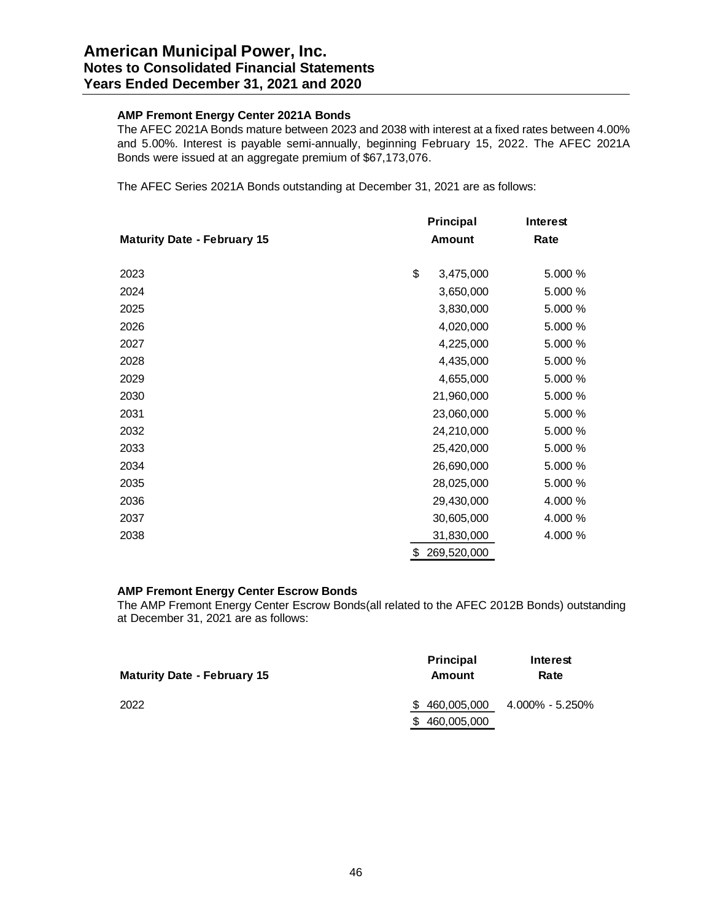#### AMP Fremont Energy Center 2021A Bonds

The AFEC 2021A Bonds mature between 2023 and 2038 with interest at a fixed rates between 4.00% and 5.00%. Interest is payable semi-annually, beginning February 15, 2022. The AFEC 2021A Bonds were issued at an aggregate premium of $67,173,076.

The AFEC Series 2021A Bonds outstanding at December 31, 2021 are as follows:

| Maturity Date - February 15 | Principal Amount | Interest Rate |
|---|---|---|
| 2023 | $ 3,475,000 | 5.000 % |
| 2024 | 3,650,000 | 5.000 % |
| 2025 | 3,830,000 | 5.000 % |
| 2026 | 4,020,000 | 5.000 % |
| 2027 | 4,225,000 | 5.000 % |
| 2028 | 4,435,000 | 5.000 % |
| 2029 | 4,655,000 | 5.000 % |
| 2030 | 21,960,000 | 5.000 % |
| 2031 | 23,060,000 | 5.000 % |
| 2032 | 24,210,000 | 5.000 % |
| 2033 | 25,420,000 | 5.000 % |
| 2034 | 26,690,000 | 5.000 % |
| 2035 | 28,025,000 | 5.000 % |
| 2036 | 29,430,000 | 4.000 % |
| 2037 | 30,605,000 | 4.000 % |
| 2038 | 31,830,000 | 4.000 % |
| | $ 269,520,000 | |

#### AMP Fremont Energy Center Escrow Bonds

The AMP Fremont Energy Center Escrow Bonds(all related to the AFEC 2012B Bonds) outstanding at December 31, 2021 are as follows:

| Maturity Date - February 15 | Principal Amount | Interest Rate |
|---|---|---|
| 2022 | $ 460,005,000 | 4.000% - 5.250% |
| | $ 460,005,000 | |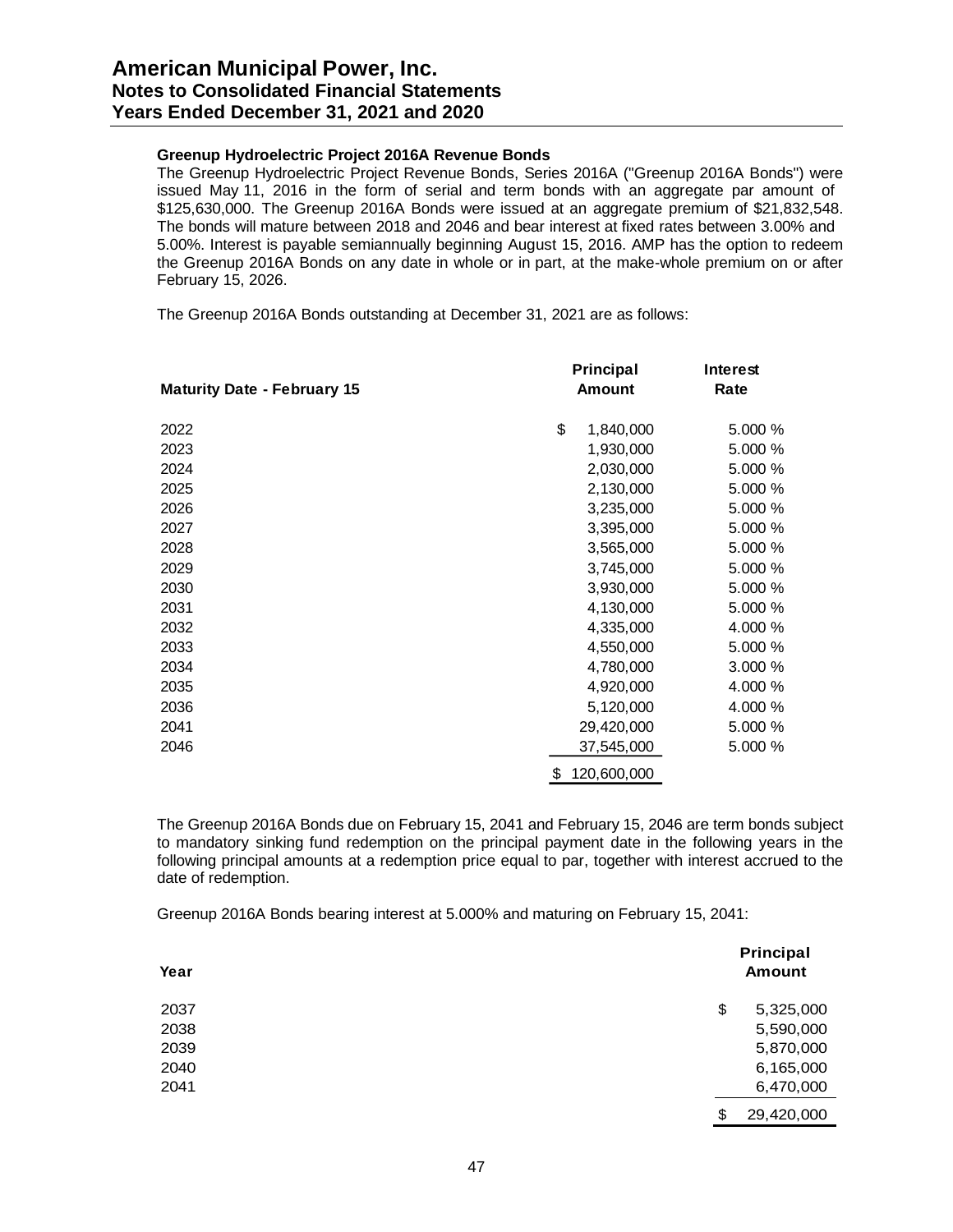**Greenup Hydroelectric Project 2016A Revenue Bonds**

The Greenup Hydroelectric Project Revenue Bonds, Series 2016A ("Greenup 2016A Bonds") were issued May 11, 2016 in the form of serial and term bonds with an aggregate par amount of $125,630,000. The Greenup 2016A Bonds were issued at an aggregate premium of $21,832,548. The bonds will mature between 2018 and 2046 and bear interest at fixed rates between 3.00% and 5.00%. Interest is payable semiannually beginning August 15, 2016. AMP has the option to redeem the Greenup 2016A Bonds on any date in whole or in part, at the make-whole premium on or after February 15, 2026.

The Greenup 2016A Bonds outstanding at December 31, 2021 are as follows:

| Maturity Date - February 15 | Principal Amount | Interest Rate |
|---|---|---|
| 2022 | $ 1,840,000 | 5.000 % |
| 2023 | 1,930,000 | 5.000 % |
| 2024 | 2,030,000 | 5.000 % |
| 2025 | 2,130,000 | 5.000 % |
| 2026 | 3,235,000 | 5.000 % |
| 2027 | 3,395,000 | 5.000 % |
| 2028 | 3,565,000 | 5.000 % |
| 2029 | 3,745,000 | 5.000 % |
| 2030 | 3,930,000 | 5.000 % |
| 2031 | 4,130,000 | 5.000 % |
| 2032 | 4,335,000 | 4.000 % |
| 2033 | 4,550,000 | 5.000 % |
| 2034 | 4,780,000 | 3.000 % |
| 2035 | 4,920,000 | 4.000 % |
| 2036 | 5,120,000 | 4.000 % |
| 2041 | 29,420,000 | 5.000 % |
| 2046 | 37,545,000 | 5.000 % |
| | $ 120,600,000 | |

The Greenup 2016A Bonds due on February 15, 2041 and February 15, 2046 are term bonds subject to mandatory sinking fund redemption on the principal payment date in the following years in the following principal amounts at a redemption price equal to par, together with interest accrued to the date of redemption.

Greenup 2016A Bonds bearing interest at 5.000% and maturing on February 15, 2041:

| Year | Principal Amount |
|---|---|
| 2037 | $ 5,325,000 |
| 2038 | 5,590,000 |
| 2039 | 5,870,000 |
| 2040 | 6,165,000 |
| 2041 | 6,470,000 |
| | $ 29,420,000 |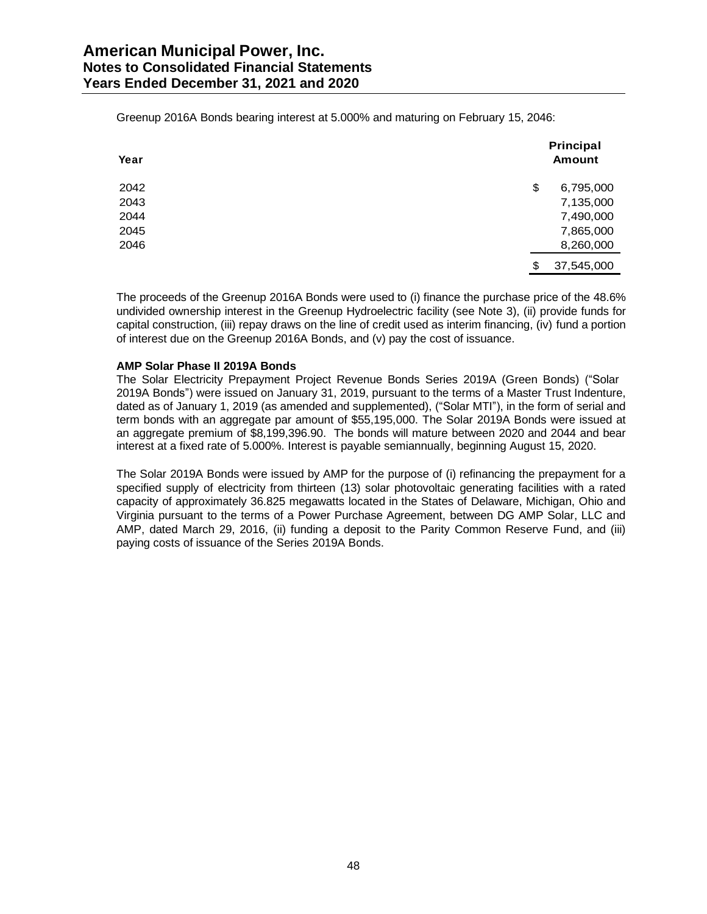Greenup 2016A Bonds bearing interest at 5.000% and maturing on February 15, 2046:

| Year | Principal Amount |
|---|---|
| 2042 | $ 6,795,000 |
| 2043 | 7,135,000 |
| 2044 | 7,490,000 |
| 2045 | 7,865,000 |
| 2046 | 8,260,000 |
| | $ 37,545,000 |

The proceeds of the Greenup 2016A Bonds were used to (i) finance the purchase price of the 48.6% undivided ownership interest in the Greenup Hydroelectric facility (see Note 3), (ii) provide funds for capital construction, (iii) repay draws on the line of credit used as interim financing, (iv) fund a portion of interest due on the Greenup 2016A Bonds, and (v) pay the cost of issuance.

**AMP Solar Phase II 2019A Bonds**

The Solar Electricity Prepayment Project Revenue Bonds Series 2019A (Green Bonds) ("Solar 2019A Bonds") were issued on January 31, 2019, pursuant to the terms of a Master Trust Indenture, dated as of January 1, 2019 (as amended and supplemented), ("Solar MTI"), in the form of serial and term bonds with an aggregate par amount of $55,195,000. The Solar 2019A Bonds were issued at an aggregate premium of $8,199,396.90. The bonds will mature between 2020 and 2044 and bear interest at a fixed rate of 5.000%. Interest is payable semiannually, beginning August 15, 2020.

The Solar 2019A Bonds were issued by AMP for the purpose of (i) refinancing the prepayment for a specified supply of electricity from thirteen (13) solar photovoltaic generating facilities with a rated capacity of approximately 36.825 megawatts located in the States of Delaware, Michigan, Ohio and Virginia pursuant to the terms of a Power Purchase Agreement, between DG AMP Solar, LLC and AMP, dated March 29, 2016, (ii) funding a deposit to the Parity Common Reserve Fund, and (iii) paying costs of issuance of the Series 2019A Bonds.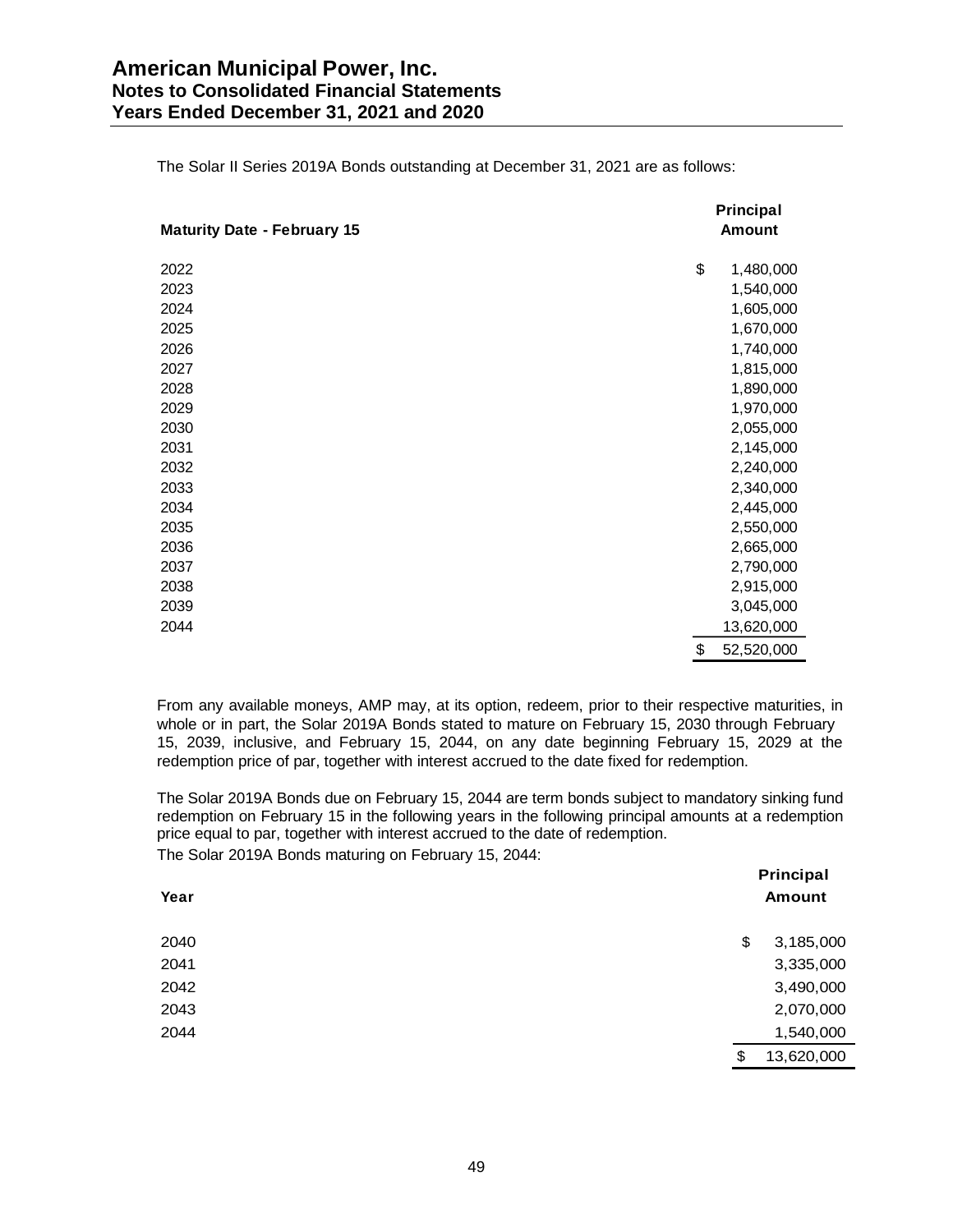The Solar II Series 2019A Bonds outstanding at December 31, 2021 are as follows:

| Maturity Date - February 15 | Principal Amount |
|---|---|
| 2022 | $ 1,480,000 |
| 2023 | 1,540,000 |
| 2024 | 1,605,000 |
| 2025 | 1,670,000 |
| 2026 | 1,740,000 |
| 2027 | 1,815,000 |
| 2028 | 1,890,000 |
| 2029 | 1,970,000 |
| 2030 | 2,055,000 |
| 2031 | 2,145,000 |
| 2032 | 2,240,000 |
| 2033 | 2,340,000 |
| 2034 | 2,445,000 |
| 2035 | 2,550,000 |
| 2036 | 2,665,000 |
| 2037 | 2,790,000 |
| 2038 | 2,915,000 |
| 2039 | 3,045,000 |
| 2044 | 13,620,000 |
| | $ 52,520,000 |

From any available moneys, AMP may, at its option, redeem, prior to their respective maturities, in whole or in part, the Solar 2019A Bonds stated to mature on February 15, 2030 through February 15, 2039, inclusive, and February 15, 2044, on any date beginning February 15, 2029 at the redemption price of par, together with interest accrued to the date fixed for redemption.

The Solar 2019A Bonds due on February 15, 2044 are term bonds subject to mandatory sinking fund redemption on February 15 in the following years in the following principal amounts at a redemption price equal to par, together with interest accrued to the date of redemption.

The Solar 2019A Bonds maturing on February 15, 2044:

| Year | Principal Amount |
|---|---|
| 2040 | $ 3,185,000 |
| 2041 | 3,335,000 |
| 2042 | 3,490,000 |
| 2043 | 2,070,000 |
| 2044 | 1,540,000 |
| | $ 13,620,000 |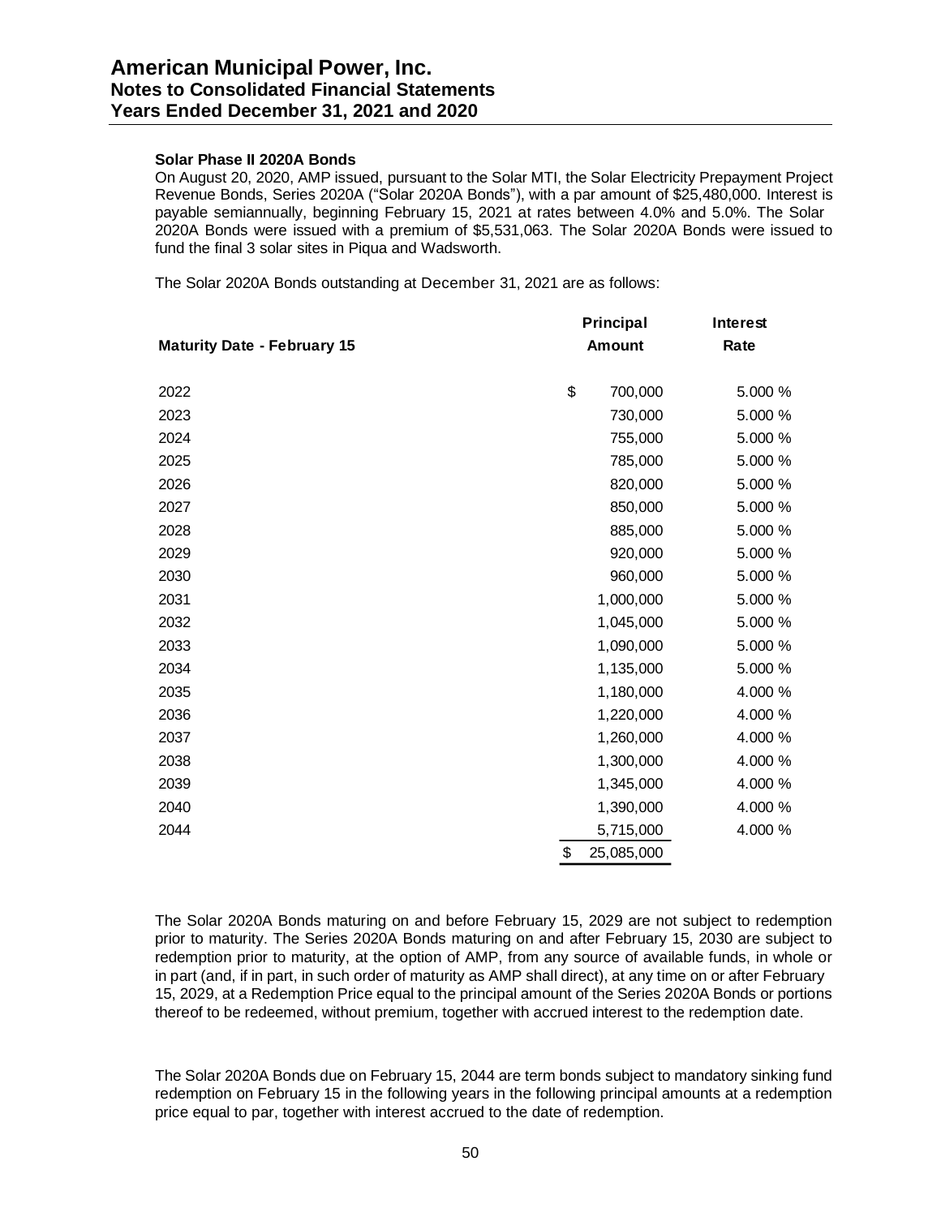**Solar Phase II 2020A Bonds**

On August 20, 2020, AMP issued, pursuant to the Solar MTI, the Solar Electricity Prepayment Project Revenue Bonds, Series 2020A ("Solar 2020A Bonds"), with a par amount of $25,480,000. Interest is payable semiannually, beginning February 15, 2021 at rates between 4.0% and 5.0%. The Solar 2020A Bonds were issued with a premium of $5,531,063. The Solar 2020A Bonds were issued to fund the final 3 solar sites in Piqua and Wadsworth.

The Solar 2020A Bonds outstanding at December 31, 2021 are as follows:

| Maturity Date - February 15 | Principal Amount | Interest Rate |
|---|---|---|
| 2022 | $ 700,000 | 5.000 % |
| 2023 | 730,000 | 5.000 % |
| 2024 | 755,000 | 5.000 % |
| 2025 | 785,000 | 5.000 % |
| 2026 | 820,000 | 5.000 % |
| 2027 | 850,000 | 5.000 % |
| 2028 | 885,000 | 5.000 % |
| 2029 | 920,000 | 5.000 % |
| 2030 | 960,000 | 5.000 % |
| 2031 | 1,000,000 | 5.000 % |
| 2032 | 1,045,000 | 5.000 % |
| 2033 | 1,090,000 | 5.000 % |
| 2034 | 1,135,000 | 5.000 % |
| 2035 | 1,180,000 | 4.000 % |
| 2036 | 1,220,000 | 4.000 % |
| 2037 | 1,260,000 | 4.000 % |
| 2038 | 1,300,000 | 4.000 % |
| 2039 | 1,345,000 | 4.000 % |
| 2040 | 1,390,000 | 4.000 % |
| 2044 | 5,715,000 | 4.000 % |
| | $ 25,085,000 | |

The Solar 2020A Bonds maturing on and before February 15, 2029 are not subject to redemption prior to maturity. The Series 2020A Bonds maturing on and after February 15, 2030 are subject to redemption prior to maturity, at the option of AMP, from any source of available funds, in whole or in part (and, if in part, in such order of maturity as AMP shall direct), at any time on or after February 15, 2029, at a Redemption Price equal to the principal amount of the Series 2020A Bonds or portions thereof to be redeemed, without premium, together with accrued interest to the redemption date.

The Solar 2020A Bonds due on February 15, 2044 are term bonds subject to mandatory sinking fund redemption on February 15 in the following years in the following principal amounts at a redemption price equal to par, together with interest accrued to the date of redemption.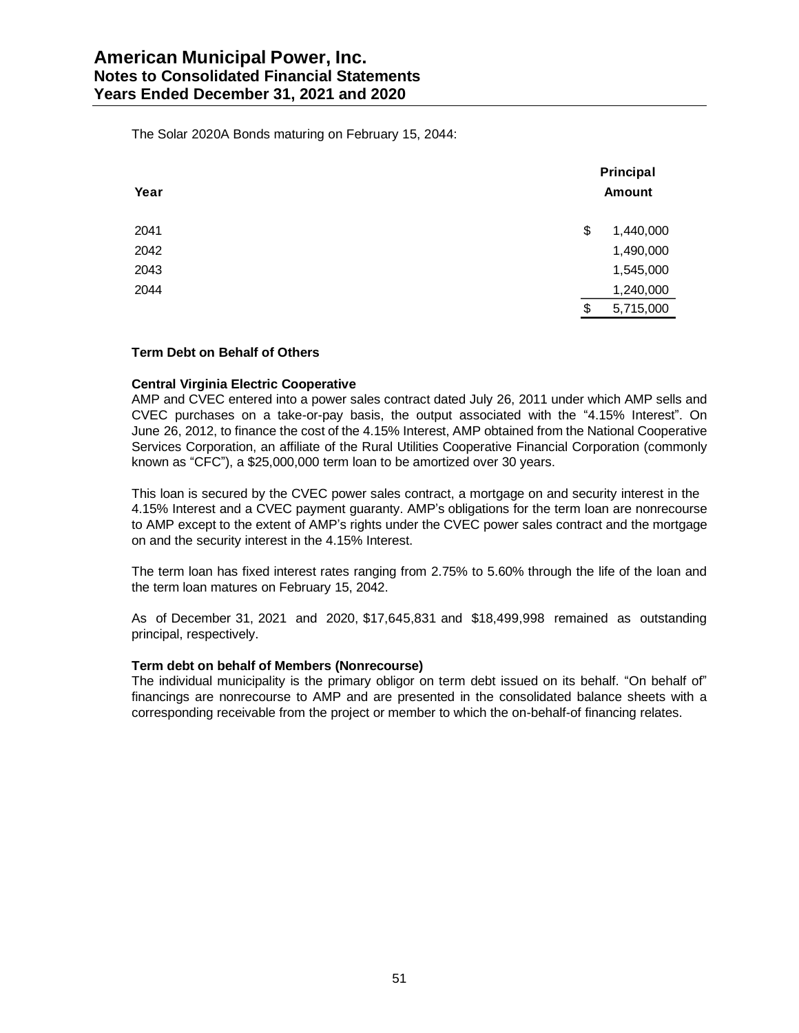The Solar 2020A Bonds maturing on February 15, 2044:

| Year | Principal Amount |
|---|---|
| 2041 | $ 1,440,000 |
| 2042 | 1,490,000 |
| 2043 | 1,545,000 |
| 2044 | 1,240,000 |
| | $ 5,715,000 |

### Term Debt on Behalf of Others

#### Central Virginia Electric Cooperative

AMP and CVEC entered into a power sales contract dated July 26, 2011 under which AMP sells and CVEC purchases on a take-or-pay basis, the output associated with the "4.15% Interest". On June 26, 2012, to finance the cost of the 4.15% Interest, AMP obtained from the National Cooperative Services Corporation, an affiliate of the Rural Utilities Cooperative Financial Corporation (commonly known as "CFC"), a $25,000,000 term loan to be amortized over 30 years.

This loan is secured by the CVEC power sales contract, a mortgage on and security interest in the 4.15% Interest and a CVEC payment guaranty. AMP's obligations for the term loan are nonrecourse to AMP except to the extent of AMP's rights under the CVEC power sales contract and the mortgage on and the security interest in the 4.15% Interest.

The term loan has fixed interest rates ranging from 2.75% to 5.60% through the life of the loan and the term loan matures on February 15, 2042.

As of December 31, 2021 and 2020, $17,645,831 and $18,499,998 remained as outstanding principal, respectively.

#### Term debt on behalf of Members (Nonrecourse)

The individual municipality is the primary obligor on term debt issued on its behalf. "On behalf of" financings are nonrecourse to AMP and are presented in the consolidated balance sheets with a corresponding receivable from the project or member to which the on-behalf-of financing relates.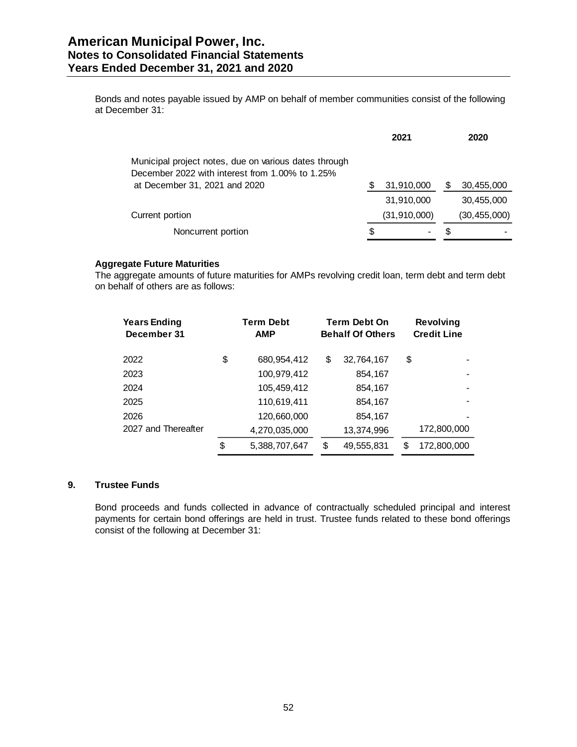Bonds and notes payable issued by AMP on behalf of member communities consist of the following at December 31:

| | 2021 | 2020 |
|---|---|---|
| Municipal project notes, due on various dates through December 2022 with interest from 1.00% to 1.25% at December 31, 2021 and 2020 | $ 31,910,000 | $ 30,455,000 |
| | 31,910,000 | 30,455,000 |
| Current portion | (31,910,000) | (30,455,000) |
| Noncurrent portion | $ - | $ - |

**Aggregate Future Maturities**

The aggregate amounts of future maturities for AMPs revolving credit loan, term debt and term debt on behalf of others are as follows:

| Years Ending December 31 | Term Debt AMP | Term Debt On Behalf Of Others | Revolving Credit Line |
|---|---|---|---|
| 2022 | $ 680,954,412 | $ 32,764,167 | $ - |
| 2023 | 100,979,412 | 854,167 | - |
| 2024 | 105,459,412 | 854,167 | - |
| 2025 | 110,619,411 | 854,167 | - |
| 2026 | 120,660,000 | 854,167 | - |
| 2027 and Thereafter | 4,270,035,000 | 13,374,996 | 172,800,000 |
| | $ 5,388,707,647 | $ 49,555,831 | $ 172,800,000 |

## 9. Trustee Funds

Bond proceeds and funds collected in advance of contractually scheduled principal and interest payments for certain bond offerings are held in trust. Trustee funds related to these bond offerings consist of the following at December 31: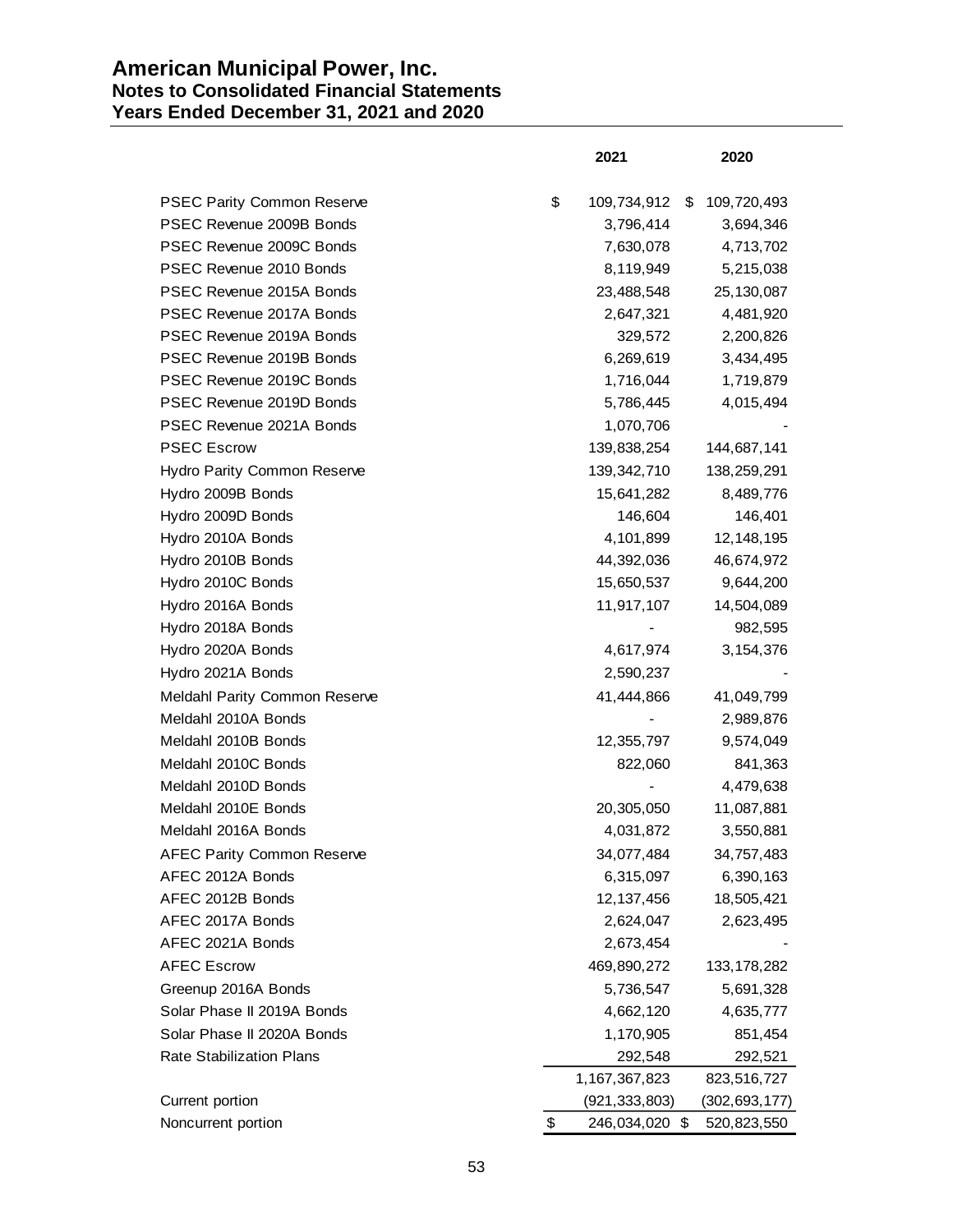# American Municipal Power, Inc.
## Notes to Consolidated Financial Statements
## Years Ended December 31, 2021 and 2020

| | 2021 | 2020 |
|---|---|---|
| PSEC Parity Common Reserve | $ 109,734,912 | $ 109,720,493 |
| PSEC Revenue 2009B Bonds | 3,796,414 | 3,694,346 |
| PSEC Revenue 2009C Bonds | 7,630,078 | 4,713,702 |
| PSEC Revenue 2010 Bonds | 8,119,949 | 5,215,038 |
| PSEC Revenue 2015A Bonds | 23,488,548 | 25,130,087 |
| PSEC Revenue 2017A Bonds | 2,647,321 | 4,481,920 |
| PSEC Revenue 2019A Bonds | 329,572 | 2,200,826 |
| PSEC Revenue 2019B Bonds | 6,269,619 | 3,434,495 |
| PSEC Revenue 2019C Bonds | 1,716,044 | 1,719,879 |
| PSEC Revenue 2019D Bonds | 5,786,445 | 4,015,494 |
| PSEC Revenue 2021A Bonds | 1,070,706 | - |
| PSEC Escrow | 139,838,254 | 144,687,141 |
| Hydro Parity Common Reserve | 139,342,710 | 138,259,291 |
| Hydro 2009B Bonds | 15,641,282 | 8,489,776 |
| Hydro 2009D Bonds | 146,604 | 146,401 |
| Hydro 2010A Bonds | 4,101,899 | 12,148,195 |
| Hydro 2010B Bonds | 44,392,036 | 46,674,972 |
| Hydro 2010C Bonds | 15,650,537 | 9,644,200 |
| Hydro 2016A Bonds | 11,917,107 | 14,504,089 |
| Hydro 2018A Bonds | - | 982,595 |
| Hydro 2020A Bonds | 4,617,974 | 3,154,376 |
| Hydro 2021A Bonds | 2,590,237 | - |
| Meldahl Parity Common Reserve | 41,444,866 | 41,049,799 |
| Meldahl 2010A Bonds | - | 2,989,876 |
| Meldahl 2010B Bonds | 12,355,797 | 9,574,049 |
| Meldahl 2010C Bonds | 822,060 | 841,363 |
| Meldahl 2010D Bonds | - | 4,479,638 |
| Meldahl 2010E Bonds | 20,305,050 | 11,087,881 |
| Meldahl 2016A Bonds | 4,031,872 | 3,550,881 |
| AFEC Parity Common Reserve | 34,077,484 | 34,757,483 |
| AFEC 2012A Bonds | 6,315,097 | 6,390,163 |
| AFEC 2012B Bonds | 12,137,456 | 18,505,421 |
| AFEC 2017A Bonds | 2,624,047 | 2,623,495 |
| AFEC 2021A Bonds | 2,673,454 | - |
| AFEC Escrow | 469,890,272 | 133,178,282 |
| Greenup 2016A Bonds | 5,736,547 | 5,691,328 |
| Solar Phase II 2019A Bonds | 4,662,120 | 4,635,777 |
| Solar Phase II 2020A Bonds | 1,170,905 | 851,454 |
| Rate Stabilization Plans | 292,548 | 292,521 |
| | 1,167,367,823 | 823,516,727 |
| Current portion | (921,333,803) | (302,693,177) |
| Noncurrent portion | $ 246,034,020 | $ 520,823,550 |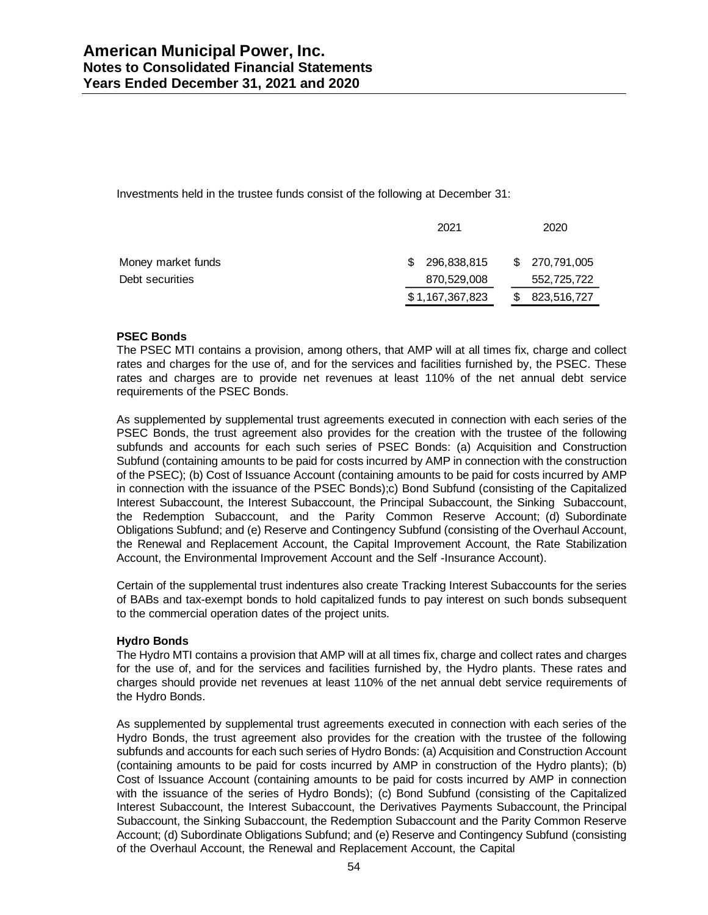Investments held in the trustee funds consist of the following at December 31:

| | 2021 | 2020 |
|---|---|---|
| Money market funds | $ 296,838,815 | $ 270,791,005 |
| Debt securities | 870,529,008 | 552,725,722 |
| | $ 1,167,367,823 | $ 823,516,727 |

**PSEC Bonds**

The PSEC MTI contains a provision, among others, that AMP will at all times fix, charge and collect rates and charges for the use of, and for the services and facilities furnished by, the PSEC. These rates and charges are to provide net revenues at least 110% of the net annual debt service requirements of the PSEC Bonds.

As supplemented by supplemental trust agreements executed in connection with each series of the PSEC Bonds, the trust agreement also provides for the creation with the trustee of the following subfunds and accounts for each such series of PSEC Bonds: (a) Acquisition and Construction Subfund (containing amounts to be paid for costs incurred by AMP in connection with the construction of the PSEC); (b) Cost of Issuance Account (containing amounts to be paid for costs incurred by AMP in connection with the issuance of the PSEC Bonds);c) Bond Subfund (consisting of the Capitalized Interest Subaccount, the Interest Subaccount, the Principal Subaccount, the Sinking Subaccount, the Redemption Subaccount, and the Parity Common Reserve Account; (d) Subordinate Obligations Subfund; and (e) Reserve and Contingency Subfund (consisting of the Overhaul Account, the Renewal and Replacement Account, the Capital Improvement Account, the Rate Stabilization Account, the Environmental Improvement Account and the Self -Insurance Account).

Certain of the supplemental trust indentures also create Tracking Interest Subaccounts for the series of BABs and tax-exempt bonds to hold capitalized funds to pay interest on such bonds subsequent to the commercial operation dates of the project units.

**Hydro Bonds**

The Hydro MTI contains a provision that AMP will at all times fix, charge and collect rates and charges for the use of, and for the services and facilities furnished by, the Hydro plants. These rates and charges should provide net revenues at least 110% of the net annual debt service requirements of the Hydro Bonds.

As supplemented by supplemental trust agreements executed in connection with each series of the Hydro Bonds, the trust agreement also provides for the creation with the trustee of the following subfunds and accounts for each such series of Hydro Bonds: (a) Acquisition and Construction Account (containing amounts to be paid for costs incurred by AMP in construction of the Hydro plants); (b) Cost of Issuance Account (containing amounts to be paid for costs incurred by AMP in connection with the issuance of the series of Hydro Bonds); (c) Bond Subfund (consisting of the Capitalized Interest Subaccount, the Interest Subaccount, the Derivatives Payments Subaccount, the Principal Subaccount, the Sinking Subaccount, the Redemption Subaccount and the Parity Common Reserve Account; (d) Subordinate Obligations Subfund; and (e) Reserve and Contingency Subfund (consisting of the Overhaul Account, the Renewal and Replacement Account, the Capital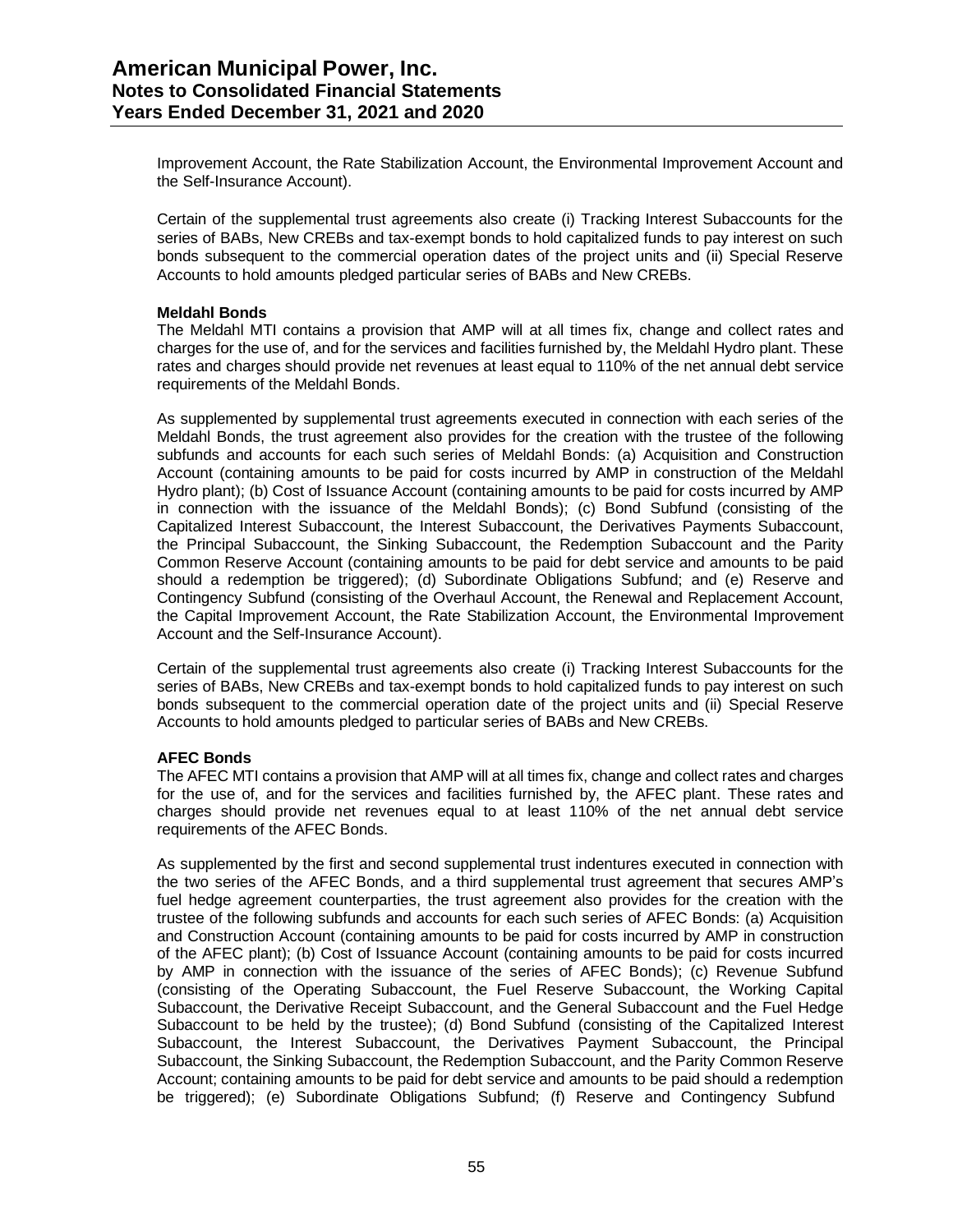Improvement Account, the Rate Stabilization Account, the Environmental Improvement Account and the Self-Insurance Account).

Certain of the supplemental trust agreements also create (i) Tracking Interest Subaccounts for the series of BABs, New CREBs and tax-exempt bonds to hold capitalized funds to pay interest on such bonds subsequent to the commercial operation dates of the project units and (ii) Special Reserve Accounts to hold amounts pledged particular series of BABs and New CREBs.

**Meldahl Bonds**

The Meldahl MTI contains a provision that AMP will at all times fix, change and collect rates and charges for the use of, and for the services and facilities furnished by, the Meldahl Hydro plant. These rates and charges should provide net revenues at least equal to 110% of the net annual debt service requirements of the Meldahl Bonds.

As supplemented by supplemental trust agreements executed in connection with each series of the Meldahl Bonds, the trust agreement also provides for the creation with the trustee of the following subfunds and accounts for each such series of Meldahl Bonds: (a) Acquisition and Construction Account (containing amounts to be paid for costs incurred by AMP in construction of the Meldahl Hydro plant); (b) Cost of Issuance Account (containing amounts to be paid for costs incurred by AMP in connection with the issuance of the Meldahl Bonds); (c) Bond Subfund (consisting of the Capitalized Interest Subaccount, the Interest Subaccount, the Derivatives Payments Subaccount, the Principal Subaccount, the Sinking Subaccount, the Redemption Subaccount and the Parity Common Reserve Account (containing amounts to be paid for debt service and amounts to be paid should a redemption be triggered); (d) Subordinate Obligations Subfund; and (e) Reserve and Contingency Subfund (consisting of the Overhaul Account, the Renewal and Replacement Account, the Capital Improvement Account, the Rate Stabilization Account, the Environmental Improvement Account and the Self-Insurance Account).

Certain of the supplemental trust agreements also create (i) Tracking Interest Subaccounts for the series of BABs, New CREBs and tax-exempt bonds to hold capitalized funds to pay interest on such bonds subsequent to the commercial operation date of the project units and (ii) Special Reserve Accounts to hold amounts pledged to particular series of BABs and New CREBs.

**AFEC Bonds**

The AFEC MTI contains a provision that AMP will at all times fix, change and collect rates and charges for the use of, and for the services and facilities furnished by, the AFEC plant. These rates and charges should provide net revenues equal to at least 110% of the net annual debt service requirements of the AFEC Bonds.

As supplemented by the first and second supplemental trust indentures executed in connection with the two series of the AFEC Bonds, and a third supplemental trust agreement that secures AMP's fuel hedge agreement counterparties, the trust agreement also provides for the creation with the trustee of the following subfunds and accounts for each such series of AFEC Bonds: (a) Acquisition and Construction Account (containing amounts to be paid for costs incurred by AMP in construction of the AFEC plant); (b) Cost of Issuance Account (containing amounts to be paid for costs incurred by AMP in connection with the issuance of the series of AFEC Bonds); (c) Revenue Subfund (consisting of the Operating Subaccount, the Fuel Reserve Subaccount, the Working Capital Subaccount, the Derivative Receipt Subaccount, and the General Subaccount and the Fuel Hedge Subaccount to be held by the trustee); (d) Bond Subfund (consisting of the Capitalized Interest Subaccount, the Interest Subaccount, the Derivatives Payment Subaccount, the Principal Subaccount, the Sinking Subaccount, the Redemption Subaccount, and the Parity Common Reserve Account; containing amounts to be paid for debt service and amounts to be paid should a redemption be triggered); (e) Subordinate Obligations Subfund; (f) Reserve and Contingency Subfund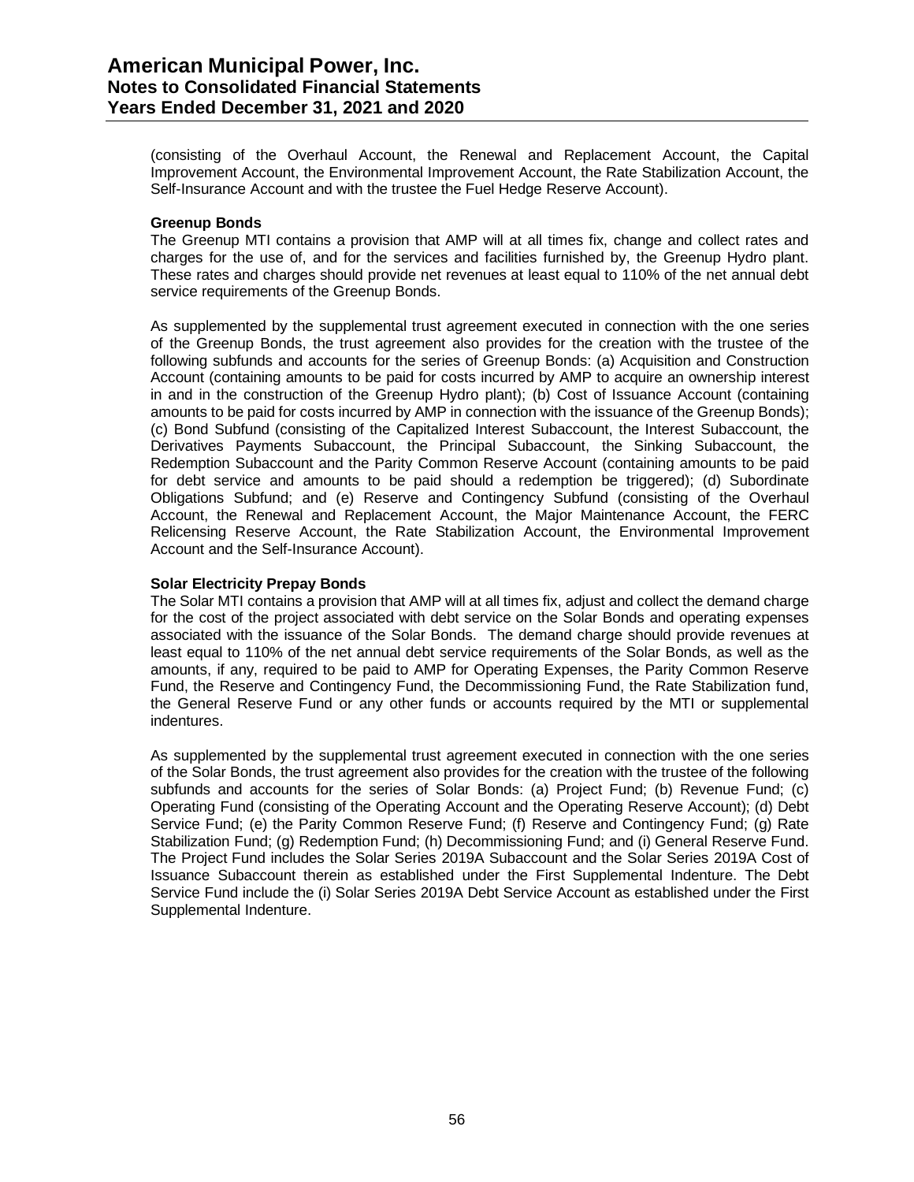(consisting of the Overhaul Account, the Renewal and Replacement Account, the Capital Improvement Account, the Environmental Improvement Account, the Rate Stabilization Account, the Self-Insurance Account and with the trustee the Fuel Hedge Reserve Account).

**Greenup Bonds**

The Greenup MTI contains a provision that AMP will at all times fix, change and collect rates and charges for the use of, and for the services and facilities furnished by, the Greenup Hydro plant. These rates and charges should provide net revenues at least equal to 110% of the net annual debt service requirements of the Greenup Bonds.

As supplemented by the supplemental trust agreement executed in connection with the one series of the Greenup Bonds, the trust agreement also provides for the creation with the trustee of the following subfunds and accounts for the series of Greenup Bonds: (a) Acquisition and Construction Account (containing amounts to be paid for costs incurred by AMP to acquire an ownership interest in and in the construction of the Greenup Hydro plant); (b) Cost of Issuance Account (containing amounts to be paid for costs incurred by AMP in connection with the issuance of the Greenup Bonds); (c) Bond Subfund (consisting of the Capitalized Interest Subaccount, the Interest Subaccount, the Derivatives Payments Subaccount, the Principal Subaccount, the Sinking Subaccount, the Redemption Subaccount and the Parity Common Reserve Account (containing amounts to be paid for debt service and amounts to be paid should a redemption be triggered); (d) Subordinate Obligations Subfund; and (e) Reserve and Contingency Subfund (consisting of the Overhaul Account, the Renewal and Replacement Account, the Major Maintenance Account, the FERC Relicensing Reserve Account, the Rate Stabilization Account, the Environmental Improvement Account and the Self-Insurance Account).

**Solar Electricity Prepay Bonds**

The Solar MTI contains a provision that AMP will at all times fix, adjust and collect the demand charge for the cost of the project associated with debt service on the Solar Bonds and operating expenses associated with the issuance of the Solar Bonds. The demand charge should provide revenues at least equal to 110% of the net annual debt service requirements of the Solar Bonds, as well as the amounts, if any, required to be paid to AMP for Operating Expenses, the Parity Common Reserve Fund, the Reserve and Contingency Fund, the Decommissioning Fund, the Rate Stabilization fund, the General Reserve Fund or any other funds or accounts required by the MTI or supplemental indentures.

As supplemented by the supplemental trust agreement executed in connection with the one series of the Solar Bonds, the trust agreement also provides for the creation with the trustee of the following subfunds and accounts for the series of Solar Bonds: (a) Project Fund; (b) Revenue Fund; (c) Operating Fund (consisting of the Operating Account and the Operating Reserve Account); (d) Debt Service Fund; (e) the Parity Common Reserve Fund; (f) Reserve and Contingency Fund; (g) Rate Stabilization Fund; (g) Redemption Fund; (h) Decommissioning Fund; and (i) General Reserve Fund. The Project Fund includes the Solar Series 2019A Subaccount and the Solar Series 2019A Cost of Issuance Subaccount therein as established under the First Supplemental Indenture. The Debt Service Fund include the (i) Solar Series 2019A Debt Service Account as established under the First Supplemental Indenture.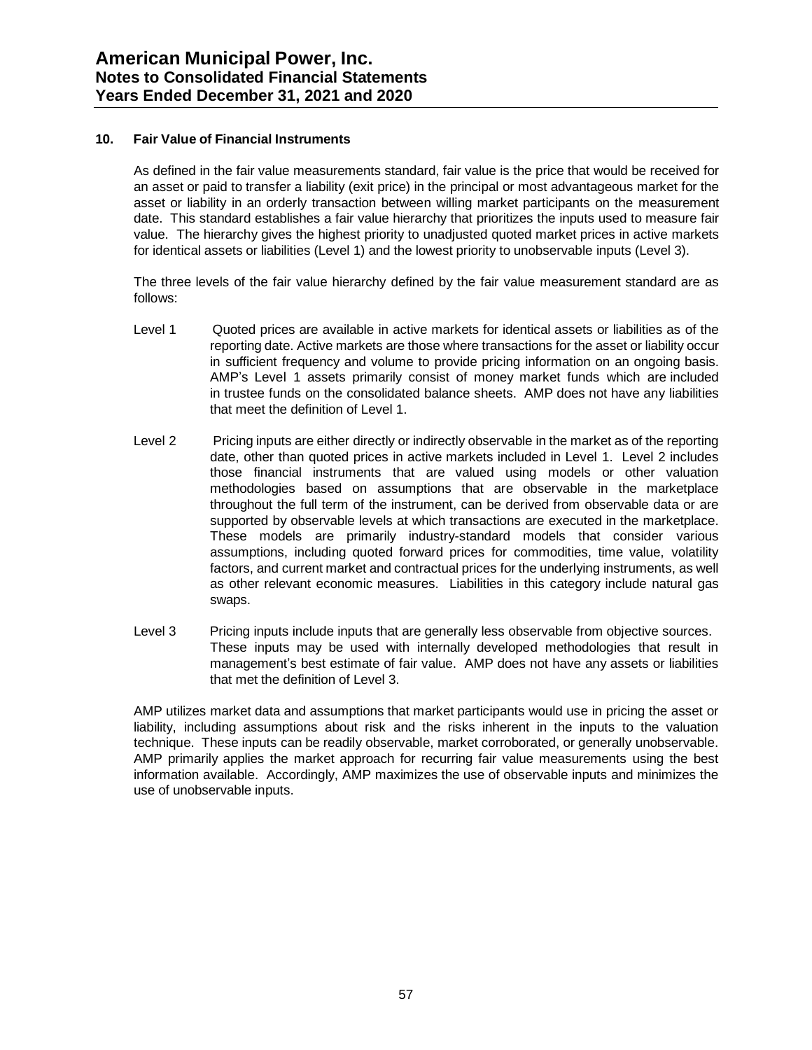## 10. Fair Value of Financial Instruments

As defined in the fair value measurements standard, fair value is the price that would be received for an asset or paid to transfer a liability (exit price) in the principal or most advantageous market for the asset or liability in an orderly transaction between willing market participants on the measurement date. This standard establishes a fair value hierarchy that prioritizes the inputs used to measure fair value. The hierarchy gives the highest priority to unadjusted quoted market prices in active markets for identical assets or liabilities (Level 1) and the lowest priority to unobservable inputs (Level 3).

The three levels of the fair value hierarchy defined by the fair value measurement standard are as follows:

Level 1 Quoted prices are available in active markets for identical assets or liabilities as of the reporting date. Active markets are those where transactions for the asset or liability occur in sufficient frequency and volume to provide pricing information on an ongoing basis. AMP's Level 1 assets primarily consist of money market funds which are included in trustee funds on the consolidated balance sheets. AMP does not have any liabilities that meet the definition of Level 1.

Level 2 Pricing inputs are either directly or indirectly observable in the market as of the reporting date, other than quoted prices in active markets included in Level 1. Level 2 includes those financial instruments that are valued using models or other valuation methodologies based on assumptions that are observable in the marketplace throughout the full term of the instrument, can be derived from observable data or are supported by observable levels at which transactions are executed in the marketplace. These models are primarily industry-standard models that consider various assumptions, including quoted forward prices for commodities, time value, volatility factors, and current market and contractual prices for the underlying instruments, as well as other relevant economic measures. Liabilities in this category include natural gas swaps.

Level 3 Pricing inputs include inputs that are generally less observable from objective sources. These inputs may be used with internally developed methodologies that result in management's best estimate of fair value. AMP does not have any assets or liabilities that met the definition of Level 3.

AMP utilizes market data and assumptions that market participants would use in pricing the asset or liability, including assumptions about risk and the risks inherent in the inputs to the valuation technique. These inputs can be readily observable, market corroborated, or generally unobservable. AMP primarily applies the market approach for recurring fair value measurements using the best information available. Accordingly, AMP maximizes the use of observable inputs and minimizes the use of unobservable inputs.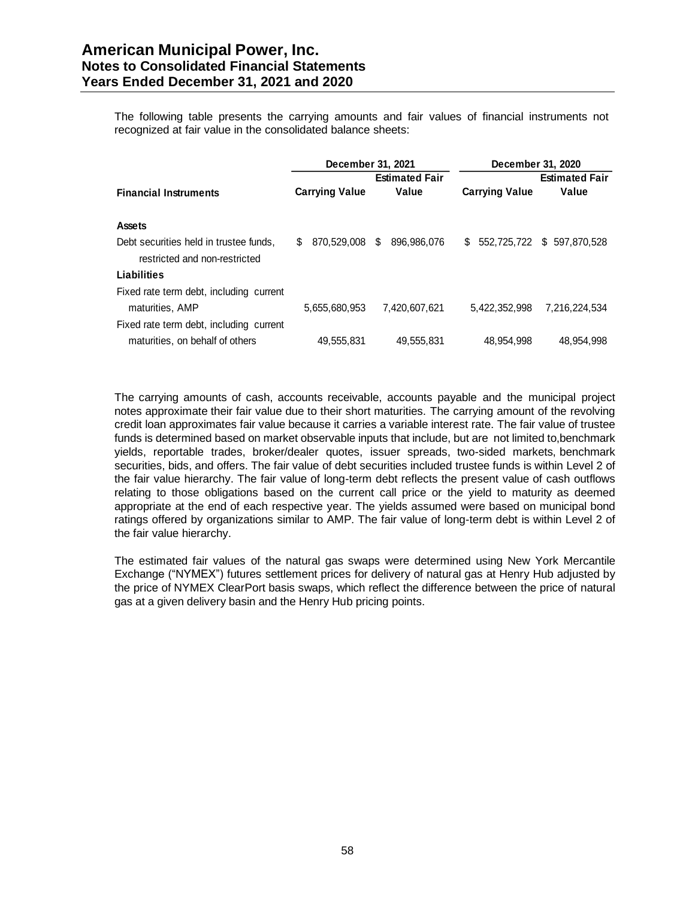The following table presents the carrying amounts and fair values of financial instruments not recognized at fair value in the consolidated balance sheets:

| Financial Instruments | December 31, 2021 | | December 31, 2020 | |
|---|---|---|---|---|
| | Carrying Value | Estimated Fair Value | Carrying Value | Estimated Fair Value |
| **Assets** | | | | |
| Debt securities held in trustee funds, restricted and non-restricted | $ 870,529,008 | $ 896,986,076 | $ 552,725,722 | $ 597,870,528 |
| **Liabilities** | | | | |
| Fixed rate term debt, including current maturities, AMP | 5,655,680,953 | 7,420,607,621 | 5,422,352,998 | 7,216,224,534 |
| Fixed rate term debt, including current maturities, on behalf of others | 49,555,831 | 49,555,831 | 48,954,998 | 48,954,998 |

The carrying amounts of cash, accounts receivable, accounts payable and the municipal project notes approximate their fair value due to their short maturities. The carrying amount of the revolving credit loan approximates fair value because it carries a variable interest rate. The fair value of trustee funds is determined based on market observable inputs that include, but are not limited to,benchmark yields, reportable trades, broker/dealer quotes, issuer spreads, two-sided markets, benchmark securities, bids, and offers. The fair value of debt securities included trustee funds is within Level 2 of the fair value hierarchy. The fair value of long-term debt reflects the present value of cash outflows relating to those obligations based on the current call price or the yield to maturity as deemed appropriate at the end of each respective year. The yields assumed were based on municipal bond ratings offered by organizations similar to AMP. The fair value of long-term debt is within Level 2 of the fair value hierarchy.

The estimated fair values of the natural gas swaps were determined using New York Mercantile Exchange ("NYMEX") futures settlement prices for delivery of natural gas at Henry Hub adjusted by the price of NYMEX ClearPort basis swaps, which reflect the difference between the price of natural gas at a given delivery basin and the Henry Hub pricing points.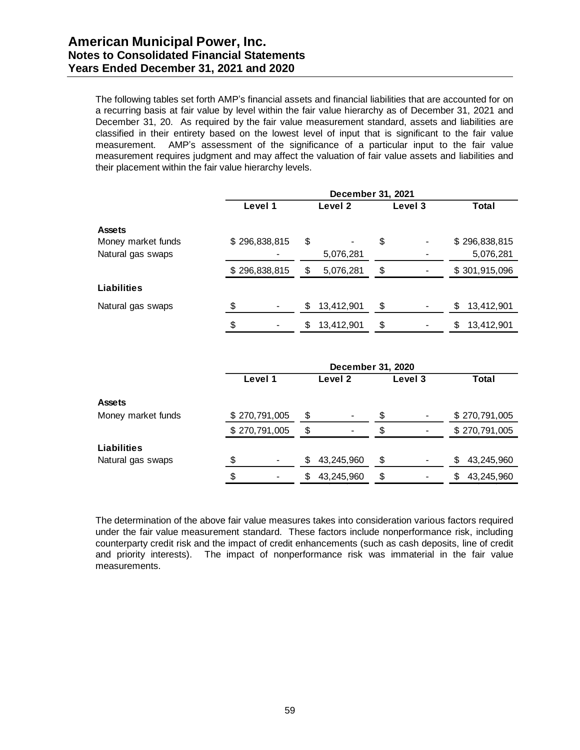# American Municipal Power, Inc.
## Notes to Consolidated Financial Statements
## Years Ended December 31, 2021 and 2020

The following tables set forth AMP's financial assets and financial liabilities that are accounted for on a recurring basis at fair value by level within the fair value hierarchy as of December 31, 2021 and December 31, 20. As required by the fair value measurement standard, assets and liabilities are classified in their entirety based on the lowest level of input that is significant to the fair value measurement. AMP's assessment of the significance of a particular input to the fair value measurement requires judgment and may affect the valuation of fair value assets and liabilities and their placement within the fair value hierarchy levels.

| | December 31, 2021 | | | |
|---|---|---|---|---|
| | Level 1 | Level 2 | Level 3 | Total |
| **Assets** | | | | |
| Money market funds | $ 296,838,815 | $ - | $ - | $ 296,838,815 |
| Natural gas swaps | - | 5,076,281 | - | 5,076,281 |
| | $ 296,838,815 | $ 5,076,281 | $ - | $ 301,915,096 |
| **Liabilities** | | | | |
| Natural gas swaps | $ - | $ 13,412,901 | $ - | $ 13,412,901 |
| | $ - | $ 13,412,901 | $ - | $ 13,412,901 |

| | December 31, 2020 | | | |
|---|---|---|---|---|
| | Level 1 | Level 2 | Level 3 | Total |
| **Assets** | | | | |
| Money market funds | $ 270,791,005 | $ - | $ - | $ 270,791,005 |
| | $ 270,791,005 | $ - | $ - | $ 270,791,005 |
| **Liabilities** | | | | |
| Natural gas swaps | $ - | $ 43,245,960 | $ - | $ 43,245,960 |
| | $ - | $ 43,245,960 | $ - | $ 43,245,960 |

The determination of the above fair value measures takes into consideration various factors required under the fair value measurement standard. These factors include nonperformance risk, including counterparty credit risk and the impact of credit enhancements (such as cash deposits, line of credit and priority interests). The impact of nonperformance risk was immaterial in the fair value measurements.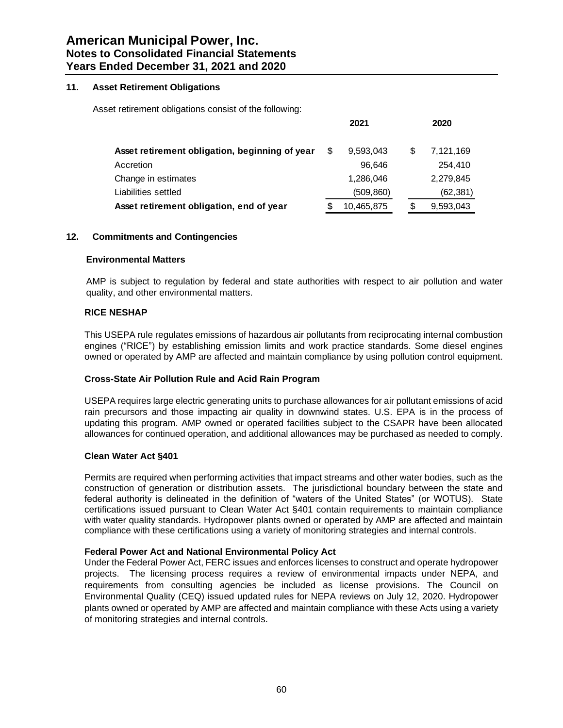## 11. Asset Retirement Obligations

Asset retirement obligations consist of the following:

| | 2021 | 2020 |
|---|---|---|
| **Asset retirement obligation, beginning of year** | $ 9,593,043 | $ 7,121,169 |
| Accretion | 96,646 | 254,410 |
| Change in estimates | 1,286,046 | 2,279,845 |
| Liabilities settled | (509,860) | (62,381) |
| **Asset retirement obligation, end of year** | $ 10,465,875 | $ 9,593,043 |

## 12. Commitments and Contingencies

### Environmental Matters

AMP is subject to regulation by federal and state authorities with respect to air pollution and water quality, and other environmental matters.

### RICE NESHAP

This USEPA rule regulates emissions of hazardous air pollutants from reciprocating internal combustion engines ("RICE") by establishing emission limits and work practice standards. Some diesel engines owned or operated by AMP are affected and maintain compliance by using pollution control equipment.

### Cross-State Air Pollution Rule and Acid Rain Program

USEPA requires large electric generating units to purchase allowances for air pollutant emissions of acid rain precursors and those impacting air quality in downwind states. U.S. EPA is in the process of updating this program. AMP owned or operated facilities subject to the CSAPR have been allocated allowances for continued operation, and additional allowances may be purchased as needed to comply.

### Clean Water Act §401

Permits are required when performing activities that impact streams and other water bodies, such as the construction of generation or distribution assets. The jurisdictional boundary between the state and federal authority is delineated in the definition of "waters of the United States" (or WOTUS). State certifications issued pursuant to Clean Water Act §401 contain requirements to maintain compliance with water quality standards. Hydropower plants owned or operated by AMP are affected and maintain compliance with these certifications using a variety of monitoring strategies and internal controls.

### Federal Power Act and National Environmental Policy Act

Under the Federal Power Act, FERC issues and enforces licenses to construct and operate hydropower projects. The licensing process requires a review of environmental impacts under NEPA, and requirements from consulting agencies be included as license provisions. The Council on Environmental Quality (CEQ) issued updated rules for NEPA reviews on July 12, 2020. Hydropower plants owned or operated by AMP are affected and maintain compliance with these Acts using a variety of monitoring strategies and internal controls.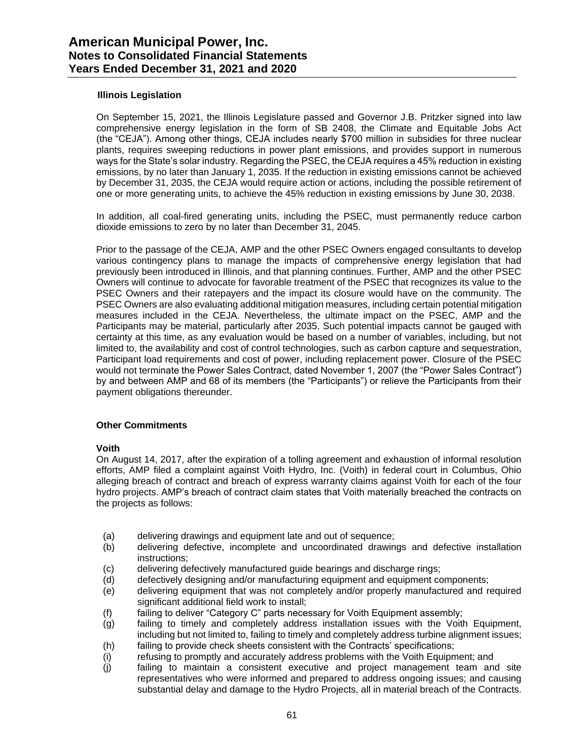### Illinois Legislation

On September 15, 2021, the Illinois Legislature passed and Governor J.B. Pritzker signed into law comprehensive energy legislation in the form of SB 2408, the Climate and Equitable Jobs Act (the "CEJA"). Among other things, CEJA includes nearly $700 million in subsidies for three nuclear plants, requires sweeping reductions in power plant emissions, and provides support in numerous ways for the State's solar industry. Regarding the PSEC, the CEJA requires a 45% reduction in existing emissions, by no later than January 1, 2035. If the reduction in existing emissions cannot be achieved by December 31, 2035, the CEJA would require action or actions, including the possible retirement of one or more generating units, to achieve the 45% reduction in existing emissions by June 30, 2038.

In addition, all coal-fired generating units, including the PSEC, must permanently reduce carbon dioxide emissions to zero by no later than December 31, 2045.

Prior to the passage of the CEJA, AMP and the other PSEC Owners engaged consultants to develop various contingency plans to manage the impacts of comprehensive energy legislation that had previously been introduced in Illinois, and that planning continues. Further, AMP and the other PSEC Owners will continue to advocate for favorable treatment of the PSEC that recognizes its value to the PSEC Owners and their ratepayers and the impact its closure would have on the community. The PSEC Owners are also evaluating additional mitigation measures, including certain potential mitigation measures included in the CEJA. Nevertheless, the ultimate impact on the PSEC, AMP and the Participants may be material, particularly after 2035. Such potential impacts cannot be gauged with certainty at this time, as any evaluation would be based on a number of variables, including, but not limited to, the availability and cost of control technologies, such as carbon capture and sequestration, Participant load requirements and cost of power, including replacement power. Closure of the PSEC would not terminate the Power Sales Contract, dated November 1, 2007 (the "Power Sales Contract") by and between AMP and 68 of its members (the "Participants") or relieve the Participants from their payment obligations thereunder.

### Other Commitments

**Voith**

On August 14, 2017, after the expiration of a tolling agreement and exhaustion of informal resolution efforts, AMP filed a complaint against Voith Hydro, Inc. (Voith) in federal court in Columbus, Ohio alleging breach of contract and breach of express warranty claims against Voith for each of the four hydro projects. AMP's breach of contract claim states that Voith materially breached the contracts on the projects as follows:

(a) delivering drawings and equipment late and out of sequence;
(b) delivering defective, incomplete and uncoordinated drawings and defective installation instructions;
(c) delivering defectively manufactured guide bearings and discharge rings;
(d) defectively designing and/or manufacturing equipment and equipment components;
(e) delivering equipment that was not completely and/or properly manufactured and required significant additional field work to install;
(f) failing to deliver "Category C" parts necessary for Voith Equipment assembly;
(g) failing to timely and completely address installation issues with the Voith Equipment, including but not limited to, failing to timely and completely address turbine alignment issues;
(h) failing to provide check sheets consistent with the Contracts' specifications;
(i) refusing to promptly and accurately address problems with the Voith Equipment; and
(j) failing to maintain a consistent executive and project management team and site representatives who were informed and prepared to address ongoing issues; and causing substantial delay and damage to the Hydro Projects, all in material breach of the Contracts.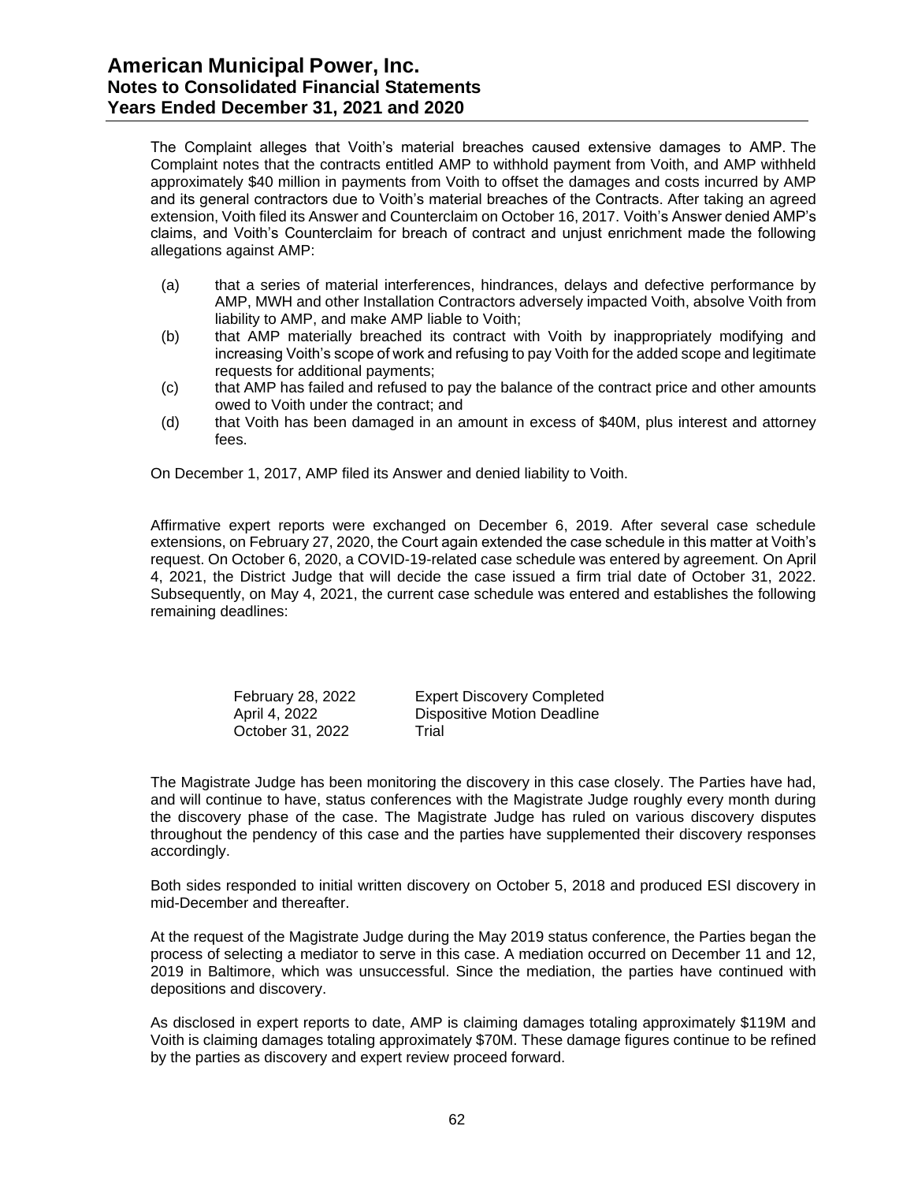The Complaint alleges that Voith's material breaches caused extensive damages to AMP. The Complaint notes that the contracts entitled AMP to withhold payment from Voith, and AMP withheld approximately $40 million in payments from Voith to offset the damages and costs incurred by AMP and its general contractors due to Voith's material breaches of the Contracts. After taking an agreed extension, Voith filed its Answer and Counterclaim on October 16, 2017. Voith's Answer denied AMP's claims, and Voith's Counterclaim for breach of contract and unjust enrichment made the following allegations against AMP:

(a) that a series of material interferences, hindrances, delays and defective performance by AMP, MWH and other Installation Contractors adversely impacted Voith, absolve Voith from liability to AMP, and make AMP liable to Voith;

(b) that AMP materially breached its contract with Voith by inappropriately modifying and increasing Voith's scope of work and refusing to pay Voith for the added scope and legitimate requests for additional payments;

(c) that AMP has failed and refused to pay the balance of the contract price and other amounts owed to Voith under the contract; and

(d) that Voith has been damaged in an amount in excess of $40M, plus interest and attorney fees.

On December 1, 2017, AMP filed its Answer and denied liability to Voith.

Affirmative expert reports were exchanged on December 6, 2019. After several case schedule extensions, on February 27, 2020, the Court again extended the case schedule in this matter at Voith's request. On October 6, 2020, a COVID-19-related case schedule was entered by agreement. On April 4, 2021, the District Judge that will decide the case issued a firm trial date of October 31, 2022. Subsequently, on May 4, 2021, the current case schedule was entered and establishes the following remaining deadlines:

| | |
|---|---|
| February 28, 2022 | Expert Discovery Completed |
| April 4, 2022 | Dispositive Motion Deadline |
| October 31, 2022 | Trial |

The Magistrate Judge has been monitoring the discovery in this case closely. The Parties have had, and will continue to have, status conferences with the Magistrate Judge roughly every month during the discovery phase of the case. The Magistrate Judge has ruled on various discovery disputes throughout the pendency of this case and the parties have supplemented their discovery responses accordingly.

Both sides responded to initial written discovery on October 5, 2018 and produced ESI discovery in mid-December and thereafter.

At the request of the Magistrate Judge during the May 2019 status conference, the Parties began the process of selecting a mediator to serve in this case. A mediation occurred on December 11 and 12, 2019 in Baltimore, which was unsuccessful. Since the mediation, the parties have continued with depositions and discovery.

As disclosed in expert reports to date, AMP is claiming damages totaling approximately $119M and Voith is claiming damages totaling approximately $70M. These damage figures continue to be refined by the parties as discovery and expert review proceed forward.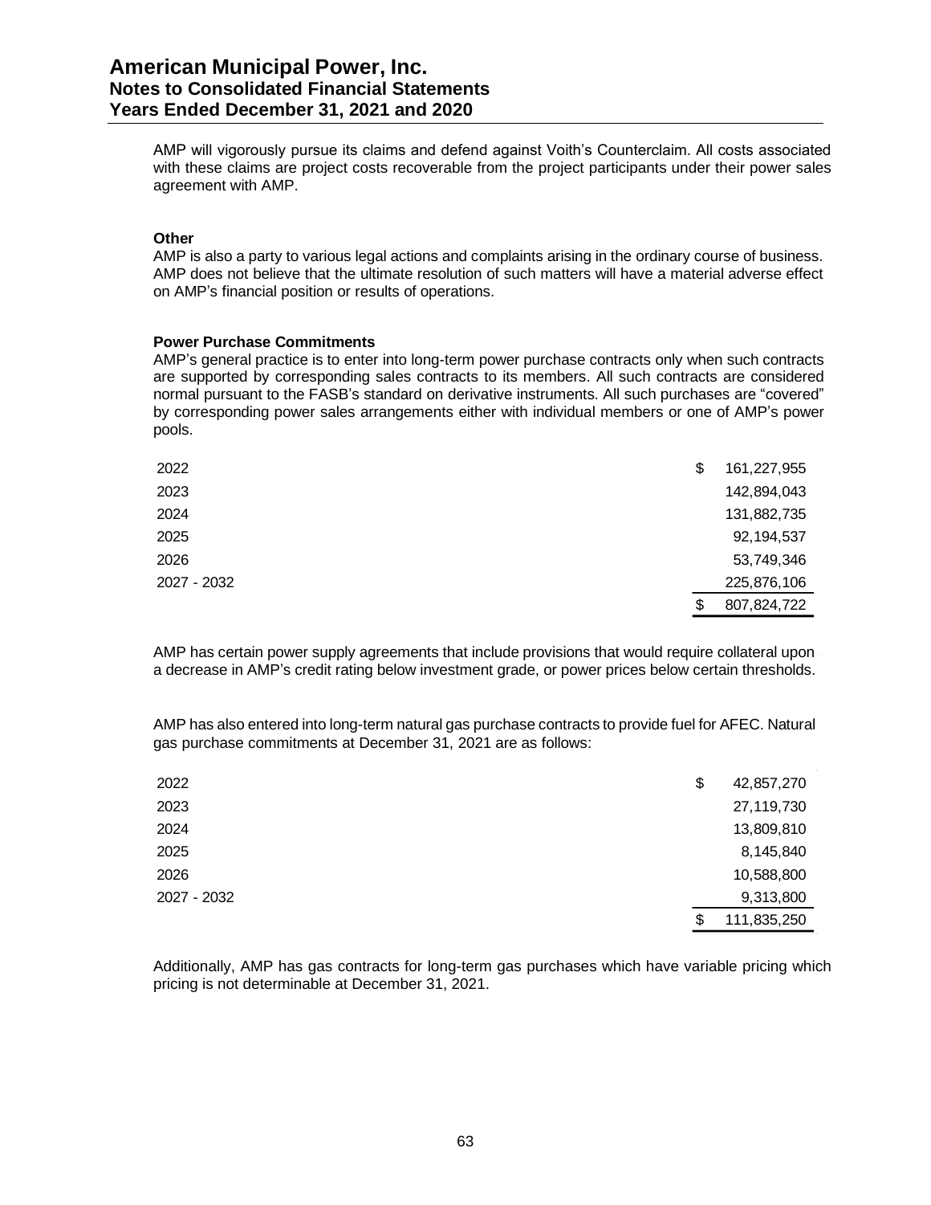AMP will vigorously pursue its claims and defend against Voith's Counterclaim. All costs associated with these claims are project costs recoverable from the project participants under their power sales agreement with AMP.

**Other**

AMP is also a party to various legal actions and complaints arising in the ordinary course of business. AMP does not believe that the ultimate resolution of such matters will have a material adverse effect on AMP's financial position or results of operations.

**Power Purchase Commitments**

AMP's general practice is to enter into long-term power purchase contracts only when such contracts are supported by corresponding sales contracts to its members. All such contracts are considered normal pursuant to the FASB's standard on derivative instruments. All such purchases are "covered" by corresponding power sales arrangements either with individual members or one of AMP's power pools.

| | |
|---|---|
| 2022 | $ 161,227,955 |
| 2023 | 142,894,043 |
| 2024 | 131,882,735 |
| 2025 | 92,194,537 |
| 2026 | 53,749,346 |
| 2027 - 2032 | 225,876,106 |
| | $ 807,824,722 |

AMP has certain power supply agreements that include provisions that would require collateral upon a decrease in AMP's credit rating below investment grade, or power prices below certain thresholds.

AMP has also entered into long-term natural gas purchase contracts to provide fuel for AFEC. Natural gas purchase commitments at December 31, 2021 are as follows:

| | |
|---|---|
| 2022 | $ 42,857,270 |
| 2023 | 27,119,730 |
| 2024 | 13,809,810 |
| 2025 | 8,145,840 |
| 2026 | 10,588,800 |
| 2027 - 2032 | 9,313,800 |
| | $ 111,835,250 |

Additionally, AMP has gas contracts for long-term gas purchases which have variable pricing which pricing is not determinable at December 31, 2021.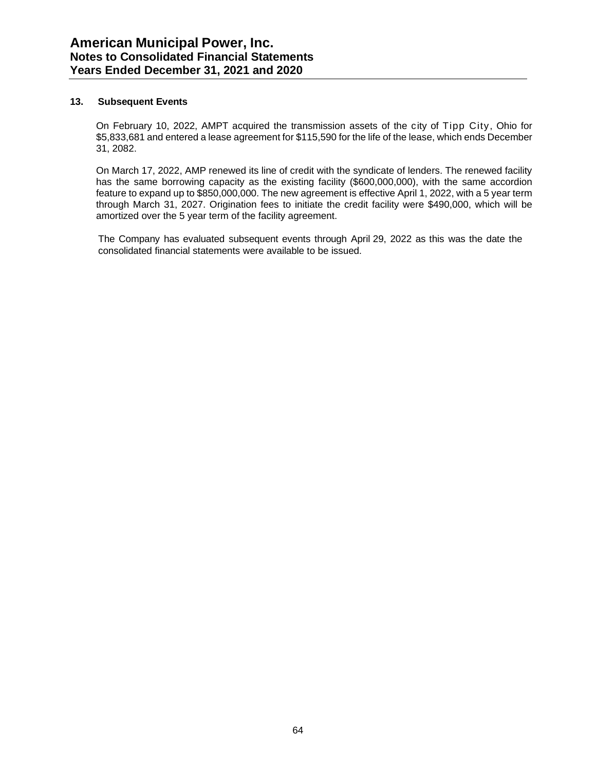## 13. Subsequent Events

On February 10, 2022, AMPT acquired the transmission assets of the city of Tipp City, Ohio for $5,833,681 and entered a lease agreement for $115,590 for the life of the lease, which ends December 31, 2082.

On March 17, 2022, AMP renewed its line of credit with the syndicate of lenders. The renewed facility has the same borrowing capacity as the existing facility ($600,000,000), with the same accordion feature to expand up to $850,000,000. The new agreement is effective April 1, 2022, with a 5 year term through March 31, 2027. Origination fees to initiate the credit facility were $490,000, which will be amortized over the 5 year term of the facility agreement.

The Company has evaluated subsequent events through April 29, 2022 as this was the date the consolidated financial statements were available to be issued.